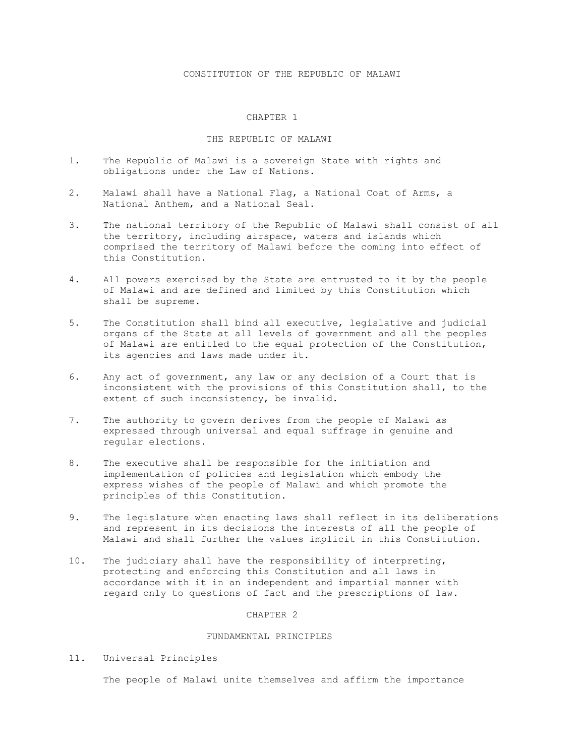# CONSTITUTION OF THE REPUBLIC OF MALAWI

## CHAPTER 1

## THE REPUBLIC OF MALAWI

1. The Republic of Malawi is a sovereign State with rights and obligations under the Law of Nations.

2. Malawi shall have a National Flag, a National Coat of Arms, a National Anthem, and a National Seal.

3. The national territory of the Republic of Malawi shall consist of all the territory, including airspace, waters and islands which comprised the territory of Malawi before the coming into effect of this Constitution.

4. All powers exercised by the State are entrusted to it by the people of Malawi and are defined and limited by this Constitution which shall be supreme.

5. The Constitution shall bind all executive, legislative and judicial organs of the State at all levels of government and all the peoples of Malawi are entitled to the equal protection of the Constitution, its agencies and laws made under it.

6. Any act of government, any law or any decision of a Court that is inconsistent with the provisions of this Constitution shall, to the extent of such inconsistency, be invalid.

7. The authority to govern derives from the people of Malawi as expressed through universal and equal suffrage in genuine and regular elections.

8. The executive shall be responsible for the initiation and implementation of policies and legislation which embody the express wishes of the people of Malawi and which promote the principles of this Constitution.

9. The legislature when enacting laws shall reflect in its deliberations and represent in its decisions the interests of all the people of Malawi and shall further the values implicit in this Constitution.

10. The judiciary shall have the responsibility of interpreting, protecting and enforcing this Constitution and all laws in accordance with it in an independent and impartial manner with regard only to questions of fact and the prescriptions of law.

## CHAPTER 2

## FUNDAMENTAL PRINCIPLES

11. Universal Principles

    The people of Malawi unite themselves and affirm the importance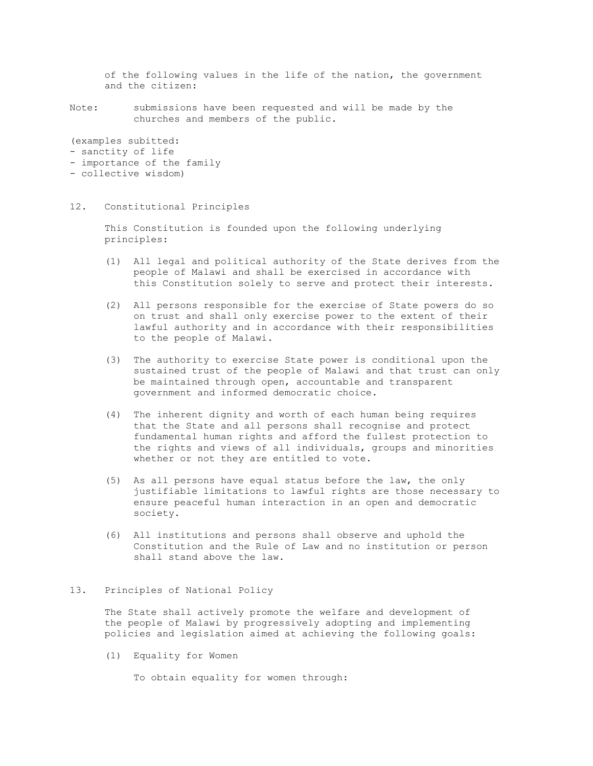of the following values in the life of the nation, the government and the citizen:

Note: submissions have been requested and will be made by the churches and members of the public.

(examples subitted:
- sanctity of life
- importance of the family
- collective wisdom)

## 12. Constitutional Principles

This Constitution is founded upon the following underlying principles:

(1) All legal and political authority of the State derives from the people of Malawi and shall be exercised in accordance with this Constitution solely to serve and protect their interests.

(2) All persons responsible for the exercise of State powers do so on trust and shall only exercise power to the extent of their lawful authority and in accordance with their responsibilities to the people of Malawi.

(3) The authority to exercise State power is conditional upon the sustained trust of the people of Malawi and that trust can only be maintained through open, accountable and transparent government and informed democratic choice.

(4) The inherent dignity and worth of each human being requires that the State and all persons shall recognise and protect fundamental human rights and afford the fullest protection to the rights and views of all individuals, groups and minorities whether or not they are entitled to vote.

(5) As all persons have equal status before the law, the only justifiable limitations to lawful rights are those necessary to ensure peaceful human interaction in an open and democratic society.

(6) All institutions and persons shall observe and uphold the Constitution and the Rule of Law and no institution or person shall stand above the law.

## 13. Principles of National Policy

The State shall actively promote the welfare and development of the people of Malawi by progressively adopting and implementing policies and legislation aimed at achieving the following goals:

(1) Equality for Women

To obtain equality for women through: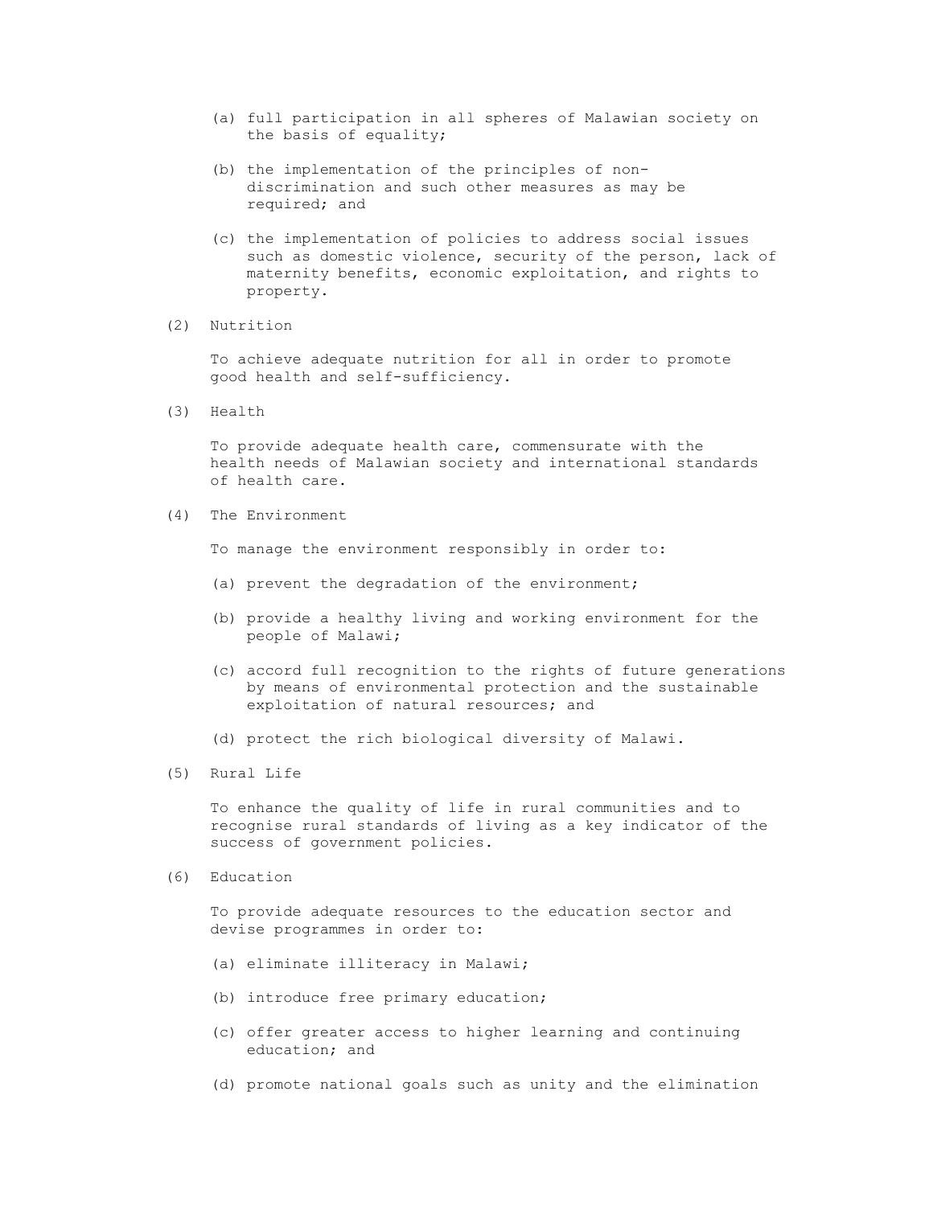(a) full participation in all spheres of Malawian society on the basis of equality;

(b) the implementation of the principles of non-discrimination and such other measures as may be required; and

(c) the implementation of policies to address social issues such as domestic violence, security of the person, lack of maternity benefits, economic exploitation, and rights to property.

(2) Nutrition

To achieve adequate nutrition for all in order to promote good health and self-sufficiency.

(3) Health

To provide adequate health care, commensurate with the health needs of Malawian society and international standards of health care.

(4) The Environment

To manage the environment responsibly in order to:

(a) prevent the degradation of the environment;

(b) provide a healthy living and working environment for the people of Malawi;

(c) accord full recognition to the rights of future generations by means of environmental protection and the sustainable exploitation of natural resources; and

(d) protect the rich biological diversity of Malawi.

(5) Rural Life

To enhance the quality of life in rural communities and to recognise rural standards of living as a key indicator of the success of government policies.

(6) Education

To provide adequate resources to the education sector and devise programmes in order to:

(a) eliminate illiteracy in Malawi;

(b) introduce free primary education;

(c) offer greater access to higher learning and continuing education; and

(d) promote national goals such as unity and the elimination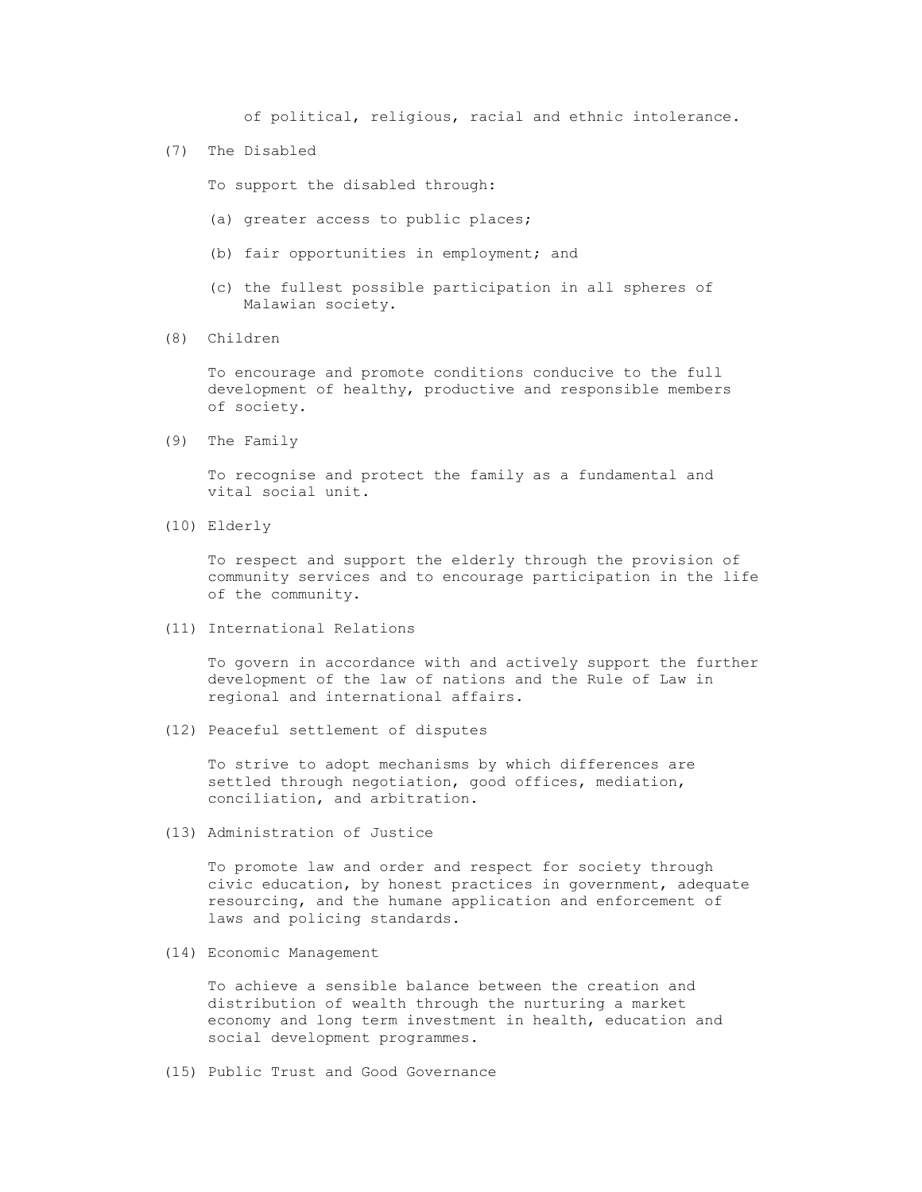of political, religious, racial and ethnic intolerance.

(7) The Disabled

To support the disabled through:

(a) greater access to public places;

(b) fair opportunities in employment; and

(c) the fullest possible participation in all spheres of Malawian society.

(8) Children

To encourage and promote conditions conducive to the full development of healthy, productive and responsible members of society.

(9) The Family

To recognise and protect the family as a fundamental and vital social unit.

(10) Elderly

To respect and support the elderly through the provision of community services and to encourage participation in the life of the community.

(11) International Relations

To govern in accordance with and actively support the further development of the law of nations and the Rule of Law in regional and international affairs.

(12) Peaceful settlement of disputes

To strive to adopt mechanisms by which differences are settled through negotiation, good offices, mediation, conciliation, and arbitration.

(13) Administration of Justice

To promote law and order and respect for society through civic education, by honest practices in government, adequate resourcing, and the humane application and enforcement of laws and policing standards.

(14) Economic Management

To achieve a sensible balance between the creation and distribution of wealth through the nurturing a market economy and long term investment in health, education and social development programmes.

(15) Public Trust and Good Governance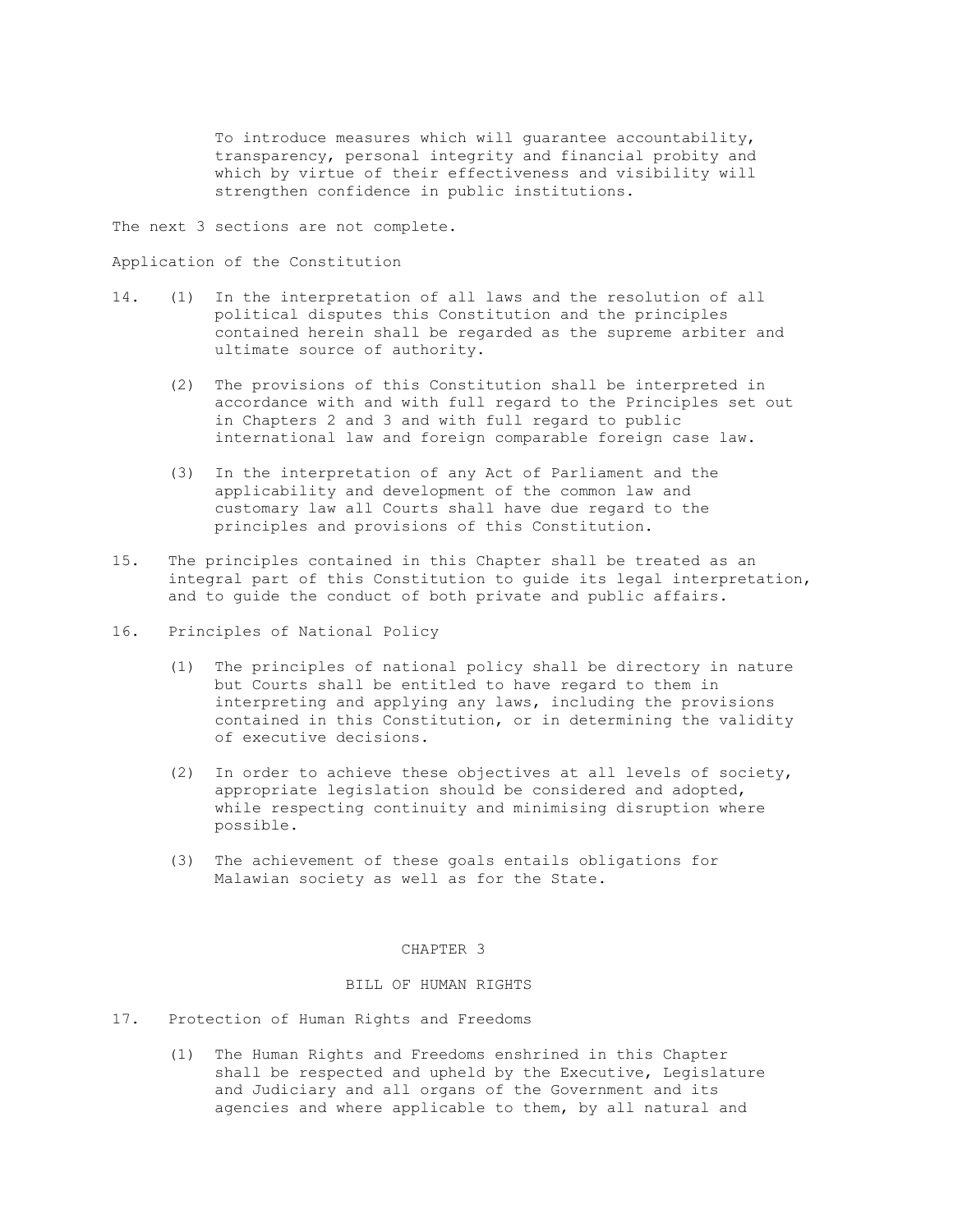To introduce measures which will guarantee accountability, transparency, personal integrity and financial probity and which by virtue of their effectiveness and visibility will strengthen confidence in public institutions.

The next 3 sections are not complete.

Application of the Constitution

14. (1) In the interpretation of all laws and the resolution of all political disputes this Constitution and the principles contained herein shall be regarded as the supreme arbiter and ultimate source of authority.

    (2) The provisions of this Constitution shall be interpreted in accordance with and with full regard to the Principles set out in Chapters 2 and 3 and with full regard to public international law and foreign comparable foreign case law.

    (3) In the interpretation of any Act of Parliament and the applicability and development of the common law and customary law all Courts shall have due regard to the principles and provisions of this Constitution.

15. The principles contained in this Chapter shall be treated as an integral part of this Constitution to guide its legal interpretation, and to guide the conduct of both private and public affairs.

16. Principles of National Policy

    (1) The principles of national policy shall be directory in nature but Courts shall be entitled to have regard to them in interpreting and applying any laws, including the provisions contained in this Constitution, or in determining the validity of executive decisions.

    (2) In order to achieve these objectives at all levels of society, appropriate legislation should be considered and adopted, while respecting continuity and minimising disruption where possible.

    (3) The achievement of these goals entails obligations for Malawian society as well as for the State.

## CHAPTER 3

## BILL OF HUMAN RIGHTS

17. Protection of Human Rights and Freedoms

    (1) The Human Rights and Freedoms enshrined in this Chapter shall be respected and upheld by the Executive, Legislature and Judiciary and all organs of the Government and its agencies and where applicable to them, by all natural and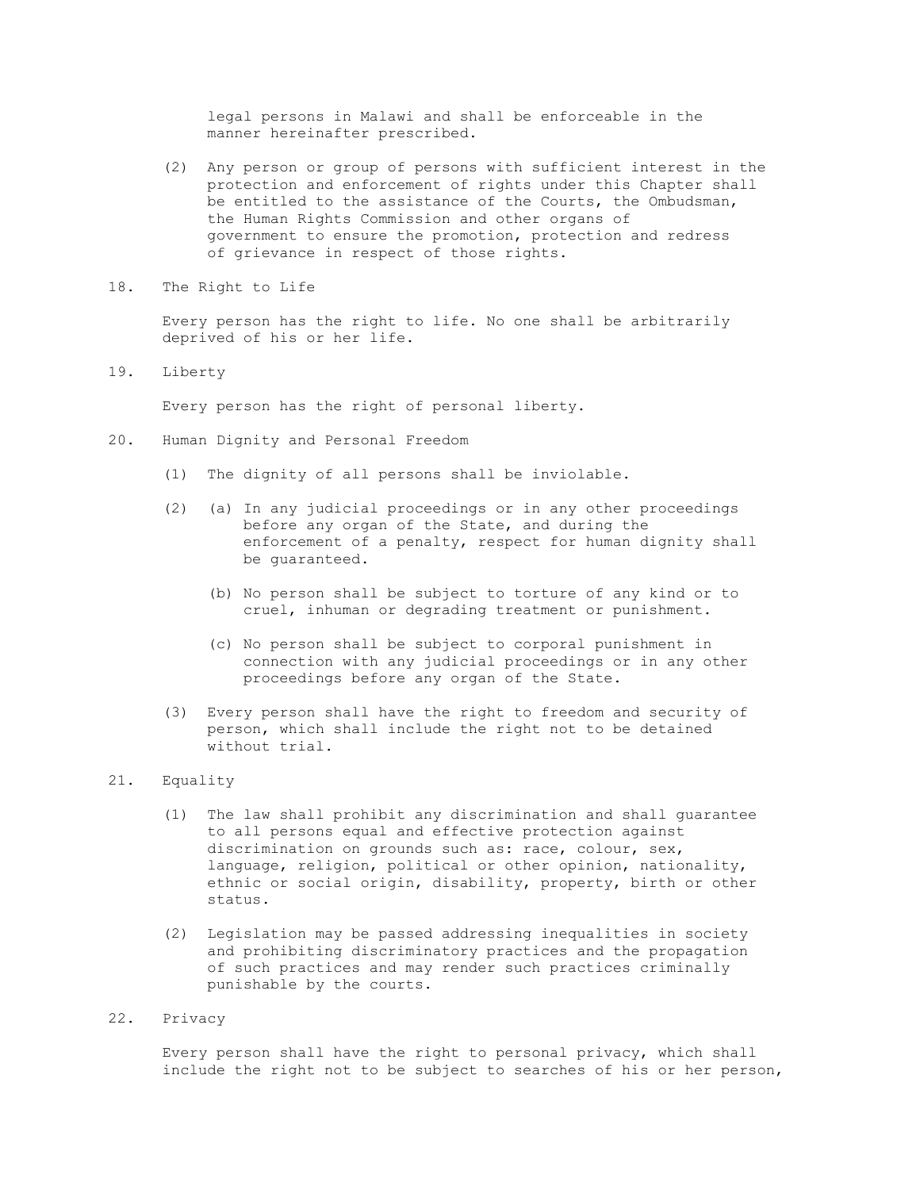legal persons in Malawi and shall be enforceable in the manner hereinafter prescribed.

(2) Any person or group of persons with sufficient interest in the protection and enforcement of rights under this Chapter shall be entitled to the assistance of the Courts, the Ombudsman, the Human Rights Commission and other organs of government to ensure the promotion, protection and redress of grievance in respect of those rights.

18. The Right to Life

Every person has the right to life. No one shall be arbitrarily deprived of his or her life.

19. Liberty

Every person has the right of personal liberty.

20. Human Dignity and Personal Freedom

(1) The dignity of all persons shall be inviolable.

(2) (a) In any judicial proceedings or in any other proceedings before any organ of the State, and during the enforcement of a penalty, respect for human dignity shall be guaranteed.

(b) No person shall be subject to torture of any kind or to cruel, inhuman or degrading treatment or punishment.

(c) No person shall be subject to corporal punishment in connection with any judicial proceedings or in any other proceedings before any organ of the State.

(3) Every person shall have the right to freedom and security of person, which shall include the right not to be detained without trial.

21. Equality

(1) The law shall prohibit any discrimination and shall guarantee to all persons equal and effective protection against discrimination on grounds such as: race, colour, sex, language, religion, political or other opinion, nationality, ethnic or social origin, disability, property, birth or other status.

(2) Legislation may be passed addressing inequalities in society and prohibiting discriminatory practices and the propagation of such practices and may render such practices criminally punishable by the courts.

22. Privacy

Every person shall have the right to personal privacy, which shall include the right not to be subject to searches of his or her person,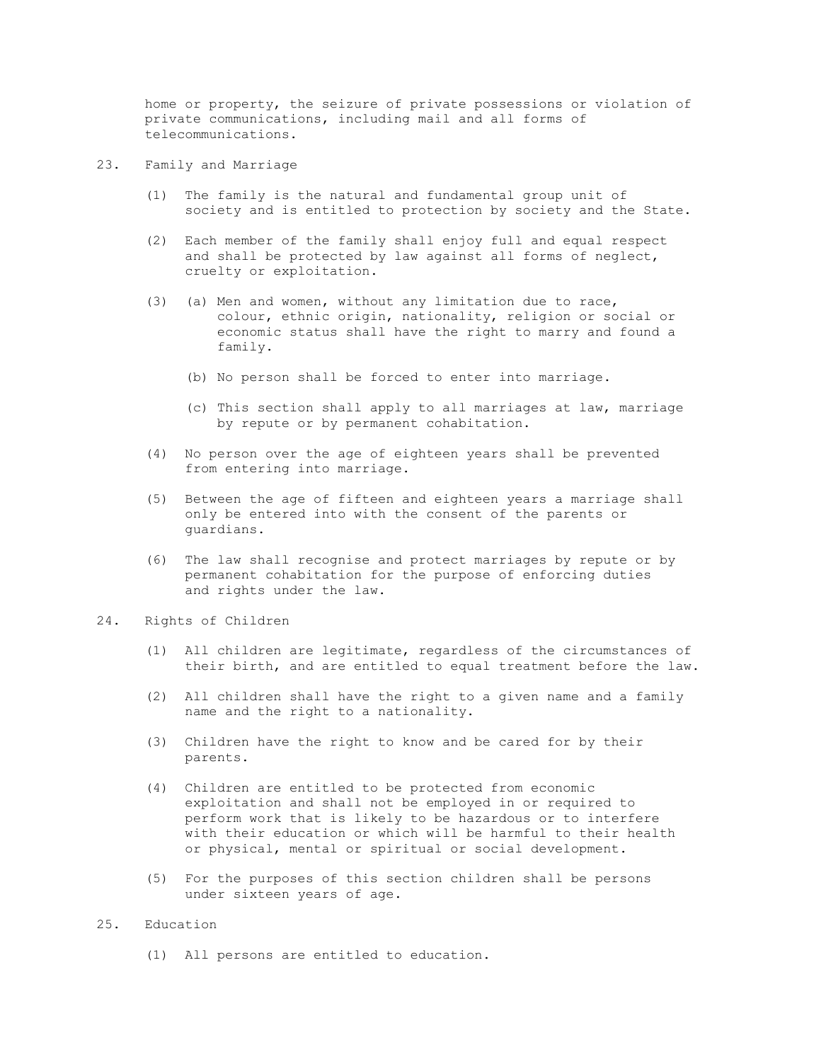home or property, the seizure of private possessions or violation of private communications, including mail and all forms of telecommunications.

## 23. Family and Marriage

(1) The family is the natural and fundamental group unit of society and is entitled to protection by society and the State.

(2) Each member of the family shall enjoy full and equal respect and shall be protected by law against all forms of neglect, cruelty or exploitation.

(3) (a) Men and women, without any limitation due to race, colour, ethnic origin, nationality, religion or social or economic status shall have the right to marry and found a family.

(b) No person shall be forced to enter into marriage.

(c) This section shall apply to all marriages at law, marriage by repute or by permanent cohabitation.

(4) No person over the age of eighteen years shall be prevented from entering into marriage.

(5) Between the age of fifteen and eighteen years a marriage shall only be entered into with the consent of the parents or guardians.

(6) The law shall recognise and protect marriages by repute or by permanent cohabitation for the purpose of enforcing duties and rights under the law.

## 24. Rights of Children

(1) All children are legitimate, regardless of the circumstances of their birth, and are entitled to equal treatment before the law.

(2) All children shall have the right to a given name and a family name and the right to a nationality.

(3) Children have the right to know and be cared for by their parents.

(4) Children are entitled to be protected from economic exploitation and shall not be employed in or required to perform work that is likely to be hazardous or to interfere with their education or which will be harmful to their health or physical, mental or spiritual or social development.

(5) For the purposes of this section children shall be persons under sixteen years of age.

## 25. Education

(1) All persons are entitled to education.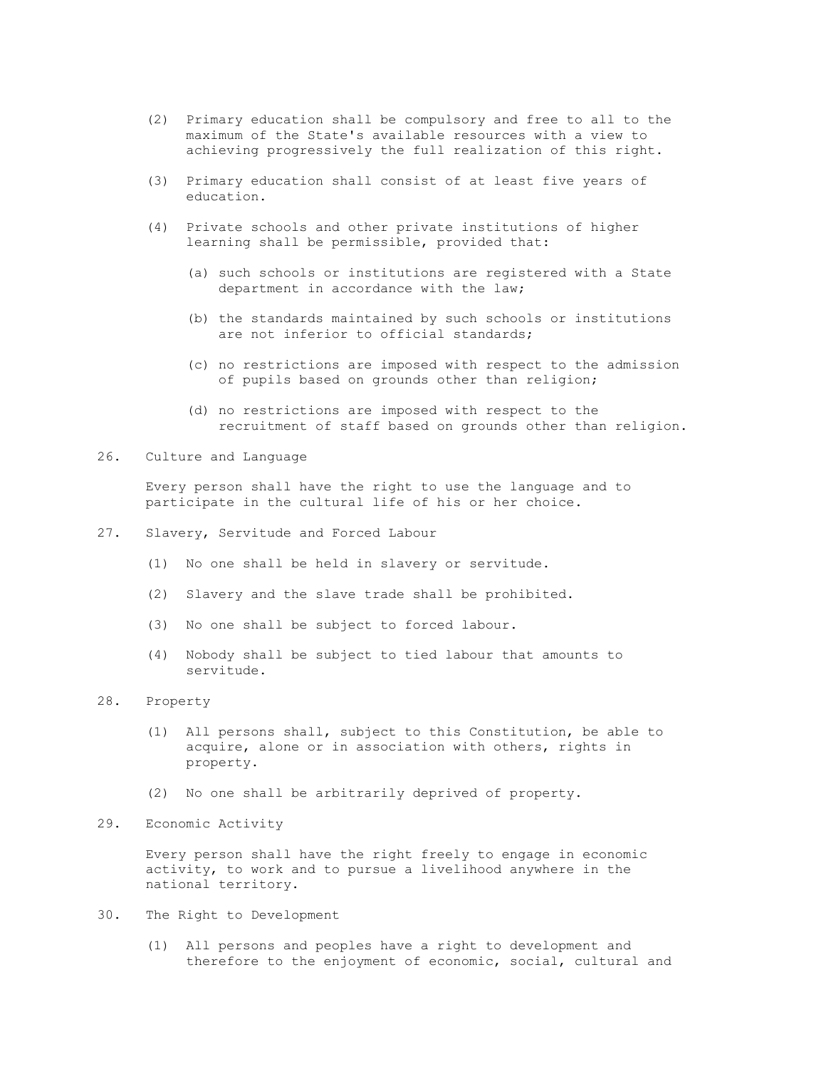(2) Primary education shall be compulsory and free to all to the maximum of the State's available resources with a view to achieving progressively the full realization of this right.

(3) Primary education shall consist of at least five years of education.

(4) Private schools and other private institutions of higher learning shall be permissible, provided that:

(a) such schools or institutions are registered with a State department in accordance with the law;

(b) the standards maintained by such schools or institutions are not inferior to official standards;

(c) no restrictions are imposed with respect to the admission of pupils based on grounds other than religion;

(d) no restrictions are imposed with respect to the recruitment of staff based on grounds other than religion.

## 26. Culture and Language

Every person shall have the right to use the language and to participate in the cultural life of his or her choice.

## 27. Slavery, Servitude and Forced Labour

(1) No one shall be held in slavery or servitude.

(2) Slavery and the slave trade shall be prohibited.

(3) No one shall be subject to forced labour.

(4) Nobody shall be subject to tied labour that amounts to servitude.

## 28. Property

(1) All persons shall, subject to this Constitution, be able to acquire, alone or in association with others, rights in property.

(2) No one shall be arbitrarily deprived of property.

## 29. Economic Activity

Every person shall have the right freely to engage in economic activity, to work and to pursue a livelihood anywhere in the national territory.

## 30. The Right to Development

(1) All persons and peoples have a right to development and therefore to the enjoyment of economic, social, cultural and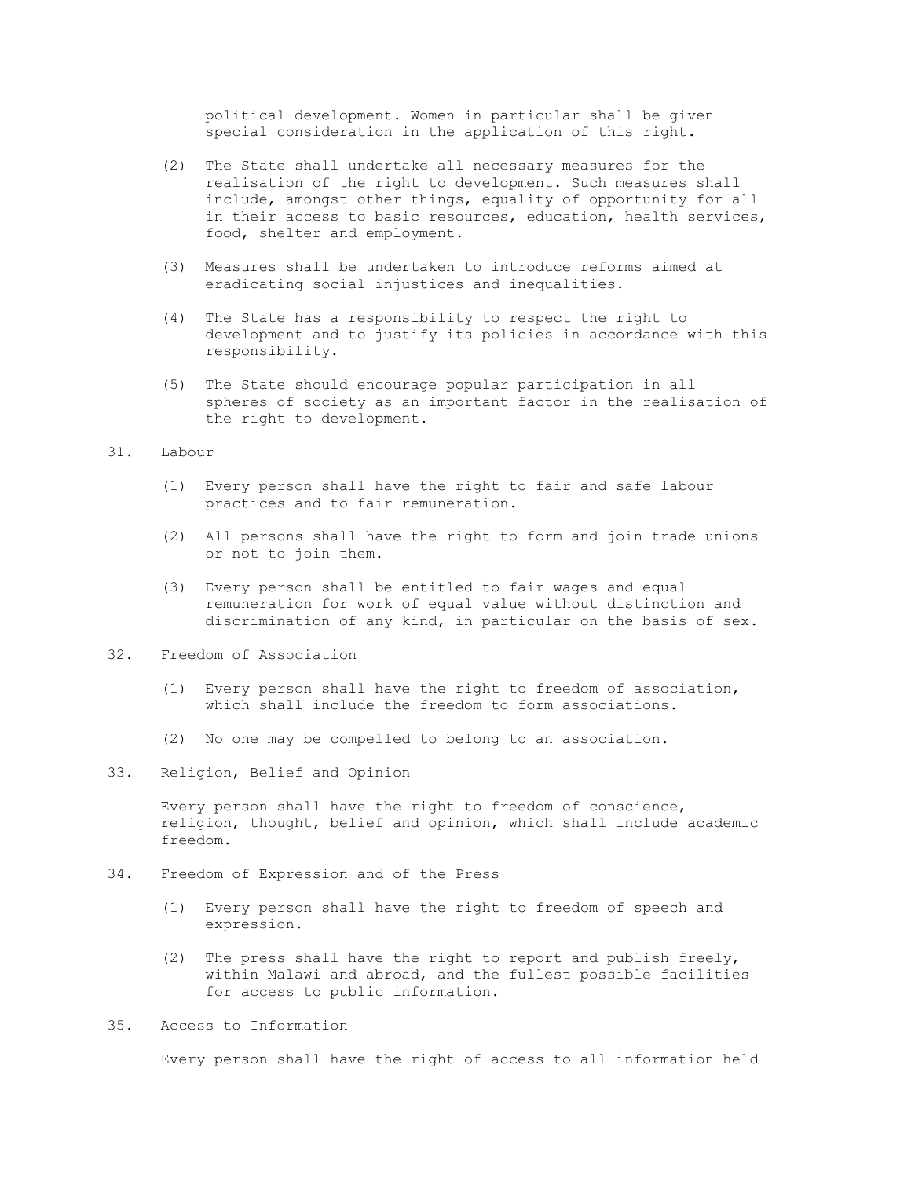political development. Women in particular shall be given special consideration in the application of this right.

(2) The State shall undertake all necessary measures for the realisation of the right to development. Such measures shall include, amongst other things, equality of opportunity for all in their access to basic resources, education, health services, food, shelter and employment.

(3) Measures shall be undertaken to introduce reforms aimed at eradicating social injustices and inequalities.

(4) The State has a responsibility to respect the right to development and to justify its policies in accordance with this responsibility.

(5) The State should encourage popular participation in all spheres of society as an important factor in the realisation of the right to development.

31. Labour

(1) Every person shall have the right to fair and safe labour practices and to fair remuneration.

(2) All persons shall have the right to form and join trade unions or not to join them.

(3) Every person shall be entitled to fair wages and equal remuneration for work of equal value without distinction and discrimination of any kind, in particular on the basis of sex.

32. Freedom of Association

(1) Every person shall have the right to freedom of association, which shall include the freedom to form associations.

(2) No one may be compelled to belong to an association.

33. Religion, Belief and Opinion

Every person shall have the right to freedom of conscience, religion, thought, belief and opinion, which shall include academic freedom.

34. Freedom of Expression and of the Press

(1) Every person shall have the right to freedom of speech and expression.

(2) The press shall have the right to report and publish freely, within Malawi and abroad, and the fullest possible facilities for access to public information.

35. Access to Information

Every person shall have the right of access to all information held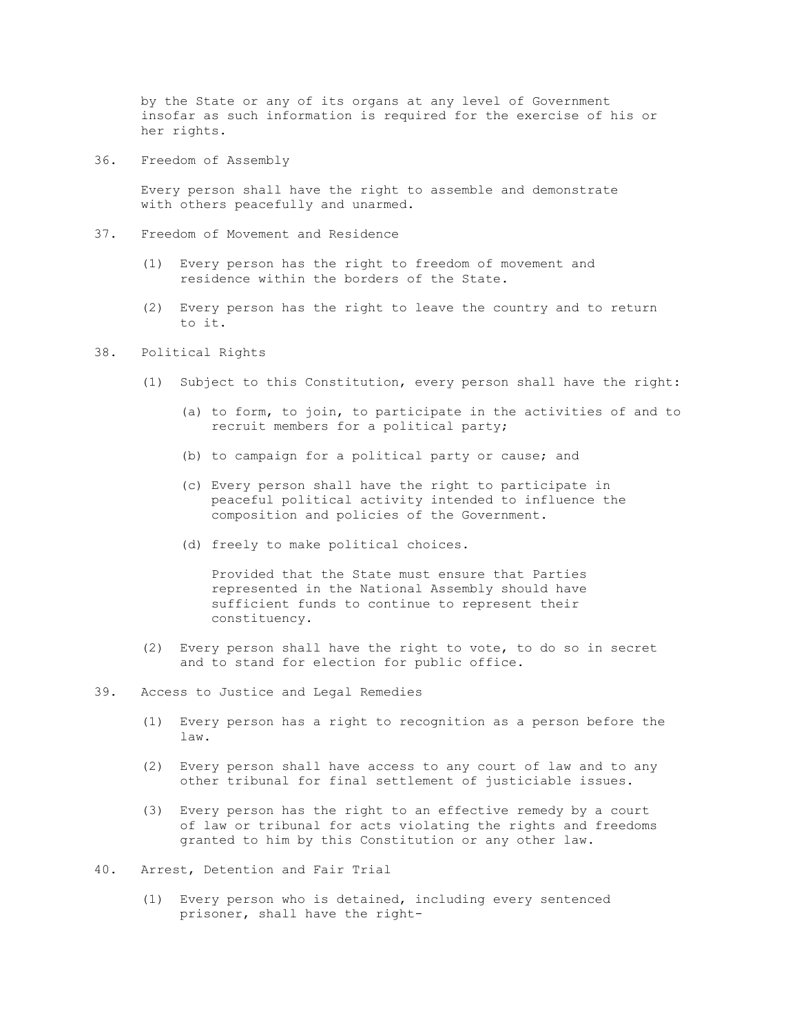by the State or any of its organs at any level of Government insofar as such information is required for the exercise of his or her rights.

36. Freedom of Assembly

Every person shall have the right to assemble and demonstrate with others peacefully and unarmed.

37. Freedom of Movement and Residence

(1) Every person has the right to freedom of movement and residence within the borders of the State.

(2) Every person has the right to leave the country and to return to it.

38. Political Rights

(1) Subject to this Constitution, every person shall have the right:

(a) to form, to join, to participate in the activities of and to recruit members for a political party;

(b) to campaign for a political party or cause; and

(c) Every person shall have the right to participate in peaceful political activity intended to influence the composition and policies of the Government.

(d) freely to make political choices.

Provided that the State must ensure that Parties represented in the National Assembly should have sufficient funds to continue to represent their constituency.

(2) Every person shall have the right to vote, to do so in secret and to stand for election for public office.

39. Access to Justice and Legal Remedies

(1) Every person has a right to recognition as a person before the law.

(2) Every person shall have access to any court of law and to any other tribunal for final settlement of justiciable issues.

(3) Every person has the right to an effective remedy by a court of law or tribunal for acts violating the rights and freedoms granted to him by this Constitution or any other law.

40. Arrest, Detention and Fair Trial

(1) Every person who is detained, including every sentenced prisoner, shall have the right-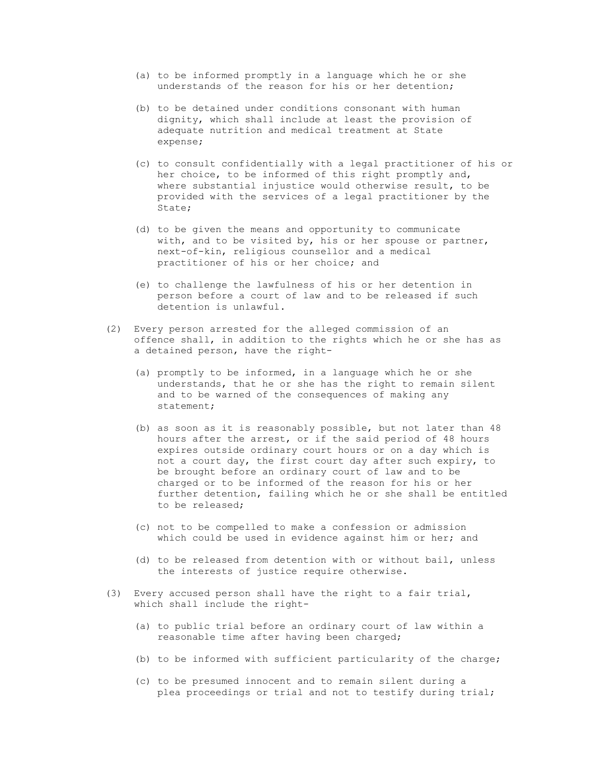(a) to be informed promptly in a language which he or she understands of the reason for his or her detention;

(b) to be detained under conditions consonant with human dignity, which shall include at least the provision of adequate nutrition and medical treatment at State expense;

(c) to consult confidentially with a legal practitioner of his or her choice, to be informed of this right promptly and, where substantial injustice would otherwise result, to be provided with the services of a legal practitioner by the State;

(d) to be given the means and opportunity to communicate with, and to be visited by, his or her spouse or partner, next-of-kin, religious counsellor and a medical practitioner of his or her choice; and

(e) to challenge the lawfulness of his or her detention in person before a court of law and to be released if such detention is unlawful.

(2) Every person arrested for the alleged commission of an offence shall, in addition to the rights which he or she has as a detained person, have the right-

(a) promptly to be informed, in a language which he or she understands, that he or she has the right to remain silent and to be warned of the consequences of making any statement;

(b) as soon as it is reasonably possible, but not later than 48 hours after the arrest, or if the said period of 48 hours expires outside ordinary court hours or on a day which is not a court day, the first court day after such expiry, to be brought before an ordinary court of law and to be charged or to be informed of the reason for his or her further detention, failing which he or she shall be entitled to be released;

(c) not to be compelled to make a confession or admission which could be used in evidence against him or her; and

(d) to be released from detention with or without bail, unless the interests of justice require otherwise.

(3) Every accused person shall have the right to a fair trial, which shall include the right-

(a) to public trial before an ordinary court of law within a reasonable time after having been charged;

(b) to be informed with sufficient particularity of the charge;

(c) to be presumed innocent and to remain silent during a plea proceedings or trial and not to testify during trial;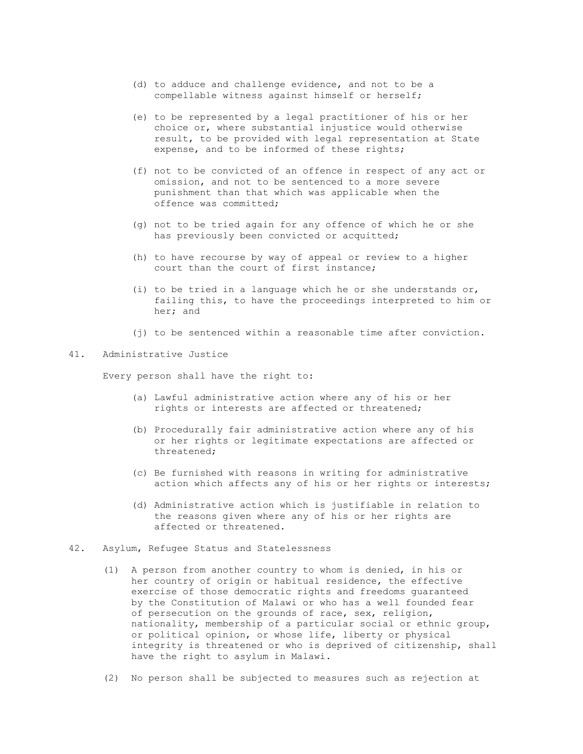(d) to adduce and challenge evidence, and not to be a compellable witness against himself or herself;

(e) to be represented by a legal practitioner of his or her choice or, where substantial injustice would otherwise result, to be provided with legal representation at State expense, and to be informed of these rights;

(f) not to be convicted of an offence in respect of any act or omission, and not to be sentenced to a more severe punishment than that which was applicable when the offence was committed;

(g) not to be tried again for any offence of which he or she has previously been convicted or acquitted;

(h) to have recourse by way of appeal or review to a higher court than the court of first instance;

(i) to be tried in a language which he or she understands or, failing this, to have the proceedings interpreted to him or her; and

(j) to be sentenced within a reasonable time after conviction.

## 41. Administrative Justice

Every person shall have the right to:

(a) Lawful administrative action where any of his or her rights or interests are affected or threatened;

(b) Procedurally fair administrative action where any of his or her rights or legitimate expectations are affected or threatened;

(c) Be furnished with reasons in writing for administrative action which affects any of his or her rights or interests;

(d) Administrative action which is justifiable in relation to the reasons given where any of his or her rights are affected or threatened.

## 42. Asylum, Refugee Status and Statelessness

(1) A person from another country to whom is denied, in his or her country of origin or habitual residence, the effective exercise of those democratic rights and freedoms guaranteed by the Constitution of Malawi or who has a well founded fear of persecution on the grounds of race, sex, religion, nationality, membership of a particular social or ethnic group, or political opinion, or whose life, liberty or physical integrity is threatened or who is deprived of citizenship, shall have the right to asylum in Malawi.

(2) No person shall be subjected to measures such as rejection at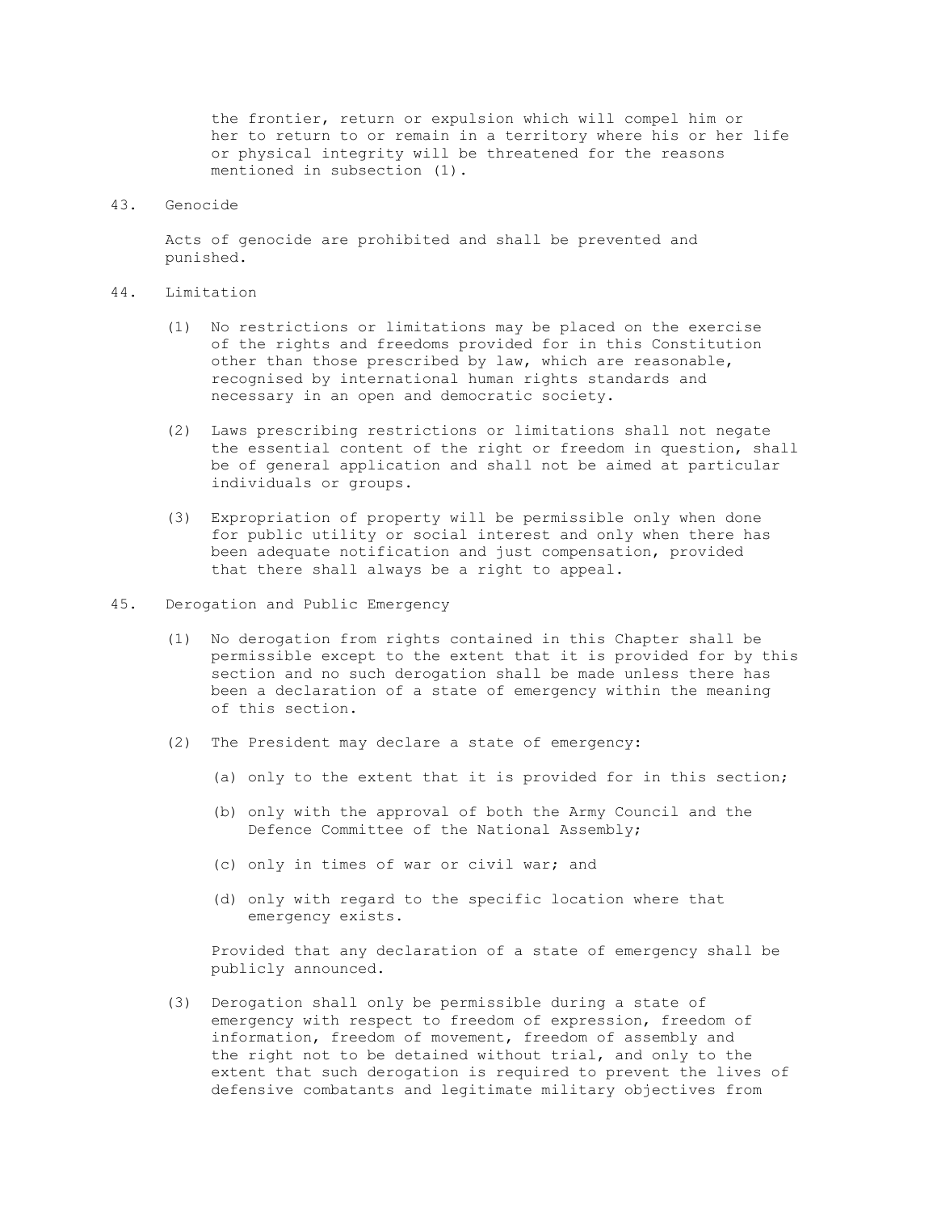the frontier, return or expulsion which will compel him or her to return to or remain in a territory where his or her life or physical integrity will be threatened for the reasons mentioned in subsection (1).

43. Genocide

Acts of genocide are prohibited and shall be prevented and punished.

44. Limitation

(1) No restrictions or limitations may be placed on the exercise of the rights and freedoms provided for in this Constitution other than those prescribed by law, which are reasonable, recognised by international human rights standards and necessary in an open and democratic society.

(2) Laws prescribing restrictions or limitations shall not negate the essential content of the right or freedom in question, shall be of general application and shall not be aimed at particular individuals or groups.

(3) Expropriation of property will be permissible only when done for public utility or social interest and only when there has been adequate notification and just compensation, provided that there shall always be a right to appeal.

45. Derogation and Public Emergency

(1) No derogation from rights contained in this Chapter shall be permissible except to the extent that it is provided for by this section and no such derogation shall be made unless there has been a declaration of a state of emergency within the meaning of this section.

(2) The President may declare a state of emergency:

(a) only to the extent that it is provided for in this section;

(b) only with the approval of both the Army Council and the Defence Committee of the National Assembly;

(c) only in times of war or civil war; and

(d) only with regard to the specific location where that emergency exists.

Provided that any declaration of a state of emergency shall be publicly announced.

(3) Derogation shall only be permissible during a state of emergency with respect to freedom of expression, freedom of information, freedom of movement, freedom of assembly and the right not to be detained without trial, and only to the extent that such derogation is required to prevent the lives of defensive combatants and legitimate military objectives from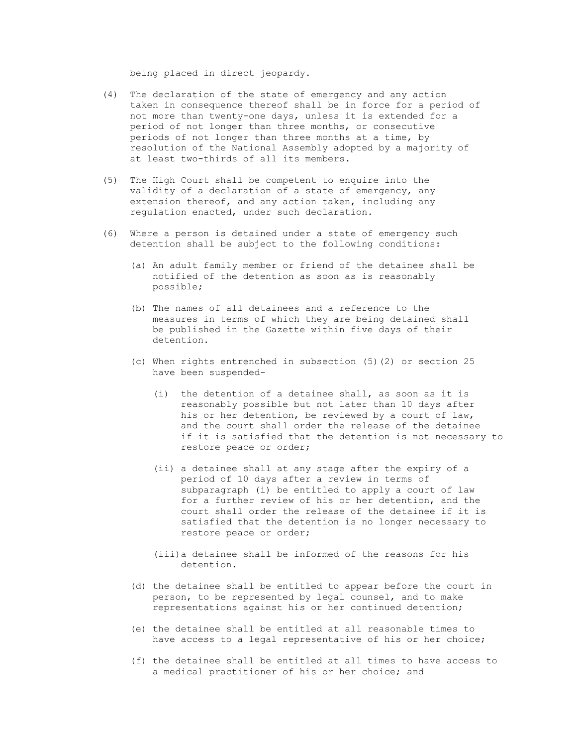being placed in direct jeopardy.

(4) The declaration of the state of emergency and any action taken in consequence thereof shall be in force for a period of not more than twenty-one days, unless it is extended for a period of not longer than three months, or consecutive periods of not longer than three months at a time, by resolution of the National Assembly adopted by a majority of at least two-thirds of all its members.

(5) The High Court shall be competent to enquire into the validity of a declaration of a state of emergency, any extension thereof, and any action taken, including any regulation enacted, under such declaration.

(6) Where a person is detained under a state of emergency such detention shall be subject to the following conditions:

(a) An adult family member or friend of the detainee shall be notified of the detention as soon as is reasonably possible;

(b) The names of all detainees and a reference to the measures in terms of which they are being detained shall be published in the Gazette within five days of their detention.

(c) When rights entrenched in subsection (5)(2) or section 25 have been suspended-

(i) the detention of a detainee shall, as soon as it is reasonably possible but not later than 10 days after his or her detention, be reviewed by a court of law, and the court shall order the release of the detainee if it is satisfied that the detention is not necessary to restore peace or order;

(ii) a detainee shall at any stage after the expiry of a period of 10 days after a review in terms of subparagraph (i) be entitled to apply a court of law for a further review of his or her detention, and the court shall order the release of the detainee if it is satisfied that the detention is no longer necessary to restore peace or order;

(iii) a detainee shall be informed of the reasons for his detention.

(d) the detainee shall be entitled to appear before the court in person, to be represented by legal counsel, and to make representations against his or her continued detention;

(e) the detainee shall be entitled at all reasonable times to have access to a legal representative of his or her choice;

(f) the detainee shall be entitled at all times to have access to a medical practitioner of his or her choice; and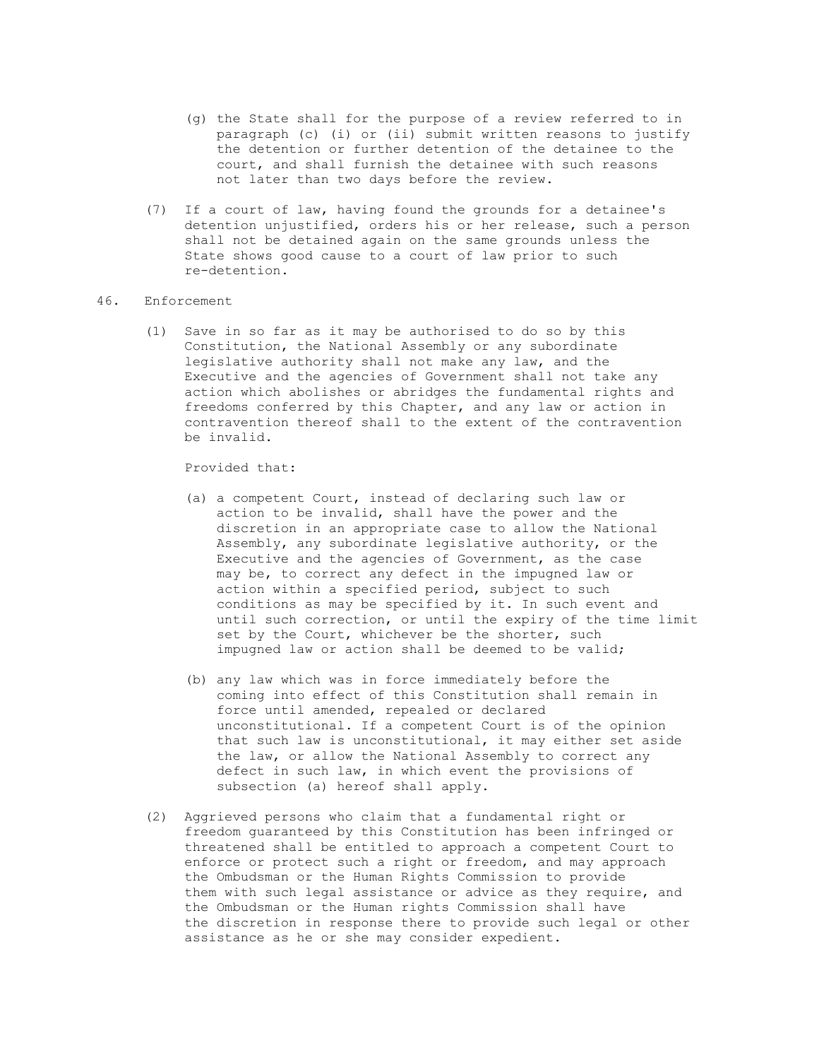(g) the State shall for the purpose of a review referred to in paragraph (c) (i) or (ii) submit written reasons to justify the detention or further detention of the detainee to the court, and shall furnish the detainee with such reasons not later than two days before the review.

(7) If a court of law, having found the grounds for a detainee's detention unjustified, orders his or her release, such a person shall not be detained again on the same grounds unless the State shows good cause to a court of law prior to such re-detention.

## 46. Enforcement

(1) Save in so far as it may be authorised to do so by this Constitution, the National Assembly or any subordinate legislative authority shall not make any law, and the Executive and the agencies of Government shall not take any action which abolishes or abridges the fundamental rights and freedoms conferred by this Chapter, and any law or action in contravention thereof shall to the extent of the contravention be invalid.

Provided that:

(a) a competent Court, instead of declaring such law or action to be invalid, shall have the power and the discretion in an appropriate case to allow the National Assembly, any subordinate legislative authority, or the Executive and the agencies of Government, as the case may be, to correct any defect in the impugned law or action within a specified period, subject to such conditions as may be specified by it. In such event and until such correction, or until the expiry of the time limit set by the Court, whichever be the shorter, such impugned law or action shall be deemed to be valid;

(b) any law which was in force immediately before the coming into effect of this Constitution shall remain in force until amended, repealed or declared unconstitutional. If a competent Court is of the opinion that such law is unconstitutional, it may either set aside the law, or allow the National Assembly to correct any defect in such law, in which event the provisions of subsection (a) hereof shall apply.

(2) Aggrieved persons who claim that a fundamental right or freedom guaranteed by this Constitution has been infringed or threatened shall be entitled to approach a competent Court to enforce or protect such a right or freedom, and may approach the Ombudsman or the Human Rights Commission to provide them with such legal assistance or advice as they require, and the Ombudsman or the Human rights Commission shall have the discretion in response there to provide such legal or other assistance as he or she may consider expedient.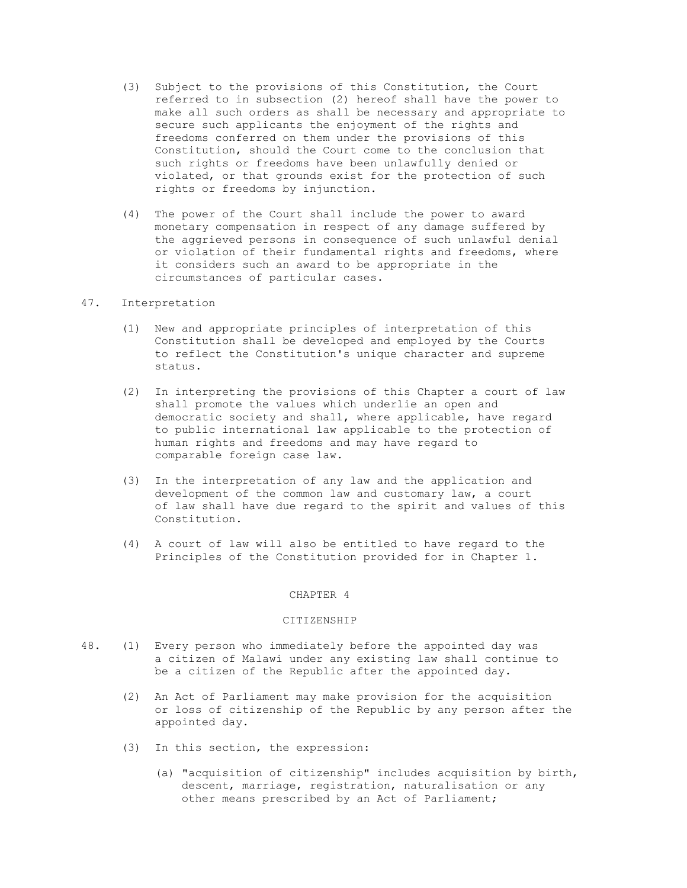(3) Subject to the provisions of this Constitution, the Court referred to in subsection (2) hereof shall have the power to make all such orders as shall be necessary and appropriate to secure such applicants the enjoyment of the rights and freedoms conferred on them under the provisions of this Constitution, should the Court come to the conclusion that such rights or freedoms have been unlawfully denied or violated, or that grounds exist for the protection of such rights or freedoms by injunction.

(4) The power of the Court shall include the power to award monetary compensation in respect of any damage suffered by the aggrieved persons in consequence of such unlawful denial or violation of their fundamental rights and freedoms, where it considers such an award to be appropriate in the circumstances of particular cases.

47. Interpretation

(1) New and appropriate principles of interpretation of this Constitution shall be developed and employed by the Courts to reflect the Constitution's unique character and supreme status.

(2) In interpreting the provisions of this Chapter a court of law shall promote the values which underlie an open and democratic society and shall, where applicable, have regard to public international law applicable to the protection of human rights and freedoms and may have regard to comparable foreign case law.

(3) In the interpretation of any law and the application and development of the common law and customary law, a court of law shall have due regard to the spirit and values of this Constitution.

(4) A court of law will also be entitled to have regard to the Principles of the Constitution provided for in Chapter 1.

## CHAPTER 4

## CITIZENSHIP

48. (1) Every person who immediately before the appointed day was a citizen of Malawi under any existing law shall continue to be a citizen of the Republic after the appointed day.

(2) An Act of Parliament may make provision for the acquisition or loss of citizenship of the Republic by any person after the appointed day.

(3) In this section, the expression:

(a) "acquisition of citizenship" includes acquisition by birth, descent, marriage, registration, naturalisation or any other means prescribed by an Act of Parliament;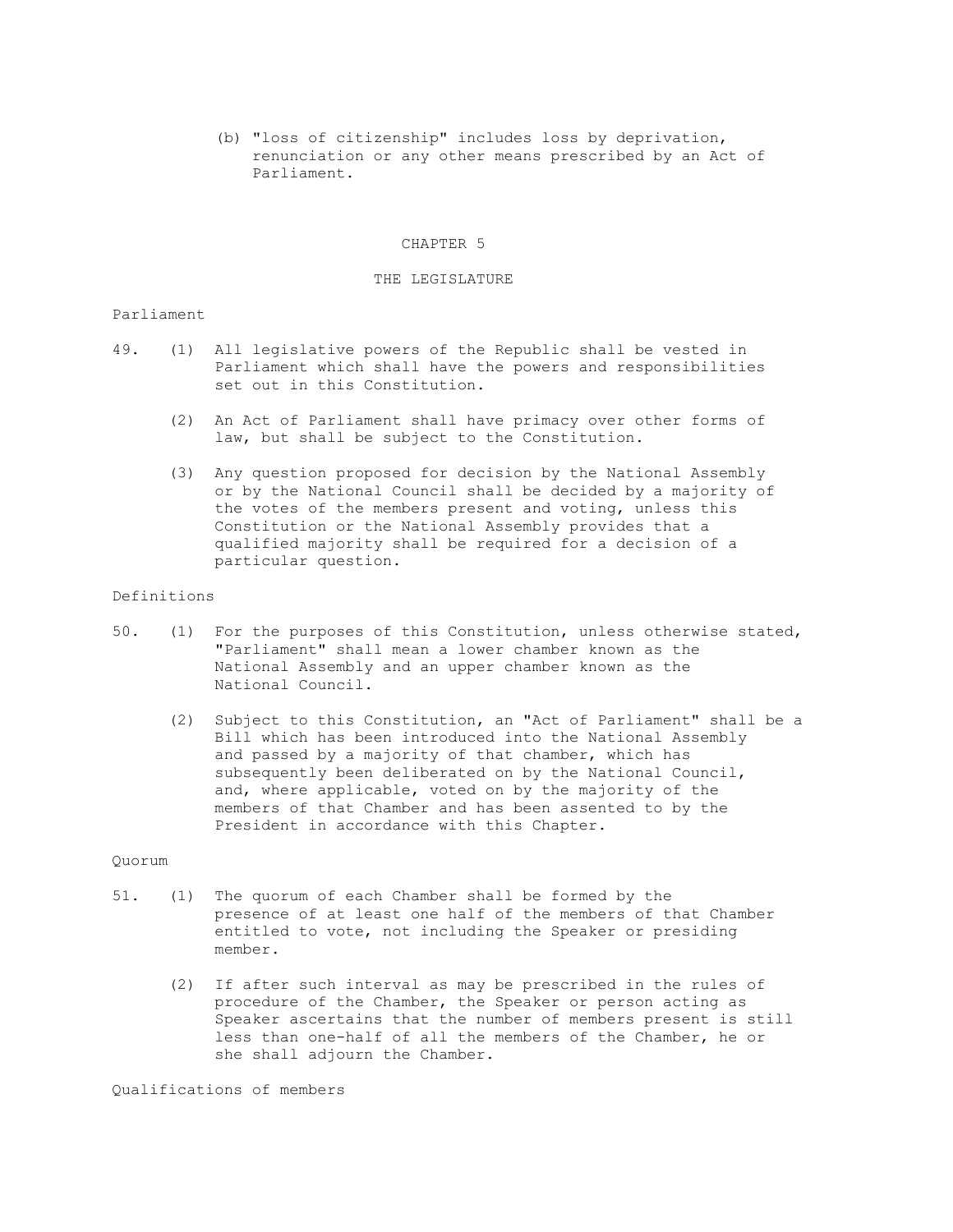(b) "loss of citizenship" includes loss by deprivation, renunciation or any other means prescribed by an Act of Parliament.

## CHAPTER 5

## THE LEGISLATURE

### Parliament

49. (1) All legislative powers of the Republic shall be vested in Parliament which shall have the powers and responsibilities set out in this Constitution.

    (2) An Act of Parliament shall have primacy over other forms of law, but shall be subject to the Constitution.

    (3) Any question proposed for decision by the National Assembly or by the National Council shall be decided by a majority of the votes of the members present and voting, unless this Constitution or the National Assembly provides that a qualified majority shall be required for a decision of a particular question.

### Definitions

50. (1) For the purposes of this Constitution, unless otherwise stated, "Parliament" shall mean a lower chamber known as the National Assembly and an upper chamber known as the National Council.

    (2) Subject to this Constitution, an "Act of Parliament" shall be a Bill which has been introduced into the National Assembly and passed by a majority of that chamber, which has subsequently been deliberated on by the National Council, and, where applicable, voted on by the majority of the members of that Chamber and has been assented to by the President in accordance with this Chapter.

### Quorum

51. (1) The quorum of each Chamber shall be formed by the presence of at least one half of the members of that Chamber entitled to vote, not including the Speaker or presiding member.

    (2) If after such interval as may be prescribed in the rules of procedure of the Chamber, the Speaker or person acting as Speaker ascertains that the number of members present is still less than one-half of all the members of the Chamber, he or she shall adjourn the Chamber.

### Qualifications of members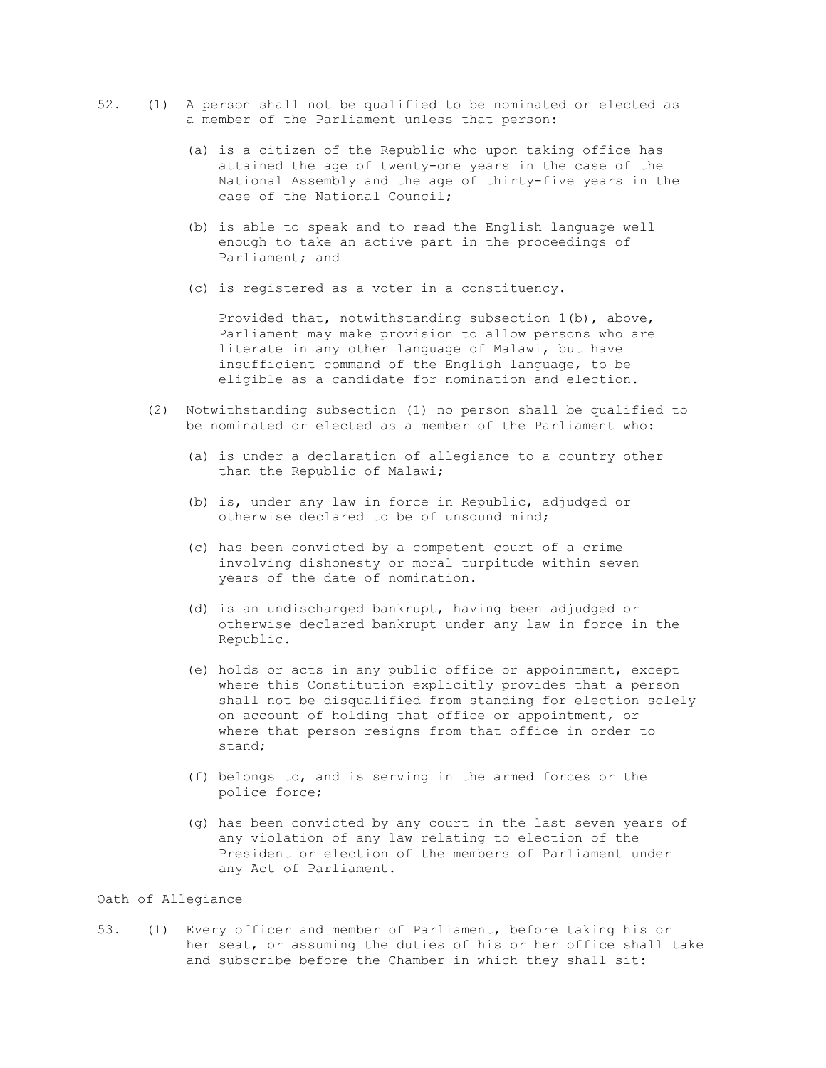52. (1) A person shall not be qualified to be nominated or elected as a member of the Parliament unless that person:

(a) is a citizen of the Republic who upon taking office has attained the age of twenty-one years in the case of the National Assembly and the age of thirty-five years in the case of the National Council;

(b) is able to speak and to read the English language well enough to take an active part in the proceedings of Parliament; and

(c) is registered as a voter in a constituency.

Provided that, notwithstanding subsection 1(b), above, Parliament may make provision to allow persons who are literate in any other language of Malawi, but have insufficient command of the English language, to be eligible as a candidate for nomination and election.

(2) Notwithstanding subsection (1) no person shall be qualified to be nominated or elected as a member of the Parliament who:

(a) is under a declaration of allegiance to a country other than the Republic of Malawi;

(b) is, under any law in force in Republic, adjudged or otherwise declared to be of unsound mind;

(c) has been convicted by a competent court of a crime involving dishonesty or moral turpitude within seven years of the date of nomination.

(d) is an undischarged bankrupt, having been adjudged or otherwise declared bankrupt under any law in force in the Republic.

(e) holds or acts in any public office or appointment, except where this Constitution explicitly provides that a person shall not be disqualified from standing for election solely on account of holding that office or appointment, or where that person resigns from that office in order to stand;

(f) belongs to, and is serving in the armed forces or the police force;

(g) has been convicted by any court in the last seven years of any violation of any law relating to election of the President or election of the members of Parliament under any Act of Parliament.

Oath of Allegiance

53. (1) Every officer and member of Parliament, before taking his or her seat, or assuming the duties of his or her office shall take and subscribe before the Chamber in which they shall sit: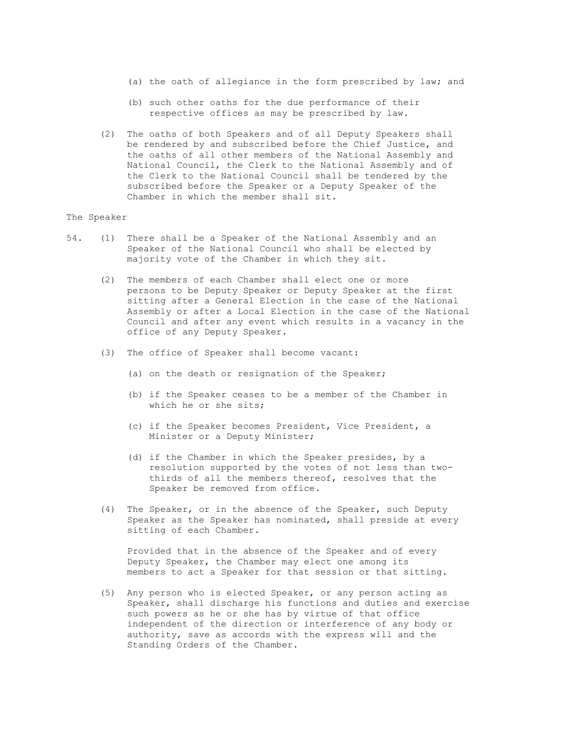(a) the oath of allegiance in the form prescribed by law; and

(b) such other oaths for the due performance of their respective offices as may be prescribed by law.

(2) The oaths of both Speakers and of all Deputy Speakers shall be rendered by and subscribed before the Chief Justice, and the oaths of all other members of the National Assembly and National Council, the Clerk to the National Assembly and of the Clerk to the National Council shall be tendered by the subscribed before the Speaker or a Deputy Speaker of the Chamber in which the member shall sit.

The Speaker

54. (1) There shall be a Speaker of the National Assembly and an Speaker of the National Council who shall be elected by majority vote of the Chamber in which they sit.

(2) The members of each Chamber shall elect one or more persons to be Deputy Speaker or Deputy Speaker at the first sitting after a General Election in the case of the National Assembly or after a Local Election in the case of the National Council and after any event which results in a vacancy in the office of any Deputy Speaker.

(3) The office of Speaker shall become vacant:

(a) on the death or resignation of the Speaker;

(b) if the Speaker ceases to be a member of the Chamber in which he or she sits;

(c) if the Speaker becomes President, Vice President, a Minister or a Deputy Minister;

(d) if the Chamber in which the Speaker presides, by a resolution supported by the votes of not less than two-thirds of all the members thereof, resolves that the Speaker be removed from office.

(4) The Speaker, or in the absence of the Speaker, such Deputy Speaker as the Speaker has nominated, shall preside at every sitting of each Chamber.

Provided that in the absence of the Speaker and of every Deputy Speaker, the Chamber may elect one among its members to act a Speaker for that session or that sitting.

(5) Any person who is elected Speaker, or any person acting as Speaker, shall discharge his functions and duties and exercise such powers as he or she has by virtue of that office independent of the direction or interference of any body or authority, save as accords with the express will and the Standing Orders of the Chamber.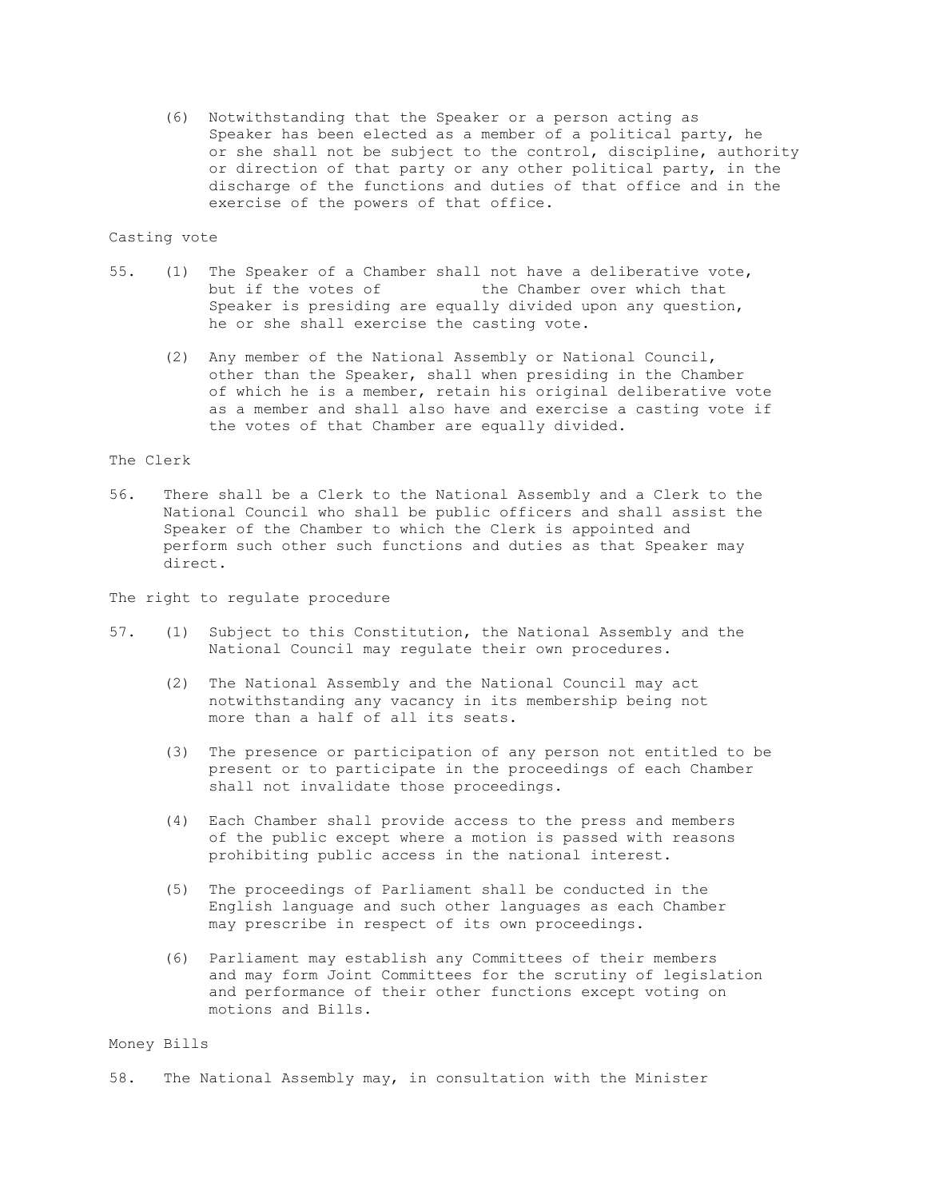(6) Notwithstanding that the Speaker or a person acting as Speaker has been elected as a member of a political party, he or she shall not be subject to the control, discipline, authority or direction of that party or any other political party, in the discharge of the functions and duties of that office and in the exercise of the powers of that office.

Casting vote

55. (1) The Speaker of a Chamber shall not have a deliberative vote, but if the votes of the Chamber over which that Speaker is presiding are equally divided upon any question, he or she shall exercise the casting vote.

(2) Any member of the National Assembly or National Council, other than the Speaker, shall when presiding in the Chamber of which he is a member, retain his original deliberative vote as a member and shall also have and exercise a casting vote if the votes of that Chamber are equally divided.

The Clerk

56. There shall be a Clerk to the National Assembly and a Clerk to the National Council who shall be public officers and shall assist the Speaker of the Chamber to which the Clerk is appointed and perform such other such functions and duties as that Speaker may direct.

The right to regulate procedure

57. (1) Subject to this Constitution, the National Assembly and the National Council may regulate their own procedures.

(2) The National Assembly and the National Council may act notwithstanding any vacancy in its membership being not more than a half of all its seats.

(3) The presence or participation of any person not entitled to be present or to participate in the proceedings of each Chamber shall not invalidate those proceedings.

(4) Each Chamber shall provide access to the press and members of the public except where a motion is passed with reasons prohibiting public access in the national interest.

(5) The proceedings of Parliament shall be conducted in the English language and such other languages as each Chamber may prescribe in respect of its own proceedings.

(6) Parliament may establish any Committees of their members and may form Joint Committees for the scrutiny of legislation and performance of their other functions except voting on motions and Bills.

Money Bills

58. The National Assembly may, in consultation with the Minister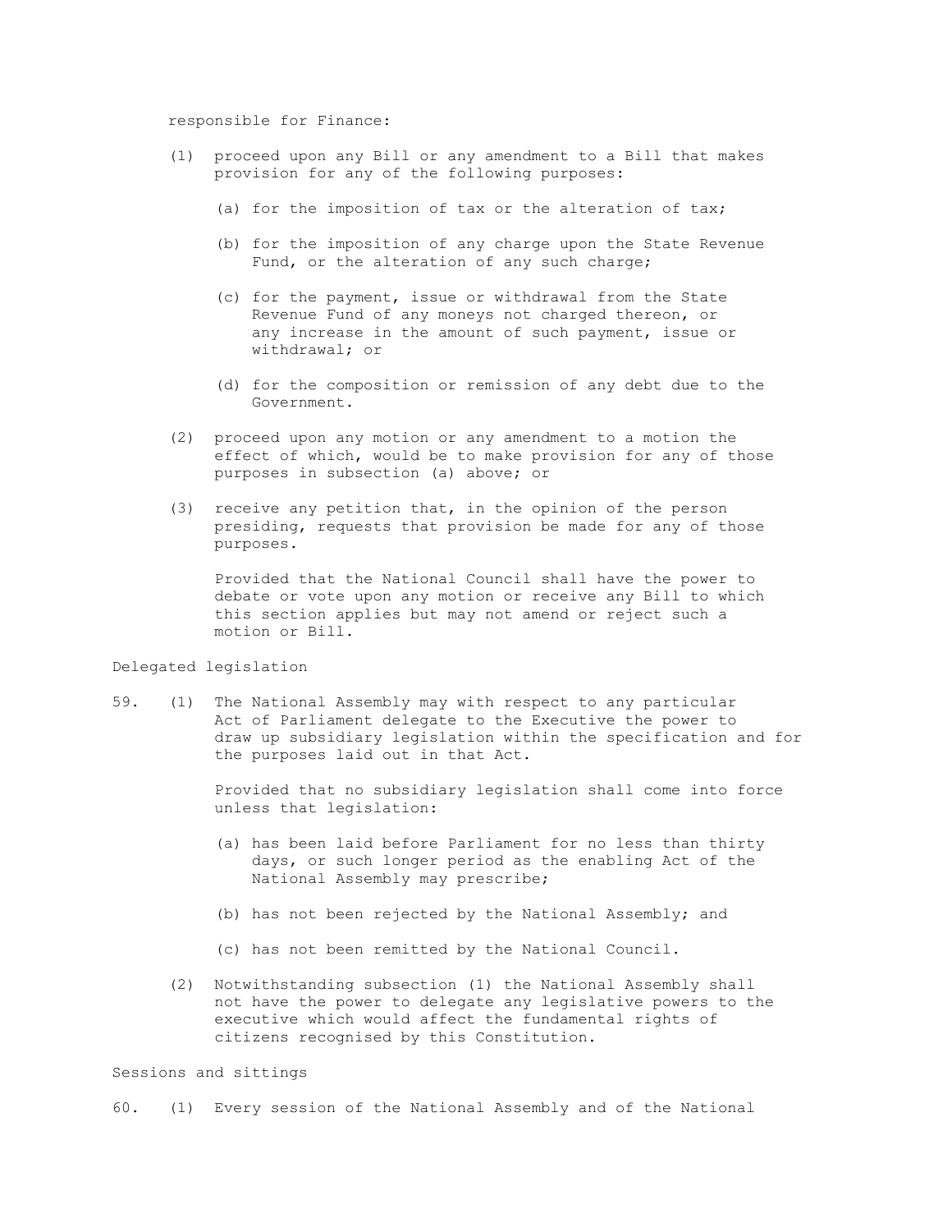responsible for Finance:

(1) proceed upon any Bill or any amendment to a Bill that makes provision for any of the following purposes:

   (a) for the imposition of tax or the alteration of tax;

   (b) for the imposition of any charge upon the State Revenue Fund, or the alteration of any such charge;

   (c) for the payment, issue or withdrawal from the State Revenue Fund of any moneys not charged thereon, or any increase in the amount of such payment, issue or withdrawal; or

   (d) for the composition or remission of any debt due to the Government.

(2) proceed upon any motion or any amendment to a motion the effect of which, would be to make provision for any of those purposes in subsection (a) above; or

(3) receive any petition that, in the opinion of the person presiding, requests that provision be made for any of those purposes.

Provided that the National Council shall have the power to debate or vote upon any motion or receive any Bill to which this section applies but may not amend or reject such a motion or Bill.

Delegated legislation

59. (1) The National Assembly may with respect to any particular Act of Parliament delegate to the Executive the power to draw up subsidiary legislation within the specification and for the purposes laid out in that Act.

Provided that no subsidiary legislation shall come into force unless that legislation:

   (a) has been laid before Parliament for no less than thirty days, or such longer period as the enabling Act of the National Assembly may prescribe;

   (b) has not been rejected by the National Assembly; and

   (c) has not been remitted by the National Council.

(2) Notwithstanding subsection (1) the National Assembly shall not have the power to delegate any legislative powers to the executive which would affect the fundamental rights of citizens recognised by this Constitution.

Sessions and sittings

60. (1) Every session of the National Assembly and of the National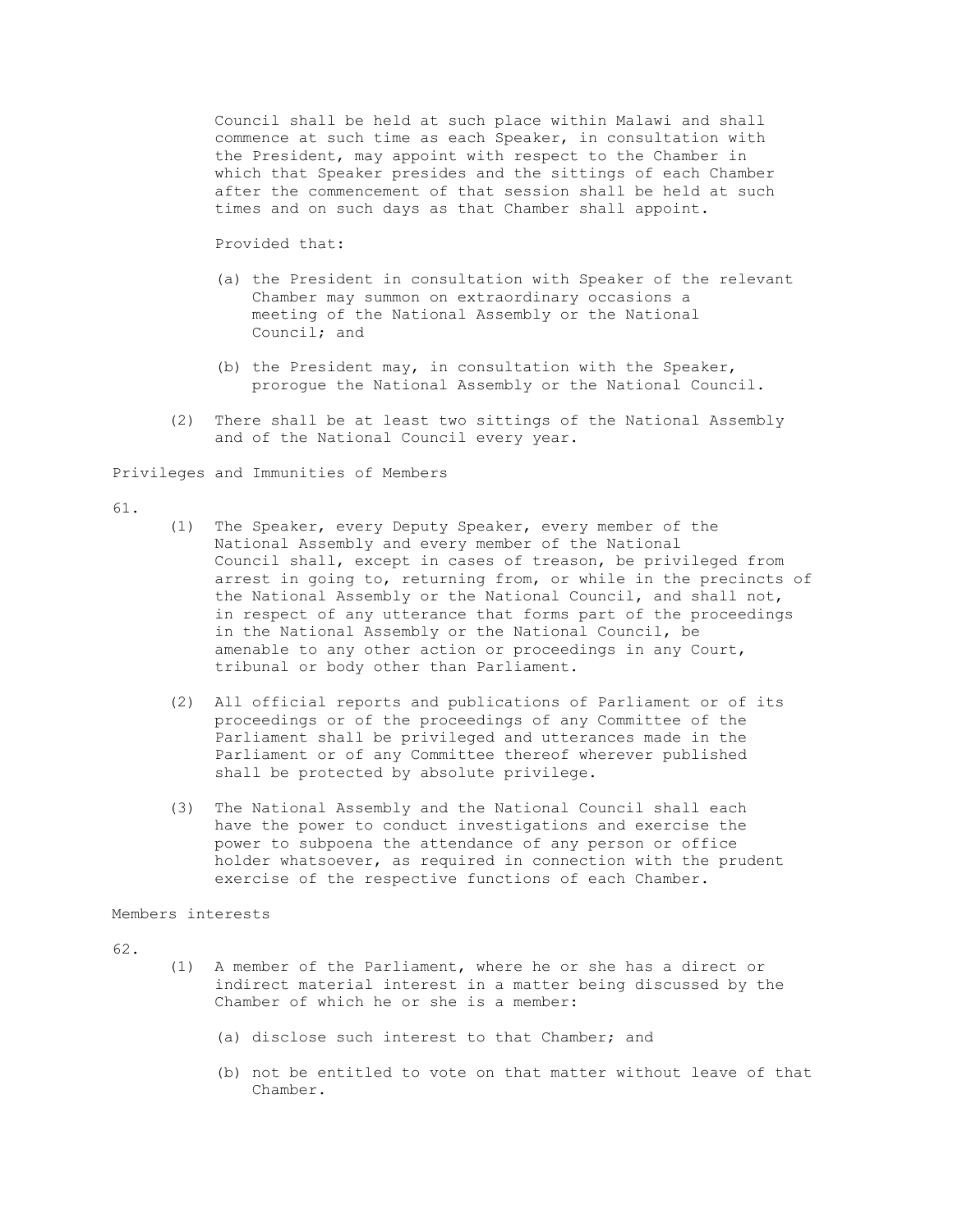Council shall be held at such place within Malawi and shall commence at such time as each Speaker, in consultation with the President, may appoint with respect to the Chamber in which that Speaker presides and the sittings of each Chamber after the commencement of that session shall be held at such times and on such days as that Chamber shall appoint.

Provided that:

(a) the President in consultation with Speaker of the relevant Chamber may summon on extraordinary occasions a meeting of the National Assembly or the National Council; and

(b) the President may, in consultation with the Speaker, prorogue the National Assembly or the National Council.

(2) There shall be at least two sittings of the National Assembly and of the National Council every year.

### Privileges and Immunities of Members

61.

(1) The Speaker, every Deputy Speaker, every member of the National Assembly and every member of the National Council shall, except in cases of treason, be privileged from arrest in going to, returning from, or while in the precincts of the National Assembly or the National Council, and shall not, in respect of any utterance that forms part of the proceedings in the National Assembly or the National Council, be amenable to any other action or proceedings in any Court, tribunal or body other than Parliament.

(2) All official reports and publications of Parliament or of its proceedings or of the proceedings of any Committee of the Parliament shall be privileged and utterances made in the Parliament or of any Committee thereof wherever published shall be protected by absolute privilege.

(3) The National Assembly and the National Council shall each have the power to conduct investigations and exercise the power to subpoena the attendance of any person or office holder whatsoever, as required in connection with the prudent exercise of the respective functions of each Chamber.

### Members interests

62.

(1) A member of the Parliament, where he or she has a direct or indirect material interest in a matter being discussed by the Chamber of which he or she is a member:

(a) disclose such interest to that Chamber; and

(b) not be entitled to vote on that matter without leave of that Chamber.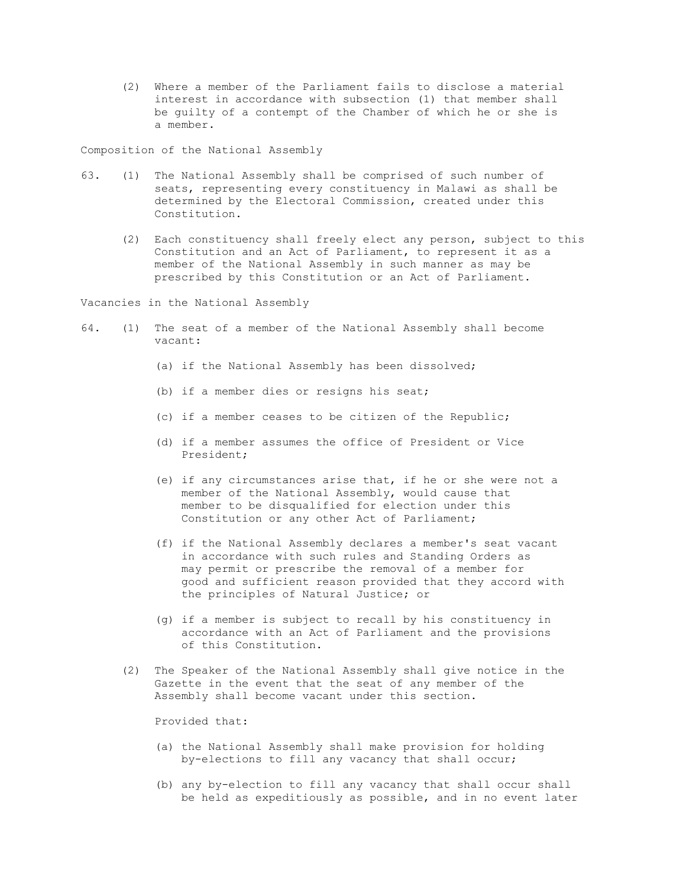(2) Where a member of the Parliament fails to disclose a material interest in accordance with subsection (1) that member shall be guilty of a contempt of the Chamber of which he or she is a member.

Composition of the National Assembly

63. (1) The National Assembly shall be comprised of such number of seats, representing every constituency in Malawi as shall be determined by the Electoral Commission, created under this Constitution.

(2) Each constituency shall freely elect any person, subject to this Constitution and an Act of Parliament, to represent it as a member of the National Assembly in such manner as may be prescribed by this Constitution or an Act of Parliament.

Vacancies in the National Assembly

64. (1) The seat of a member of the National Assembly shall become vacant:

(a) if the National Assembly has been dissolved;

(b) if a member dies or resigns his seat;

(c) if a member ceases to be citizen of the Republic;

(d) if a member assumes the office of President or Vice President;

(e) if any circumstances arise that, if he or she were not a member of the National Assembly, would cause that member to be disqualified for election under this Constitution or any other Act of Parliament;

(f) if the National Assembly declares a member's seat vacant in accordance with such rules and Standing Orders as may permit or prescribe the removal of a member for good and sufficient reason provided that they accord with the principles of Natural Justice; or

(g) if a member is subject to recall by his constituency in accordance with an Act of Parliament and the provisions of this Constitution.

(2) The Speaker of the National Assembly shall give notice in the Gazette in the event that the seat of any member of the Assembly shall become vacant under this section.

Provided that:

(a) the National Assembly shall make provision for holding by-elections to fill any vacancy that shall occur;

(b) any by-election to fill any vacancy that shall occur shall be held as expeditiously as possible, and in no event later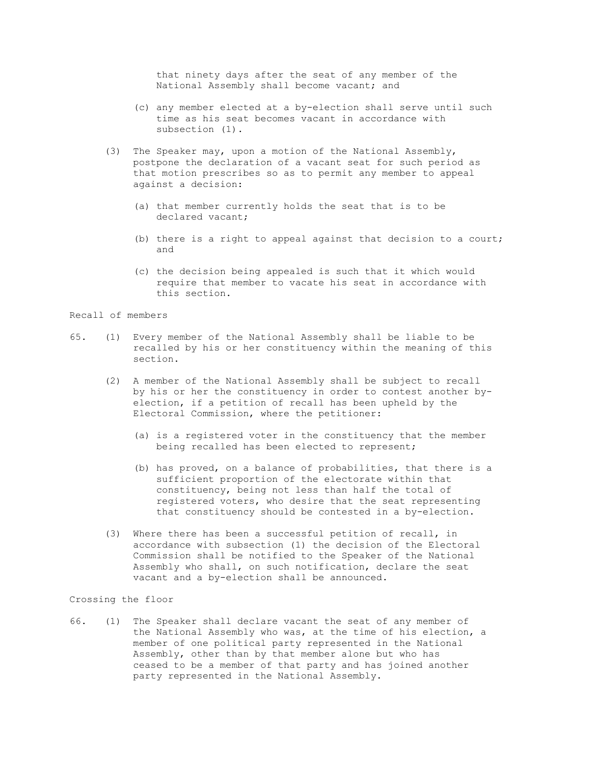that ninety days after the seat of any member of the National Assembly shall become vacant; and

(c) any member elected at a by-election shall serve until such time as his seat becomes vacant in accordance with subsection (1).

(3) The Speaker may, upon a motion of the National Assembly, postpone the declaration of a vacant seat for such period as that motion prescribes so as to permit any member to appeal against a decision:

(a) that member currently holds the seat that is to be declared vacant;

(b) there is a right to appeal against that decision to a court; and

(c) the decision being appealed is such that it which would require that member to vacate his seat in accordance with this section.

Recall of members

65. (1) Every member of the National Assembly shall be liable to be recalled by his or her constituency within the meaning of this section.

(2) A member of the National Assembly shall be subject to recall by his or her the constituency in order to contest another by-election, if a petition of recall has been upheld by the Electoral Commission, where the petitioner:

(a) is a registered voter in the constituency that the member being recalled has been elected to represent;

(b) has proved, on a balance of probabilities, that there is a sufficient proportion of the electorate within that constituency, being not less than half the total of registered voters, who desire that the seat representing that constituency should be contested in a by-election.

(3) Where there has been a successful petition of recall, in accordance with subsection (1) the decision of the Electoral Commission shall be notified to the Speaker of the National Assembly who shall, on such notification, declare the seat vacant and a by-election shall be announced.

Crossing the floor

66. (1) The Speaker shall declare vacant the seat of any member of the National Assembly who was, at the time of his election, a member of one political party represented in the National Assembly, other than by that member alone but who has ceased to be a member of that party and has joined another party represented in the National Assembly.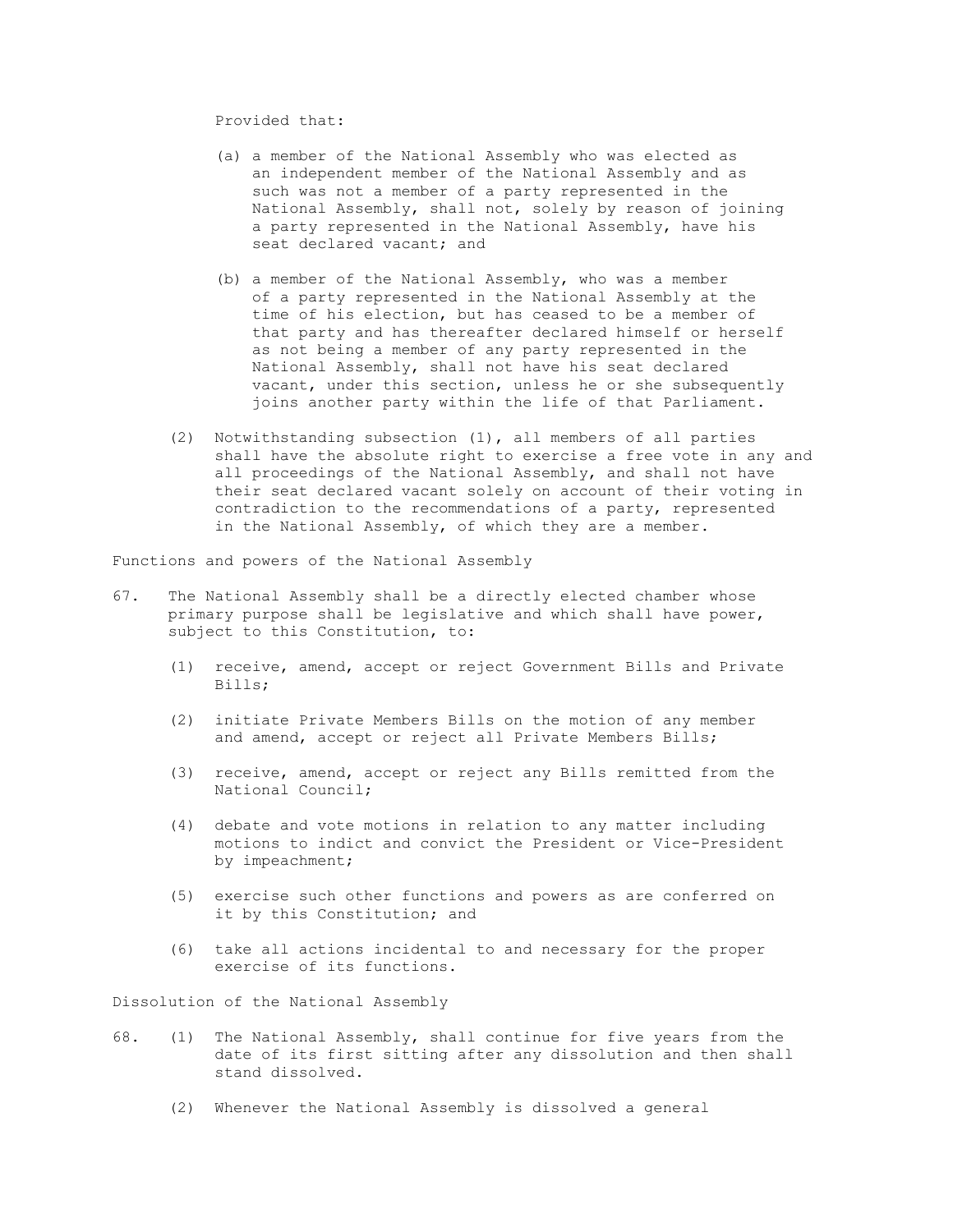Provided that:

(a) a member of the National Assembly who was elected as an independent member of the National Assembly and as such was not a member of a party represented in the National Assembly, shall not, solely by reason of joining a party represented in the National Assembly, have his seat declared vacant; and

(b) a member of the National Assembly, who was a member of a party represented in the National Assembly at the time of his election, but has ceased to be a member of that party and has thereafter declared himself or herself as not being a member of any party represented in the National Assembly, shall not have his seat declared vacant, under this section, unless he or she subsequently joins another party within the life of that Parliament.

(2) Notwithstanding subsection (1), all members of all parties shall have the absolute right to exercise a free vote in any and all proceedings of the National Assembly, and shall not have their seat declared vacant solely on account of their voting in contradiction to the recommendations of a party, represented in the National Assembly, of which they are a member.

Functions and powers of the National Assembly

67. The National Assembly shall be a directly elected chamber whose primary purpose shall be legislative and which shall have power, subject to this Constitution, to:

(1) receive, amend, accept or reject Government Bills and Private Bills;

(2) initiate Private Members Bills on the motion of any member and amend, accept or reject all Private Members Bills;

(3) receive, amend, accept or reject any Bills remitted from the National Council;

(4) debate and vote motions in relation to any matter including motions to indict and convict the President or Vice-President by impeachment;

(5) exercise such other functions and powers as are conferred on it by this Constitution; and

(6) take all actions incidental to and necessary for the proper exercise of its functions.

Dissolution of the National Assembly

68. (1) The National Assembly, shall continue for five years from the date of its first sitting after any dissolution and then shall stand dissolved.

(2) Whenever the National Assembly is dissolved a general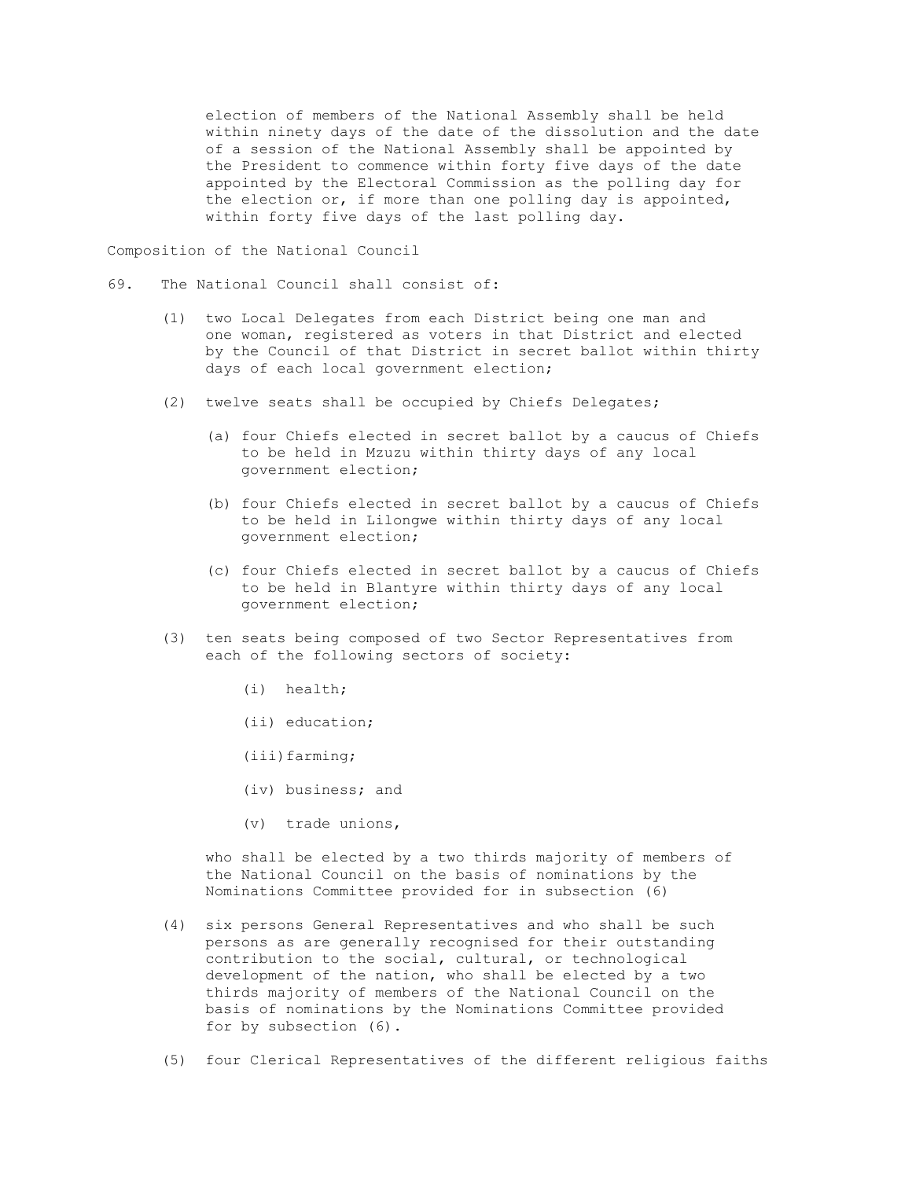election of members of the National Assembly shall be held within ninety days of the date of the dissolution and the date of a session of the National Assembly shall be appointed by the President to commence within forty five days of the date appointed by the Electoral Commission as the polling day for the election or, if more than one polling day is appointed, within forty five days of the last polling day.

Composition of the National Council

69. The National Council shall consist of:

(1) two Local Delegates from each District being one man and one woman, registered as voters in that District and elected by the Council of that District in secret ballot within thirty days of each local government election;

(2) twelve seats shall be occupied by Chiefs Delegates;

(a) four Chiefs elected in secret ballot by a caucus of Chiefs to be held in Mzuzu within thirty days of any local government election;

(b) four Chiefs elected in secret ballot by a caucus of Chiefs to be held in Lilongwe within thirty days of any local government election;

(c) four Chiefs elected in secret ballot by a caucus of Chiefs to be held in Blantyre within thirty days of any local government election;

(3) ten seats being composed of two Sector Representatives from each of the following sectors of society:

(i) health;

(ii) education;

(iii) farming;

(iv) business; and

(v) trade unions,

who shall be elected by a two thirds majority of members of the National Council on the basis of nominations by the Nominations Committee provided for in subsection (6)

(4) six persons General Representatives and who shall be such persons as are generally recognised for their outstanding contribution to the social, cultural, or technological development of the nation, who shall be elected by a two thirds majority of members of the National Council on the basis of nominations by the Nominations Committee provided for by subsection (6).

(5) four Clerical Representatives of the different religious faiths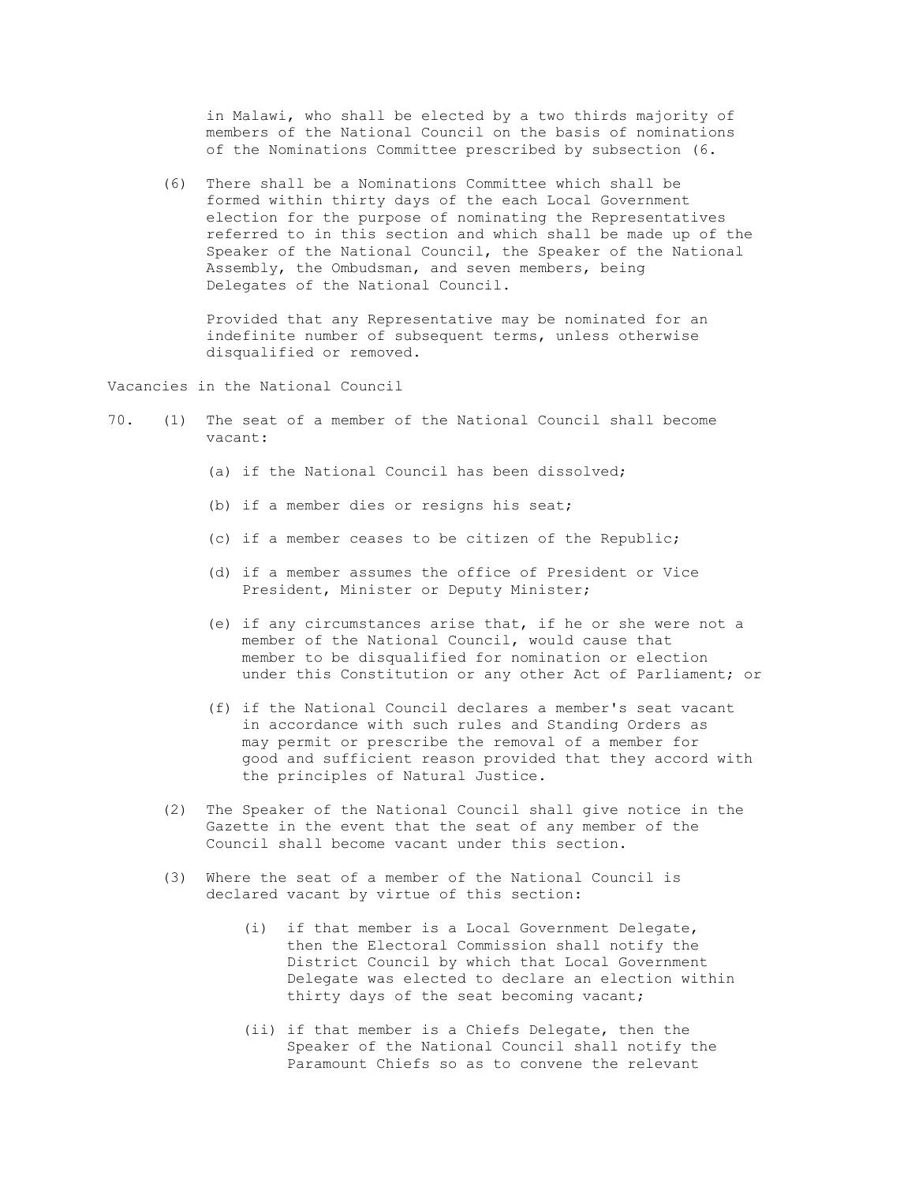in Malawi, who shall be elected by a two thirds majority of members of the National Council on the basis of nominations of the Nominations Committee prescribed by subsection (6.

(6) There shall be a Nominations Committee which shall be formed within thirty days of the each Local Government election for the purpose of nominating the Representatives referred to in this section and which shall be made up of the Speaker of the National Council, the Speaker of the National Assembly, the Ombudsman, and seven members, being Delegates of the National Council.

Provided that any Representative may be nominated for an indefinite number of subsequent terms, unless otherwise disqualified or removed.

Vacancies in the National Council

70. (1) The seat of a member of the National Council shall become vacant:

(a) if the National Council has been dissolved;

(b) if a member dies or resigns his seat;

(c) if a member ceases to be citizen of the Republic;

(d) if a member assumes the office of President or Vice President, Minister or Deputy Minister;

(e) if any circumstances arise that, if he or she were not a member of the National Council, would cause that member to be disqualified for nomination or election under this Constitution or any other Act of Parliament; or

(f) if the National Council declares a member's seat vacant in accordance with such rules and Standing Orders as may permit or prescribe the removal of a member for good and sufficient reason provided that they accord with the principles of Natural Justice.

(2) The Speaker of the National Council shall give notice in the Gazette in the event that the seat of any member of the Council shall become vacant under this section.

(3) Where the seat of a member of the National Council is declared vacant by virtue of this section:

(i) if that member is a Local Government Delegate, then the Electoral Commission shall notify the District Council by which that Local Government Delegate was elected to declare an election within thirty days of the seat becoming vacant;

(ii) if that member is a Chiefs Delegate, then the Speaker of the National Council shall notify the Paramount Chiefs so as to convene the relevant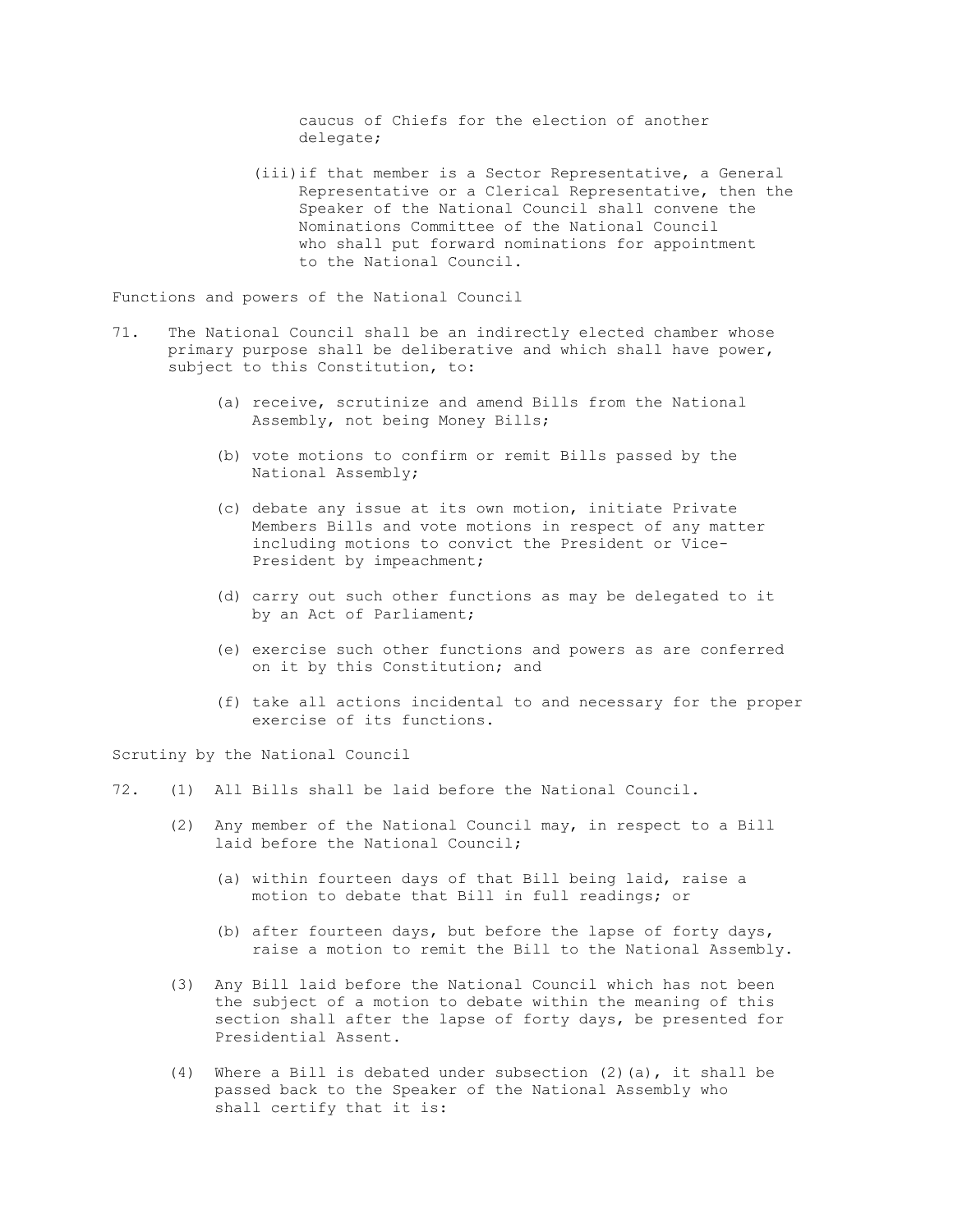caucus of Chiefs for the election of another delegate;

(iii) if that member is a Sector Representative, a General Representative or a Clerical Representative, then the Speaker of the National Council shall convene the Nominations Committee of the National Council who shall put forward nominations for appointment to the National Council.

Functions and powers of the National Council

71. The National Council shall be an indirectly elected chamber whose primary purpose shall be deliberative and which shall have power, subject to this Constitution, to:

(a) receive, scrutinize and amend Bills from the National Assembly, not being Money Bills;

(b) vote motions to confirm or remit Bills passed by the National Assembly;

(c) debate any issue at its own motion, initiate Private Members Bills and vote motions in respect of any matter including motions to convict the President or Vice-President by impeachment;

(d) carry out such other functions as may be delegated to it by an Act of Parliament;

(e) exercise such other functions and powers as are conferred on it by this Constitution; and

(f) take all actions incidental to and necessary for the proper exercise of its functions.

Scrutiny by the National Council

72. (1) All Bills shall be laid before the National Council.

(2) Any member of the National Council may, in respect to a Bill laid before the National Council;

(a) within fourteen days of that Bill being laid, raise a motion to debate that Bill in full readings; or

(b) after fourteen days, but before the lapse of forty days, raise a motion to remit the Bill to the National Assembly.

(3) Any Bill laid before the National Council which has not been the subject of a motion to debate within the meaning of this section shall after the lapse of forty days, be presented for Presidential Assent.

(4) Where a Bill is debated under subsection (2)(a), it shall be passed back to the Speaker of the National Assembly who shall certify that it is: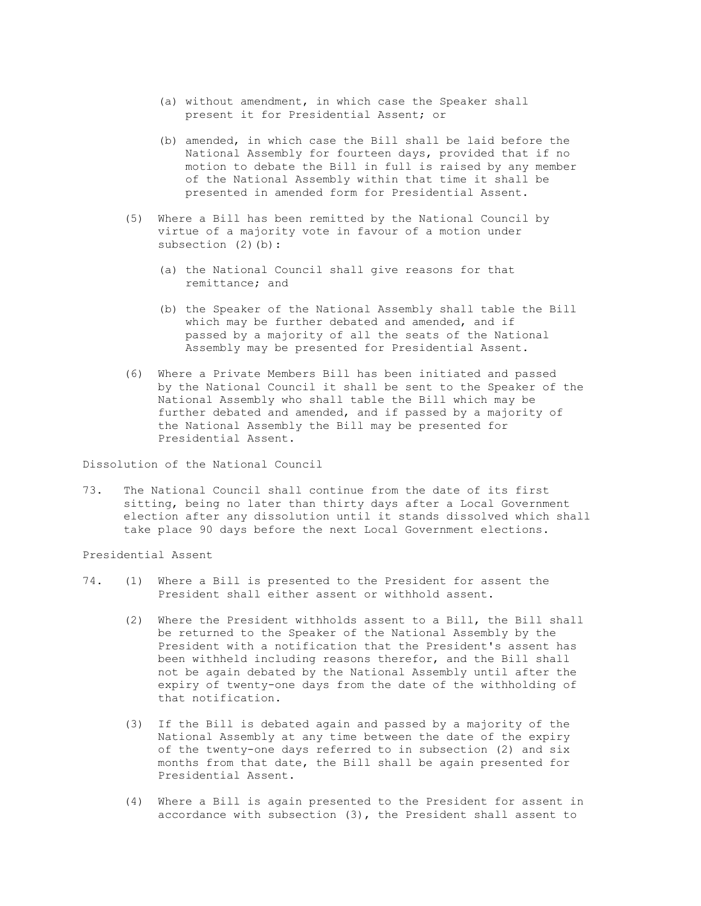(a) without amendment, in which case the Speaker shall present it for Presidential Assent; or

(b) amended, in which case the Bill shall be laid before the National Assembly for fourteen days, provided that if no motion to debate the Bill in full is raised by any member of the National Assembly within that time it shall be presented in amended form for Presidential Assent.

(5) Where a Bill has been remitted by the National Council by virtue of a majority vote in favour of a motion under subsection (2)(b):

(a) the National Council shall give reasons for that remittance; and

(b) the Speaker of the National Assembly shall table the Bill which may be further debated and amended, and if passed by a majority of all the seats of the National Assembly may be presented for Presidential Assent.

(6) Where a Private Members Bill has been initiated and passed by the National Council it shall be sent to the Speaker of the National Assembly who shall table the Bill which may be further debated and amended, and if passed by a majority of the National Assembly the Bill may be presented for Presidential Assent.

Dissolution of the National Council

73. The National Council shall continue from the date of its first sitting, being no later than thirty days after a Local Government election after any dissolution until it stands dissolved which shall take place 90 days before the next Local Government elections.

Presidential Assent

74. (1) Where a Bill is presented to the President for assent the President shall either assent or withhold assent.

(2) Where the President withholds assent to a Bill, the Bill shall be returned to the Speaker of the National Assembly by the President with a notification that the President's assent has been withheld including reasons therefor, and the Bill shall not be again debated by the National Assembly until after the expiry of twenty-one days from the date of the withholding of that notification.

(3) If the Bill is debated again and passed by a majority of the National Assembly at any time between the date of the expiry of the twenty-one days referred to in subsection (2) and six months from that date, the Bill shall be again presented for Presidential Assent.

(4) Where a Bill is again presented to the President for assent in accordance with subsection (3), the President shall assent to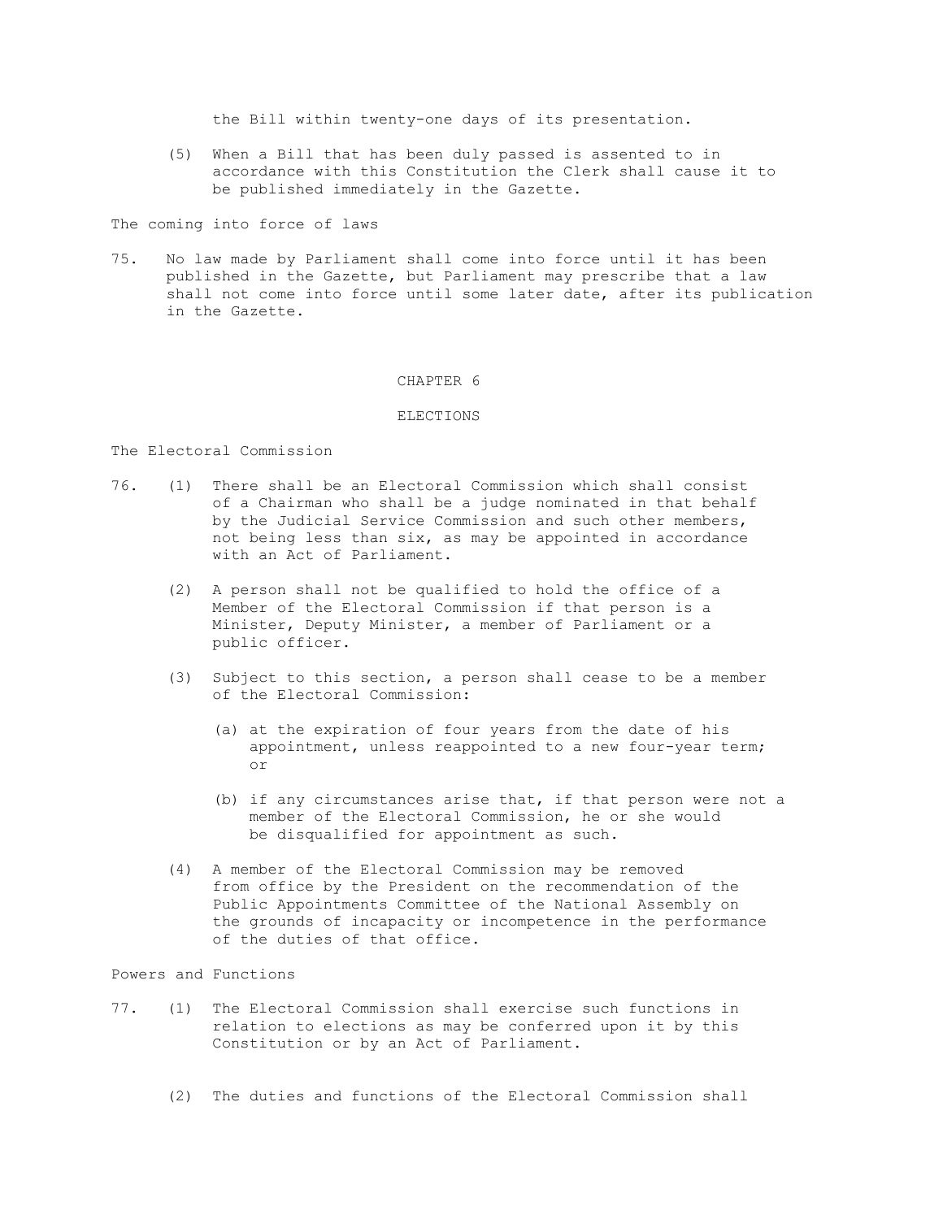the Bill within twenty-one days of its presentation.

(5) When a Bill that has been duly passed is assented to in accordance with this Constitution the Clerk shall cause it to be published immediately in the Gazette.

The coming into force of laws

75. No law made by Parliament shall come into force until it has been published in the Gazette, but Parliament may prescribe that a law shall not come into force until some later date, after its publication in the Gazette.

## CHAPTER 6

## ELECTIONS

The Electoral Commission

76. (1) There shall be an Electoral Commission which shall consist of a Chairman who shall be a judge nominated in that behalf by the Judicial Service Commission and such other members, not being less than six, as may be appointed in accordance with an Act of Parliament.

(2) A person shall not be qualified to hold the office of a Member of the Electoral Commission if that person is a Minister, Deputy Minister, a member of Parliament or a public officer.

(3) Subject to this section, a person shall cease to be a member of the Electoral Commission:

(a) at the expiration of four years from the date of his appointment, unless reappointed to a new four-year term; or

(b) if any circumstances arise that, if that person were not a member of the Electoral Commission, he or she would be disqualified for appointment as such.

(4) A member of the Electoral Commission may be removed from office by the President on the recommendation of the Public Appointments Committee of the National Assembly on the grounds of incapacity or incompetence in the performance of the duties of that office.

Powers and Functions

77. (1) The Electoral Commission shall exercise such functions in relation to elections as may be conferred upon it by this Constitution or by an Act of Parliament.

(2) The duties and functions of the Electoral Commission shall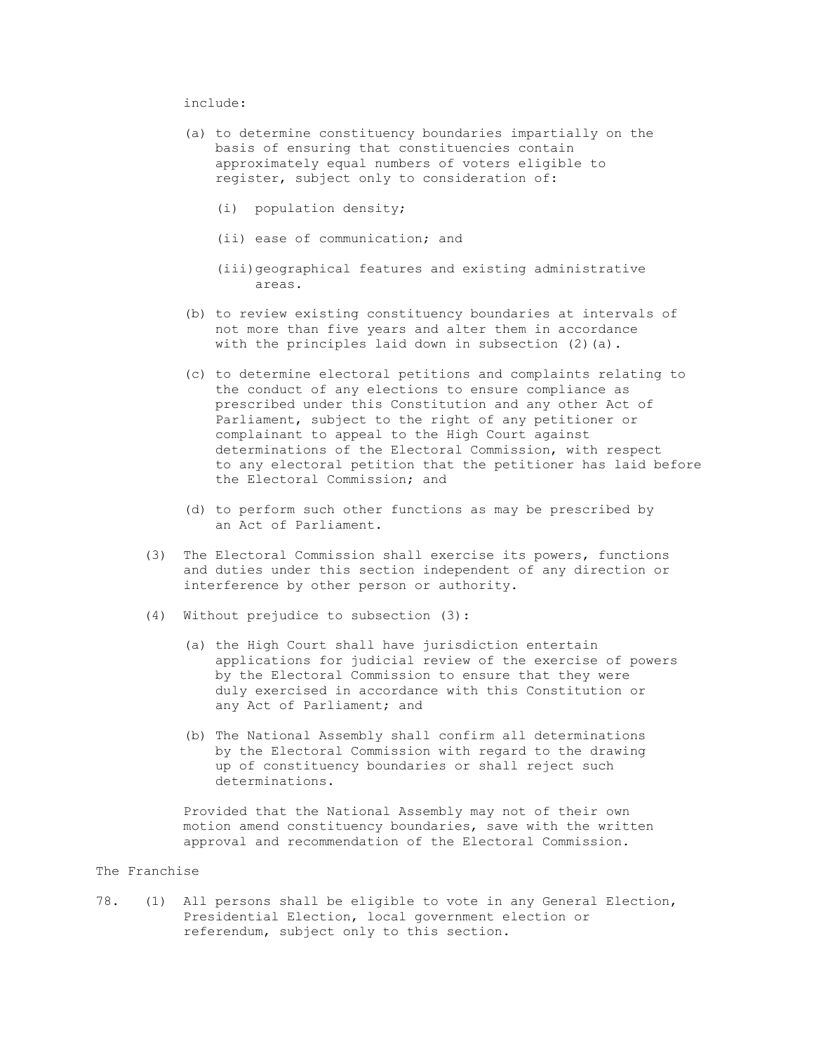include:

(a) to determine constituency boundaries impartially on the basis of ensuring that constituencies contain approximately equal numbers of voters eligible to register, subject only to consideration of:

  (i) population density;

  (ii) ease of communication; and

  (iii) geographical features and existing administrative areas.

(b) to review existing constituency boundaries at intervals of not more than five years and alter them in accordance with the principles laid down in subsection (2)(a).

(c) to determine electoral petitions and complaints relating to the conduct of any elections to ensure compliance as prescribed under this Constitution and any other Act of Parliament, subject to the right of any petitioner or complainant to appeal to the High Court against determinations of the Electoral Commission, with respect to any electoral petition that the petitioner has laid before the Electoral Commission; and

(d) to perform such other functions as may be prescribed by an Act of Parliament.

(3) The Electoral Commission shall exercise its powers, functions and duties under this section independent of any direction or interference by other person or authority.

(4) Without prejudice to subsection (3):

(a) the High Court shall have jurisdiction entertain applications for judicial review of the exercise of powers by the Electoral Commission to ensure that they were duly exercised in accordance with this Constitution or any Act of Parliament; and

(b) The National Assembly shall confirm all determinations by the Electoral Commission with regard to the drawing up of constituency boundaries or shall reject such determinations.

Provided that the National Assembly may not of their own motion amend constituency boundaries, save with the written approval and recommendation of the Electoral Commission.

## The Franchise

78. (1) All persons shall be eligible to vote in any General Election, Presidential Election, local government election or referendum, subject only to this section.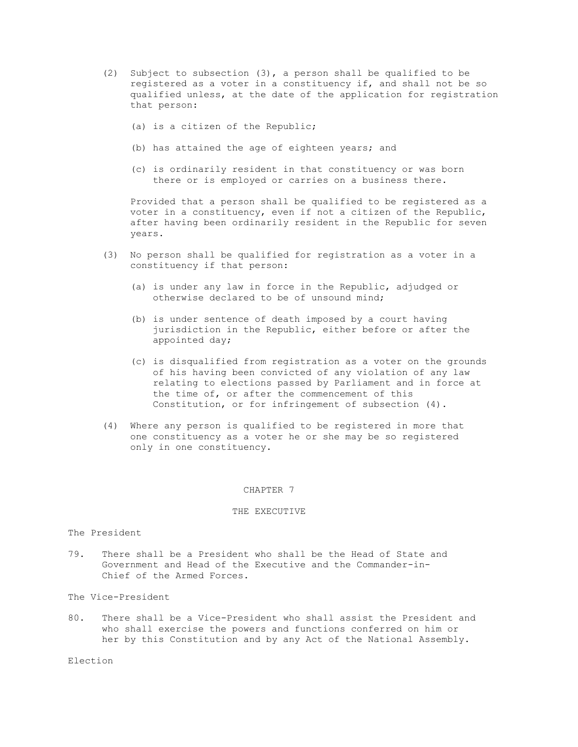(2) Subject to subsection (3), a person shall be qualified to be registered as a voter in a constituency if, and shall not be so qualified unless, at the date of the application for registration that person:

(a) is a citizen of the Republic;

(b) has attained the age of eighteen years; and

(c) is ordinarily resident in that constituency or was born there or is employed or carries on a business there.

Provided that a person shall be qualified to be registered as a voter in a constituency, even if not a citizen of the Republic, after having been ordinarily resident in the Republic for seven years.

(3) No person shall be qualified for registration as a voter in a constituency if that person:

(a) is under any law in force in the Republic, adjudged or otherwise declared to be of unsound mind;

(b) is under sentence of death imposed by a court having jurisdiction in the Republic, either before or after the appointed day;

(c) is disqualified from registration as a voter on the grounds of his having been convicted of any violation of any law relating to elections passed by Parliament and in force at the time of, or after the commencement of this Constitution, or for infringement of subsection (4).

(4) Where any person is qualified to be registered in more that one constituency as a voter he or she may be so registered only in one constituency.

## CHAPTER 7

## THE EXECUTIVE

The President

79. There shall be a President who shall be the Head of State and Government and Head of the Executive and the Commander-in-Chief of the Armed Forces.

The Vice-President

80. There shall be a Vice-President who shall assist the President and who shall exercise the powers and functions conferred on him or her by this Constitution and by any Act of the National Assembly.

Election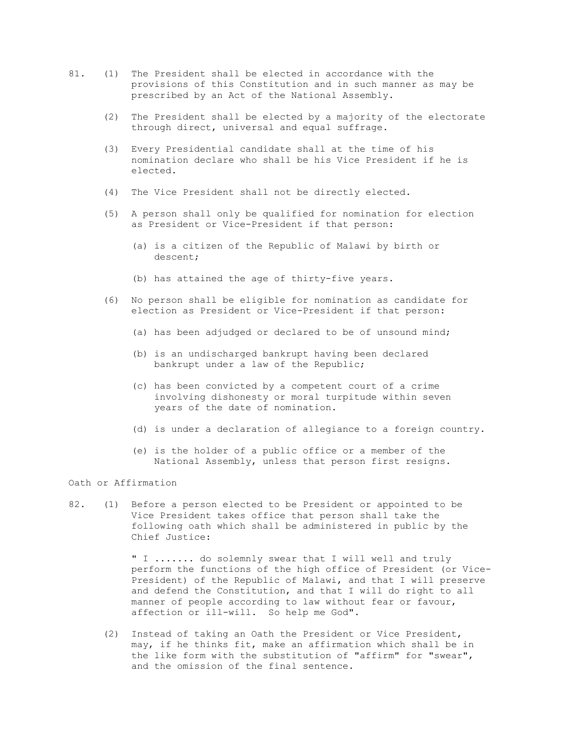81. (1) The President shall be elected in accordance with the provisions of this Constitution and in such manner as may be prescribed by an Act of the National Assembly.

(2) The President shall be elected by a majority of the electorate through direct, universal and equal suffrage.

(3) Every Presidential candidate shall at the time of his nomination declare who shall be his Vice President if he is elected.

(4) The Vice President shall not be directly elected.

(5) A person shall only be qualified for nomination for election as President or Vice-President if that person:

(a) is a citizen of the Republic of Malawi by birth or descent;

(b) has attained the age of thirty-five years.

(6) No person shall be eligible for nomination as candidate for election as President or Vice-President if that person:

(a) has been adjudged or declared to be of unsound mind;

(b) is an undischarged bankrupt having been declared bankrupt under a law of the Republic;

(c) has been convicted by a competent court of a crime involving dishonesty or moral turpitude within seven years of the date of nomination.

(d) is under a declaration of allegiance to a foreign country.

(e) is the holder of a public office or a member of the National Assembly, unless that person first resigns.

Oath or Affirmation

82. (1) Before a person elected to be President or appointed to be Vice President takes office that person shall take the following oath which shall be administered in public by the Chief Justice:

" I ....... do solemnly swear that I will well and truly perform the functions of the high office of President (or Vice-President) of the Republic of Malawi, and that I will preserve and defend the Constitution, and that I will do right to all manner of people according to law without fear or favour, affection or ill-will. So help me God".

(2) Instead of taking an Oath the President or Vice President, may, if he thinks fit, make an affirmation which shall be in the like form with the substitution of "affirm" for "swear", and the omission of the final sentence.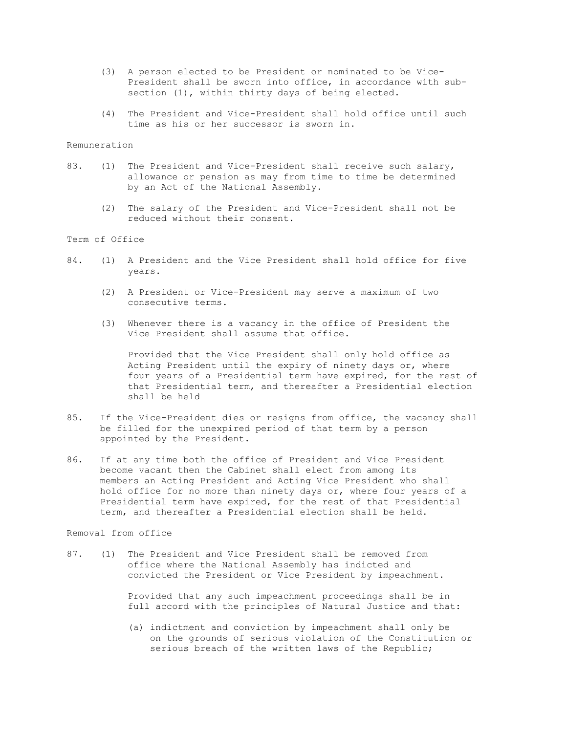(3) A person elected to be President or nominated to be Vice-President shall be sworn into office, in accordance with sub-section (1), within thirty days of being elected.

(4) The President and Vice-President shall hold office until such time as his or her successor is sworn in.

Remuneration

83. (1) The President and Vice-President shall receive such salary, allowance or pension as may from time to time be determined by an Act of the National Assembly.

(2) The salary of the President and Vice-President shall not be reduced without their consent.

Term of Office

84. (1) A President and the Vice President shall hold office for five years.

(2) A President or Vice-President may serve a maximum of two consecutive terms.

(3) Whenever there is a vacancy in the office of President the Vice President shall assume that office.

Provided that the Vice President shall only hold office as Acting President until the expiry of ninety days or, where four years of a Presidential term have expired, for the rest of that Presidential term, and thereafter a Presidential election shall be held

85. If the Vice-President dies or resigns from office, the vacancy shall be filled for the unexpired period of that term by a person appointed by the President.

86. If at any time both the office of President and Vice President become vacant then the Cabinet shall elect from among its members an Acting President and Acting Vice President who shall hold office for no more than ninety days or, where four years of a Presidential term have expired, for the rest of that Presidential term, and thereafter a Presidential election shall be held.

Removal from office

87. (1) The President and Vice President shall be removed from office where the National Assembly has indicted and convicted the President or Vice President by impeachment.

Provided that any such impeachment proceedings shall be in full accord with the principles of Natural Justice and that:

(a) indictment and conviction by impeachment shall only be on the grounds of serious violation of the Constitution or serious breach of the written laws of the Republic;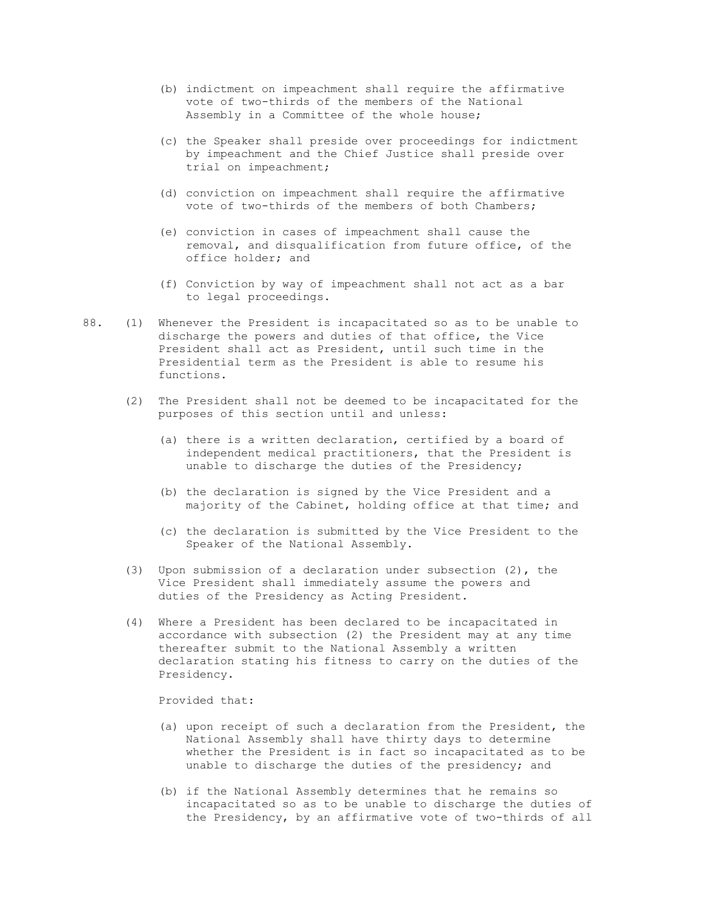(b) indictment on impeachment shall require the affirmative vote of two-thirds of the members of the National Assembly in a Committee of the whole house;

(c) the Speaker shall preside over proceedings for indictment by impeachment and the Chief Justice shall preside over trial on impeachment;

(d) conviction on impeachment shall require the affirmative vote of two-thirds of the members of both Chambers;

(e) conviction in cases of impeachment shall cause the removal, and disqualification from future office, of the office holder; and

(f) Conviction by way of impeachment shall not act as a bar to legal proceedings.

88. (1) Whenever the President is incapacitated so as to be unable to discharge the powers and duties of that office, the Vice President shall act as President, until such time in the Presidential term as the President is able to resume his functions.

(2) The President shall not be deemed to be incapacitated for the purposes of this section until and unless:

(a) there is a written declaration, certified by a board of independent medical practitioners, that the President is unable to discharge the duties of the Presidency;

(b) the declaration is signed by the Vice President and a majority of the Cabinet, holding office at that time; and

(c) the declaration is submitted by the Vice President to the Speaker of the National Assembly.

(3) Upon submission of a declaration under subsection (2), the Vice President shall immediately assume the powers and duties of the Presidency as Acting President.

(4) Where a President has been declared to be incapacitated in accordance with subsection (2) the President may at any time thereafter submit to the National Assembly a written declaration stating his fitness to carry on the duties of the Presidency.

Provided that:

(a) upon receipt of such a declaration from the President, the National Assembly shall have thirty days to determine whether the President is in fact so incapacitated as to be unable to discharge the duties of the presidency; and

(b) if the National Assembly determines that he remains so incapacitated so as to be unable to discharge the duties of the Presidency, by an affirmative vote of two-thirds of all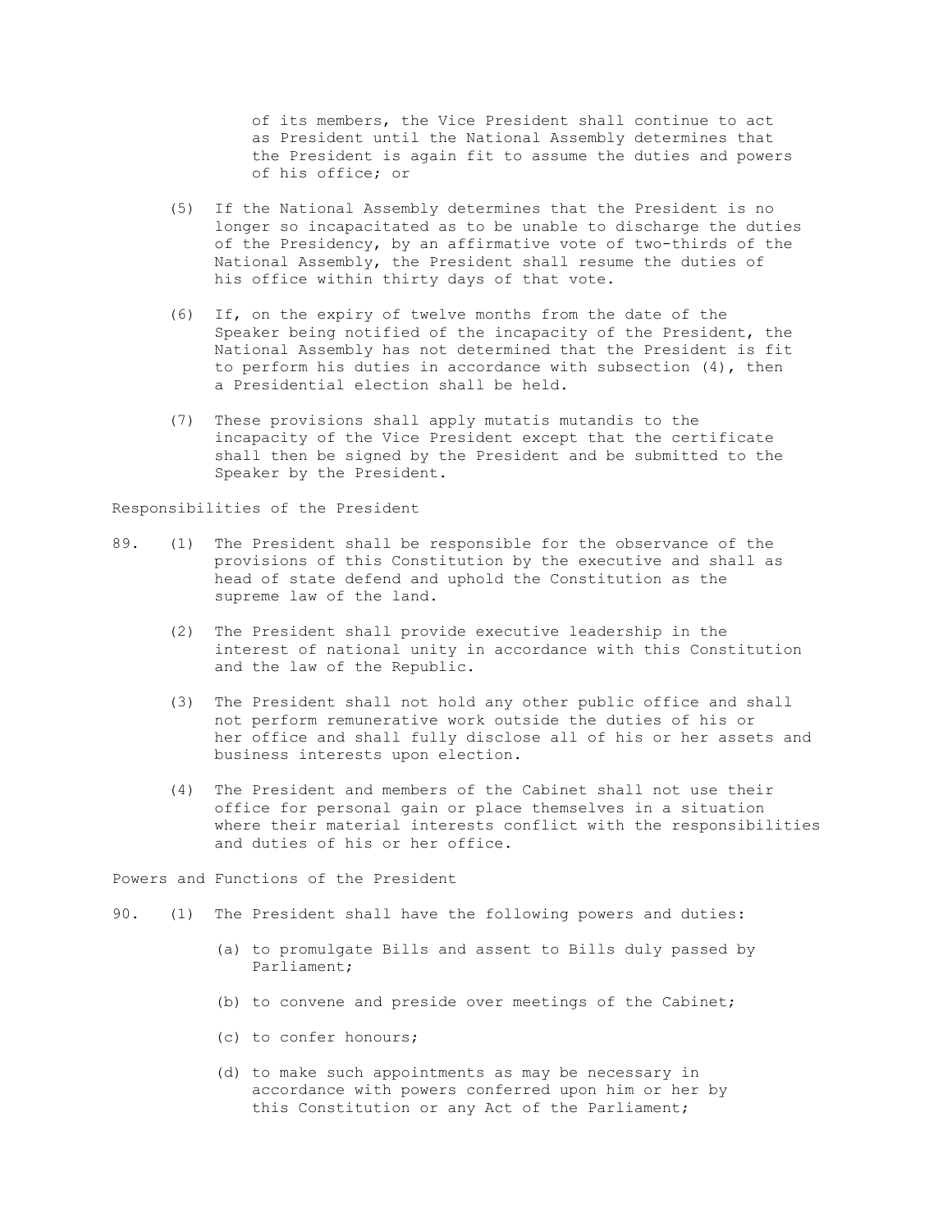of its members, the Vice President shall continue to act as President until the National Assembly determines that the President is again fit to assume the duties and powers of his office; or

(5) If the National Assembly determines that the President is no longer so incapacitated as to be unable to discharge the duties of the Presidency, by an affirmative vote of two-thirds of the National Assembly, the President shall resume the duties of his office within thirty days of that vote.

(6) If, on the expiry of twelve months from the date of the Speaker being notified of the incapacity of the President, the National Assembly has not determined that the President is fit to perform his duties in accordance with subsection (4), then a Presidential election shall be held.

(7) These provisions shall apply mutatis mutandis to the incapacity of the Vice President except that the certificate shall then be signed by the President and be submitted to the Speaker by the President.

Responsibilities of the President

89. (1) The President shall be responsible for the observance of the provisions of this Constitution by the executive and shall as head of state defend and uphold the Constitution as the supreme law of the land.

(2) The President shall provide executive leadership in the interest of national unity in accordance with this Constitution and the law of the Republic.

(3) The President shall not hold any other public office and shall not perform remunerative work outside the duties of his or her office and shall fully disclose all of his or her assets and business interests upon election.

(4) The President and members of the Cabinet shall not use their office for personal gain or place themselves in a situation where their material interests conflict with the responsibilities and duties of his or her office.

Powers and Functions of the President

90. (1) The President shall have the following powers and duties:

(a) to promulgate Bills and assent to Bills duly passed by Parliament;

(b) to convene and preside over meetings of the Cabinet;

(c) to confer honours;

(d) to make such appointments as may be necessary in accordance with powers conferred upon him or her by this Constitution or any Act of the Parliament;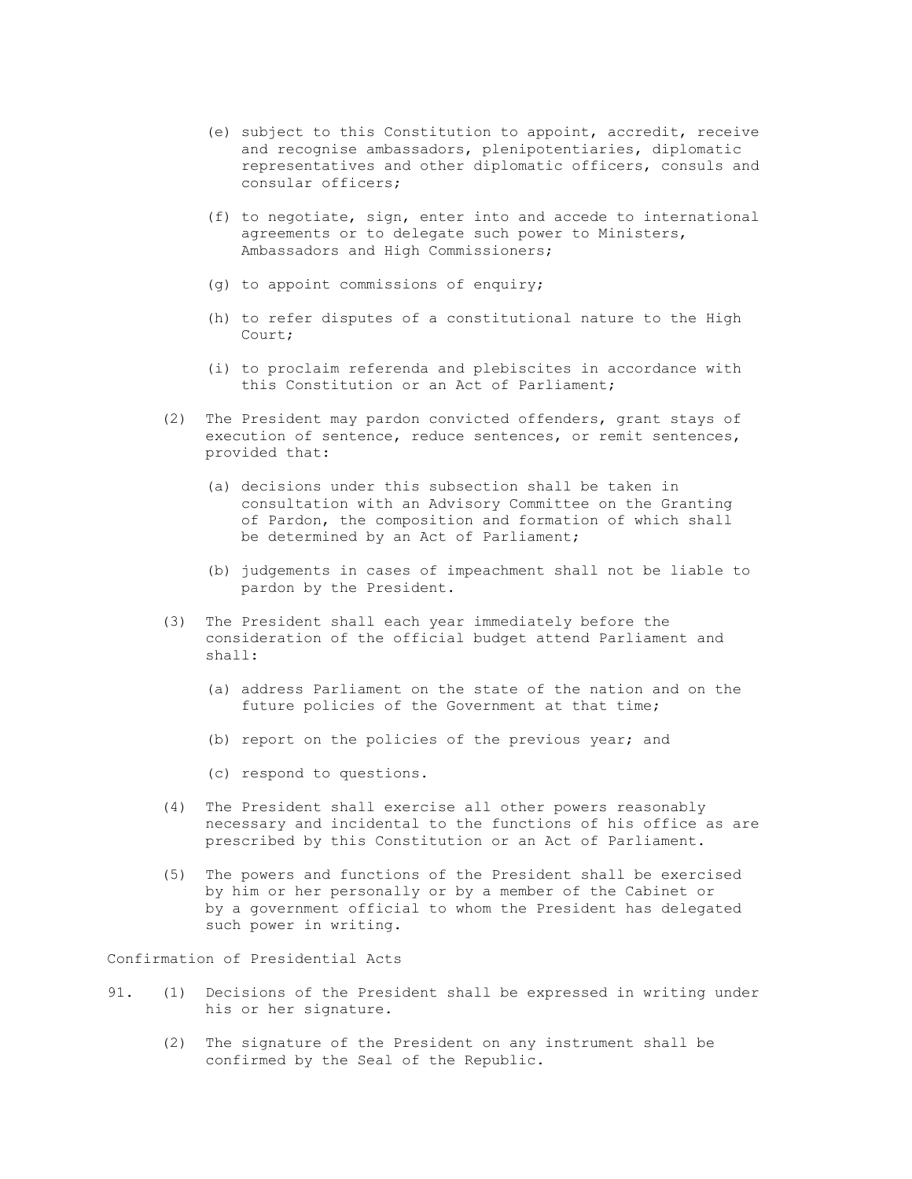(e) subject to this Constitution to appoint, accredit, receive and recognise ambassadors, plenipotentiaries, diplomatic representatives and other diplomatic officers, consuls and consular officers;

(f) to negotiate, sign, enter into and accede to international agreements or to delegate such power to Ministers, Ambassadors and High Commissioners;

(g) to appoint commissions of enquiry;

(h) to refer disputes of a constitutional nature to the High Court;

(i) to proclaim referenda and plebiscites in accordance with this Constitution or an Act of Parliament;

(2) The President may pardon convicted offenders, grant stays of execution of sentence, reduce sentences, or remit sentences, provided that:

(a) decisions under this subsection shall be taken in consultation with an Advisory Committee on the Granting of Pardon, the composition and formation of which shall be determined by an Act of Parliament;

(b) judgements in cases of impeachment shall not be liable to pardon by the President.

(3) The President shall each year immediately before the consideration of the official budget attend Parliament and shall:

(a) address Parliament on the state of the nation and on the future policies of the Government at that time;

(b) report on the policies of the previous year; and

(c) respond to questions.

(4) The President shall exercise all other powers reasonably necessary and incidental to the functions of his office as are prescribed by this Constitution or an Act of Parliament.

(5) The powers and functions of the President shall be exercised by him or her personally or by a member of the Cabinet or by a government official to whom the President has delegated such power in writing.

Confirmation of Presidential Acts

91. (1) Decisions of the President shall be expressed in writing under his or her signature.

(2) The signature of the President on any instrument shall be confirmed by the Seal of the Republic.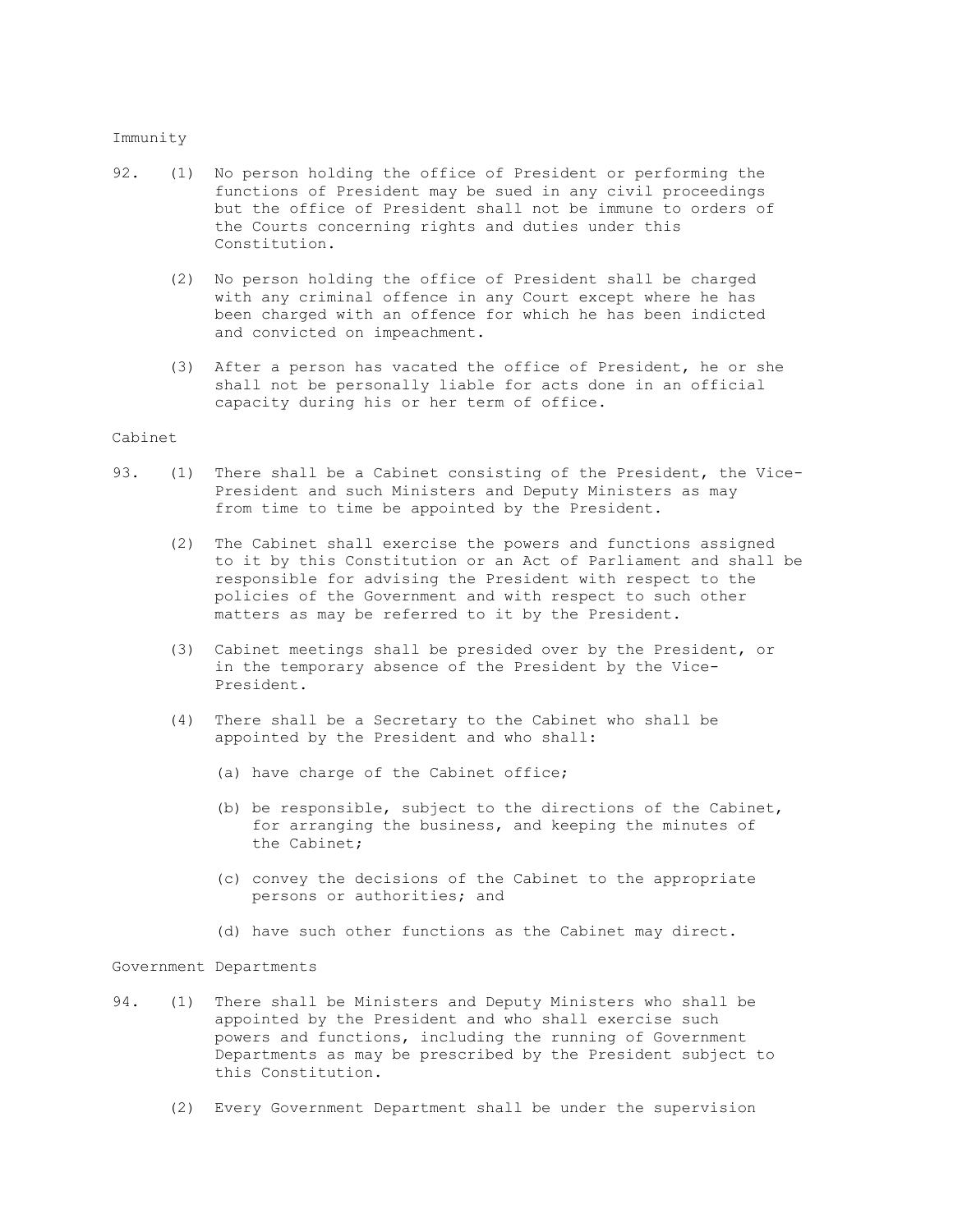### Immunity

92. (1) No person holding the office of President or performing the functions of President may be sued in any civil proceedings but the office of President shall not be immune to orders of the Courts concerning rights and duties under this Constitution.

    (2) No person holding the office of President shall be charged with any criminal offence in any Court except where he has been charged with an offence for which he has been indicted and convicted on impeachment.

    (3) After a person has vacated the office of President, he or she shall not be personally liable for acts done in an official capacity during his or her term of office.

### Cabinet

93. (1) There shall be a Cabinet consisting of the President, the Vice-President and such Ministers and Deputy Ministers as may from time to time be appointed by the President.

    (2) The Cabinet shall exercise the powers and functions assigned to it by this Constitution or an Act of Parliament and shall be responsible for advising the President with respect to the policies of the Government and with respect to such other matters as may be referred to it by the President.

    (3) Cabinet meetings shall be presided over by the President, or in the temporary absence of the President by the Vice-President.

    (4) There shall be a Secretary to the Cabinet who shall be appointed by the President and who shall:

    (a) have charge of the Cabinet office;

    (b) be responsible, subject to the directions of the Cabinet, for arranging the business, and keeping the minutes of the Cabinet;

    (c) convey the decisions of the Cabinet to the appropriate persons or authorities; and

    (d) have such other functions as the Cabinet may direct.

### Government Departments

94. (1) There shall be Ministers and Deputy Ministers who shall be appointed by the President and who shall exercise such powers and functions, including the running of Government Departments as may be prescribed by the President subject to this Constitution.

    (2) Every Government Department shall be under the supervision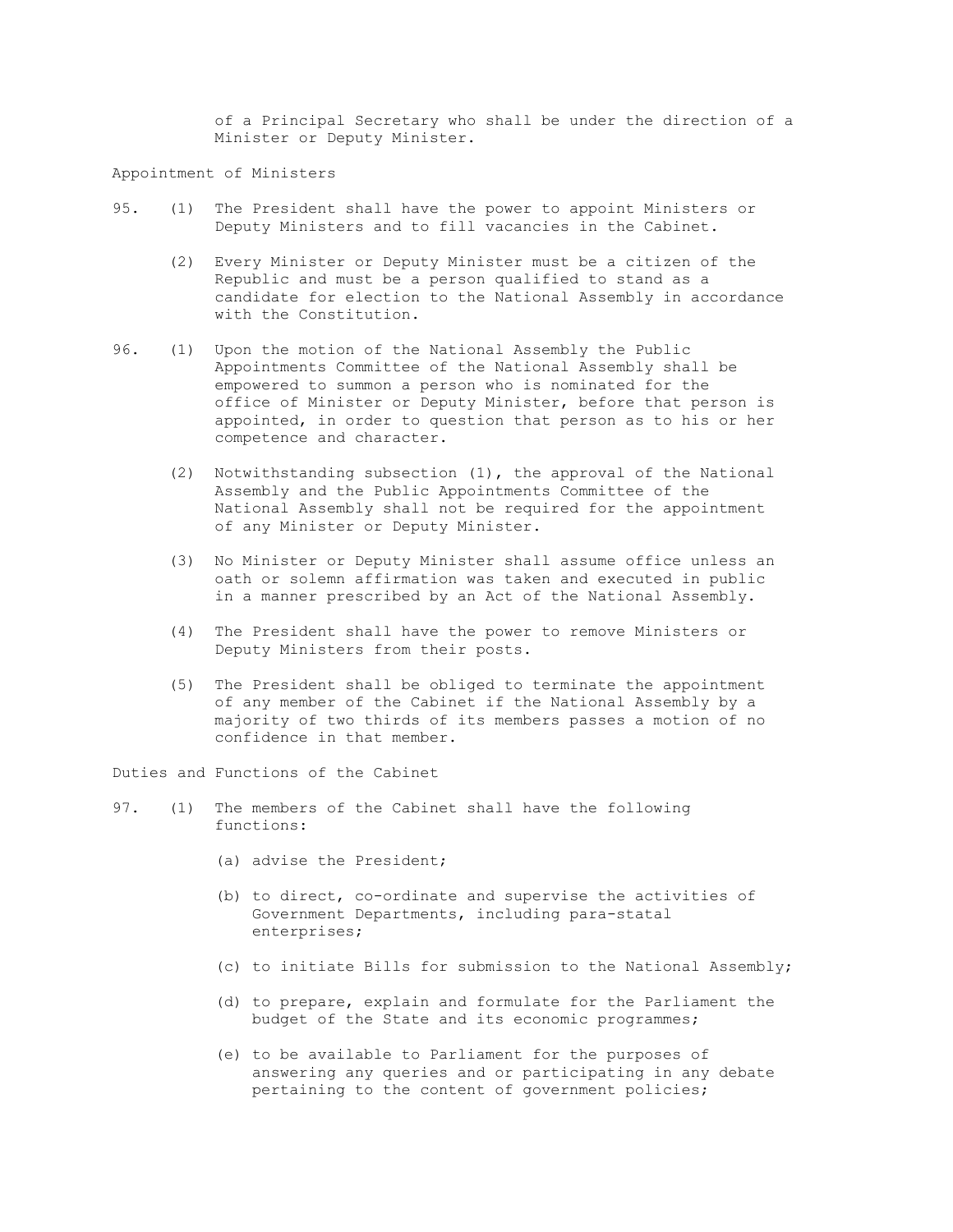of a Principal Secretary who shall be under the direction of a Minister or Deputy Minister.

Appointment of Ministers

95. (1) The President shall have the power to appoint Ministers or Deputy Ministers and to fill vacancies in the Cabinet.

(2) Every Minister or Deputy Minister must be a citizen of the Republic and must be a person qualified to stand as a candidate for election to the National Assembly in accordance with the Constitution.

96. (1) Upon the motion of the National Assembly the Public Appointments Committee of the National Assembly shall be empowered to summon a person who is nominated for the office of Minister or Deputy Minister, before that person is appointed, in order to question that person as to his or her competence and character.

(2) Notwithstanding subsection (1), the approval of the National Assembly and the Public Appointments Committee of the National Assembly shall not be required for the appointment of any Minister or Deputy Minister.

(3) No Minister or Deputy Minister shall assume office unless an oath or solemn affirmation was taken and executed in public in a manner prescribed by an Act of the National Assembly.

(4) The President shall have the power to remove Ministers or Deputy Ministers from their posts.

(5) The President shall be obliged to terminate the appointment of any member of the Cabinet if the National Assembly by a majority of two thirds of its members passes a motion of no confidence in that member.

Duties and Functions of the Cabinet

97. (1) The members of the Cabinet shall have the following functions:

(a) advise the President;

(b) to direct, co-ordinate and supervise the activities of Government Departments, including para-statal enterprises;

(c) to initiate Bills for submission to the National Assembly;

(d) to prepare, explain and formulate for the Parliament the budget of the State and its economic programmes;

(e) to be available to Parliament for the purposes of answering any queries and or participating in any debate pertaining to the content of government policies;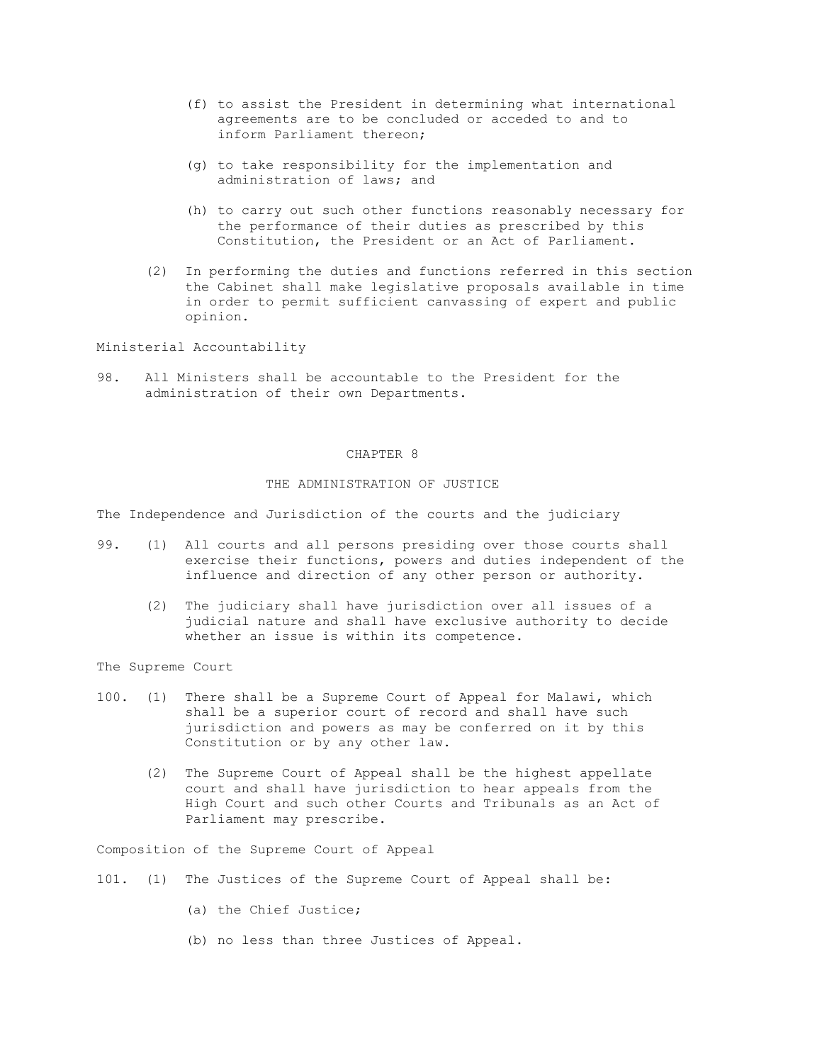(f) to assist the President in determining what international agreements are to be concluded or acceded to and to inform Parliament thereon;

(g) to take responsibility for the implementation and administration of laws; and

(h) to carry out such other functions reasonably necessary for the performance of their duties as prescribed by this Constitution, the President or an Act of Parliament.

(2) In performing the duties and functions referred in this section the Cabinet shall make legislative proposals available in time in order to permit sufficient canvassing of expert and public opinion.

Ministerial Accountability

98. All Ministers shall be accountable to the President for the administration of their own Departments.

## CHAPTER 8

## THE ADMINISTRATION OF JUSTICE

The Independence and Jurisdiction of the courts and the judiciary

99. (1) All courts and all persons presiding over those courts shall exercise their functions, powers and duties independent of the influence and direction of any other person or authority.

(2) The judiciary shall have jurisdiction over all issues of a judicial nature and shall have exclusive authority to decide whether an issue is within its competence.

The Supreme Court

100. (1) There shall be a Supreme Court of Appeal for Malawi, which shall be a superior court of record and shall have such jurisdiction and powers as may be conferred on it by this Constitution or by any other law.

(2) The Supreme Court of Appeal shall be the highest appellate court and shall have jurisdiction to hear appeals from the High Court and such other Courts and Tribunals as an Act of Parliament may prescribe.

Composition of the Supreme Court of Appeal

101. (1) The Justices of the Supreme Court of Appeal shall be:

(a) the Chief Justice;

(b) no less than three Justices of Appeal.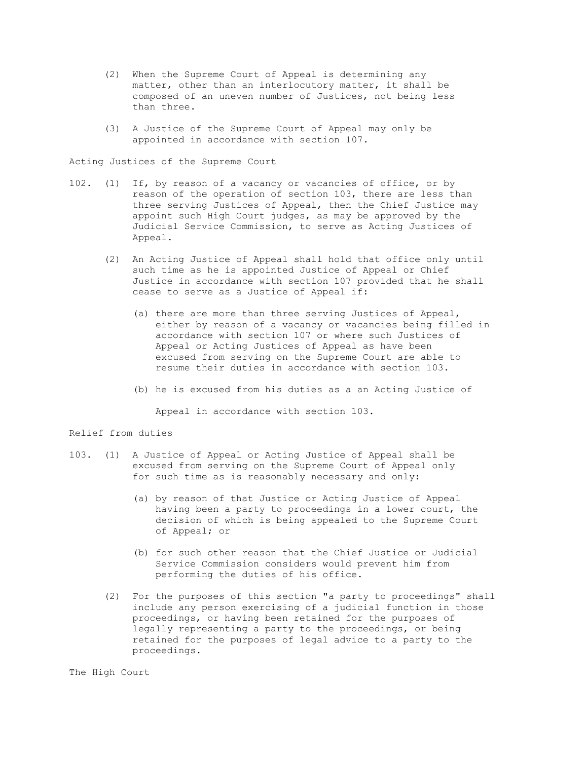(2) When the Supreme Court of Appeal is determining any matter, other than an interlocutory matter, it shall be composed of an uneven number of Justices, not being less than three.

(3) A Justice of the Supreme Court of Appeal may only be appointed in accordance with section 107.

Acting Justices of the Supreme Court

102. (1) If, by reason of a vacancy or vacancies of office, or by reason of the operation of section 103, there are less than three serving Justices of Appeal, then the Chief Justice may appoint such High Court judges, as may be approved by the Judicial Service Commission, to serve as Acting Justices of Appeal.

(2) An Acting Justice of Appeal shall hold that office only until such time as he is appointed Justice of Appeal or Chief Justice in accordance with section 107 provided that he shall cease to serve as a Justice of Appeal if:

(a) there are more than three serving Justices of Appeal, either by reason of a vacancy or vacancies being filled in accordance with section 107 or where such Justices of Appeal or Acting Justices of Appeal as have been excused from serving on the Supreme Court are able to resume their duties in accordance with section 103.

(b) he is excused from his duties as a an Acting Justice of Appeal in accordance with section 103.

Relief from duties

103. (1) A Justice of Appeal or Acting Justice of Appeal shall be excused from serving on the Supreme Court of Appeal only for such time as is reasonably necessary and only:

(a) by reason of that Justice or Acting Justice of Appeal having been a party to proceedings in a lower court, the decision of which is being appealed to the Supreme Court of Appeal; or

(b) for such other reason that the Chief Justice or Judicial Service Commission considers would prevent him from performing the duties of his office.

(2) For the purposes of this section "a party to proceedings" shall include any person exercising of a judicial function in those proceedings, or having been retained for the purposes of legally representing a party to the proceedings, or being retained for the purposes of legal advice to a party to the proceedings.

The High Court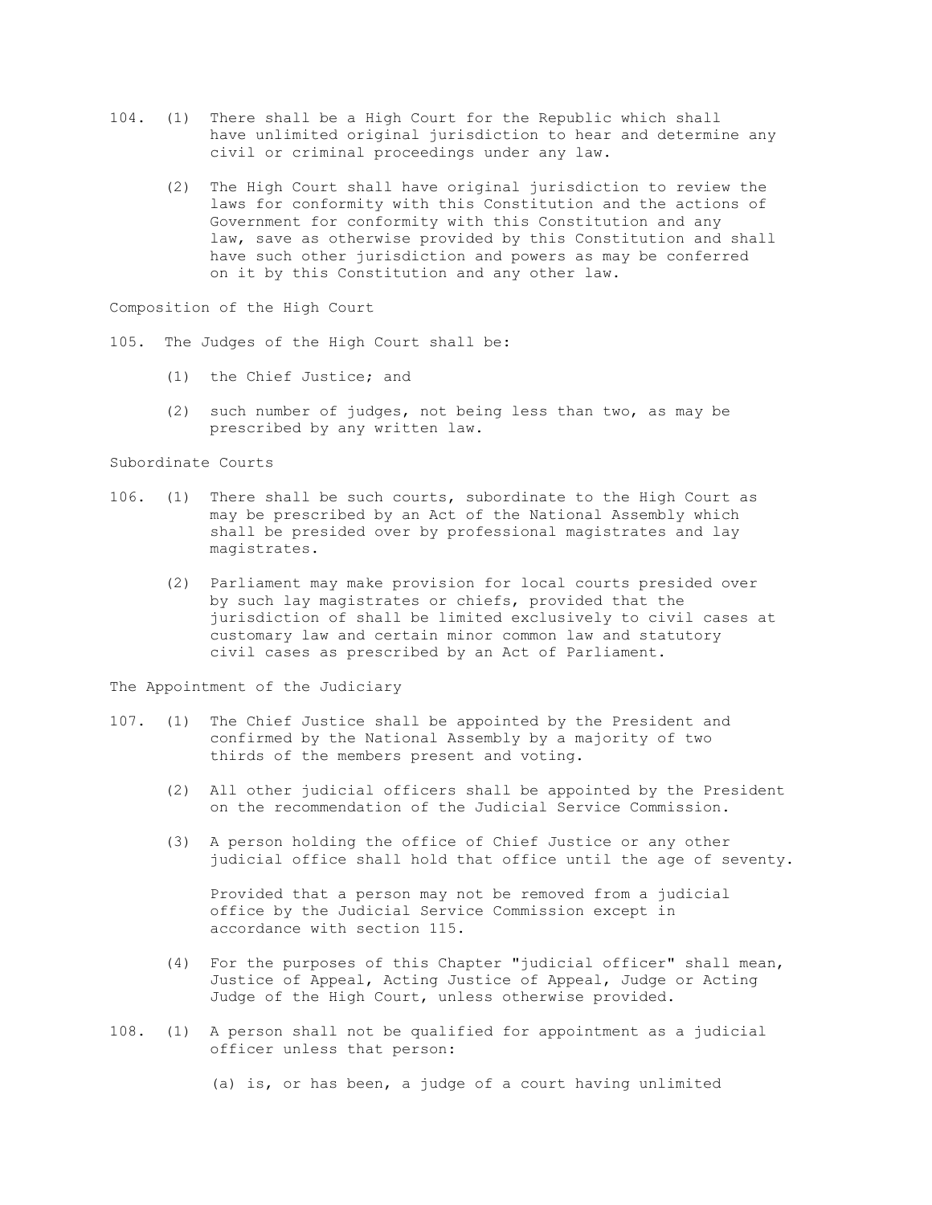104. (1) There shall be a High Court for the Republic which shall have unlimited original jurisdiction to hear and determine any civil or criminal proceedings under any law.

(2) The High Court shall have original jurisdiction to review the laws for conformity with this Constitution and the actions of Government for conformity with this Constitution and any law, save as otherwise provided by this Constitution and shall have such other jurisdiction and powers as may be conferred on it by this Constitution and any other law.

Composition of the High Court

105. The Judges of the High Court shall be:

(1) the Chief Justice; and

(2) such number of judges, not being less than two, as may be prescribed by any written law.

Subordinate Courts

106. (1) There shall be such courts, subordinate to the High Court as may be prescribed by an Act of the National Assembly which shall be presided over by professional magistrates and lay magistrates.

(2) Parliament may make provision for local courts presided over by such lay magistrates or chiefs, provided that the jurisdiction of shall be limited exclusively to civil cases at customary law and certain minor common law and statutory civil cases as prescribed by an Act of Parliament.

The Appointment of the Judiciary

107. (1) The Chief Justice shall be appointed by the President and confirmed by the National Assembly by a majority of two thirds of the members present and voting.

(2) All other judicial officers shall be appointed by the President on the recommendation of the Judicial Service Commission.

(3) A person holding the office of Chief Justice or any other judicial office shall hold that office until the age of seventy.

Provided that a person may not be removed from a judicial office by the Judicial Service Commission except in accordance with section 115.

(4) For the purposes of this Chapter "judicial officer" shall mean, Justice of Appeal, Acting Justice of Appeal, Judge or Acting Judge of the High Court, unless otherwise provided.

108. (1) A person shall not be qualified for appointment as a judicial officer unless that person:

(a) is, or has been, a judge of a court having unlimited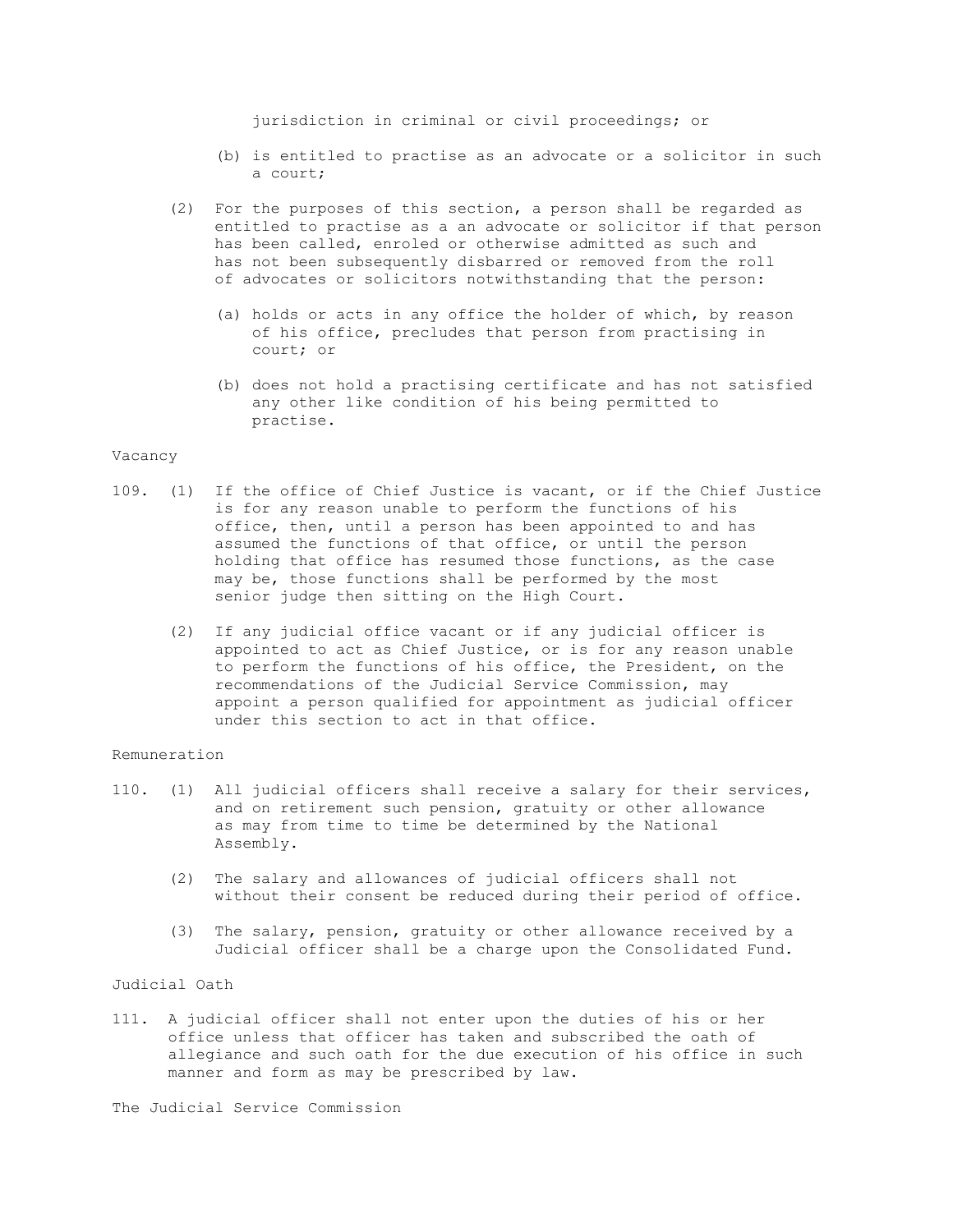jurisdiction in criminal or civil proceedings; or

(b) is entitled to practise as an advocate or a solicitor in such a court;

(2) For the purposes of this section, a person shall be regarded as entitled to practise as a an advocate or solicitor if that person has been called, enroled or otherwise admitted as such and has not been subsequently disbarred or removed from the roll of advocates or solicitors notwithstanding that the person:

(a) holds or acts in any office the holder of which, by reason of his office, precludes that person from practising in court; or

(b) does not hold a practising certificate and has not satisfied any other like condition of his being permitted to practise.

Vacancy

109. (1) If the office of Chief Justice is vacant, or if the Chief Justice is for any reason unable to perform the functions of his office, then, until a person has been appointed to and has assumed the functions of that office, or until the person holding that office has resumed those functions, as the case may be, those functions shall be performed by the most senior judge then sitting on the High Court.

(2) If any judicial office vacant or if any judicial officer is appointed to act as Chief Justice, or is for any reason unable to perform the functions of his office, the President, on the recommendations of the Judicial Service Commission, may appoint a person qualified for appointment as judicial officer under this section to act in that office.

Remuneration

110. (1) All judicial officers shall receive a salary for their services, and on retirement such pension, gratuity or other allowance as may from time to time be determined by the National Assembly.

(2) The salary and allowances of judicial officers shall not without their consent be reduced during their period of office.

(3) The salary, pension, gratuity or other allowance received by a Judicial officer shall be a charge upon the Consolidated Fund.

Judicial Oath

111. A judicial officer shall not enter upon the duties of his or her office unless that officer has taken and subscribed the oath of allegiance and such oath for the due execution of his office in such manner and form as may be prescribed by law.

The Judicial Service Commission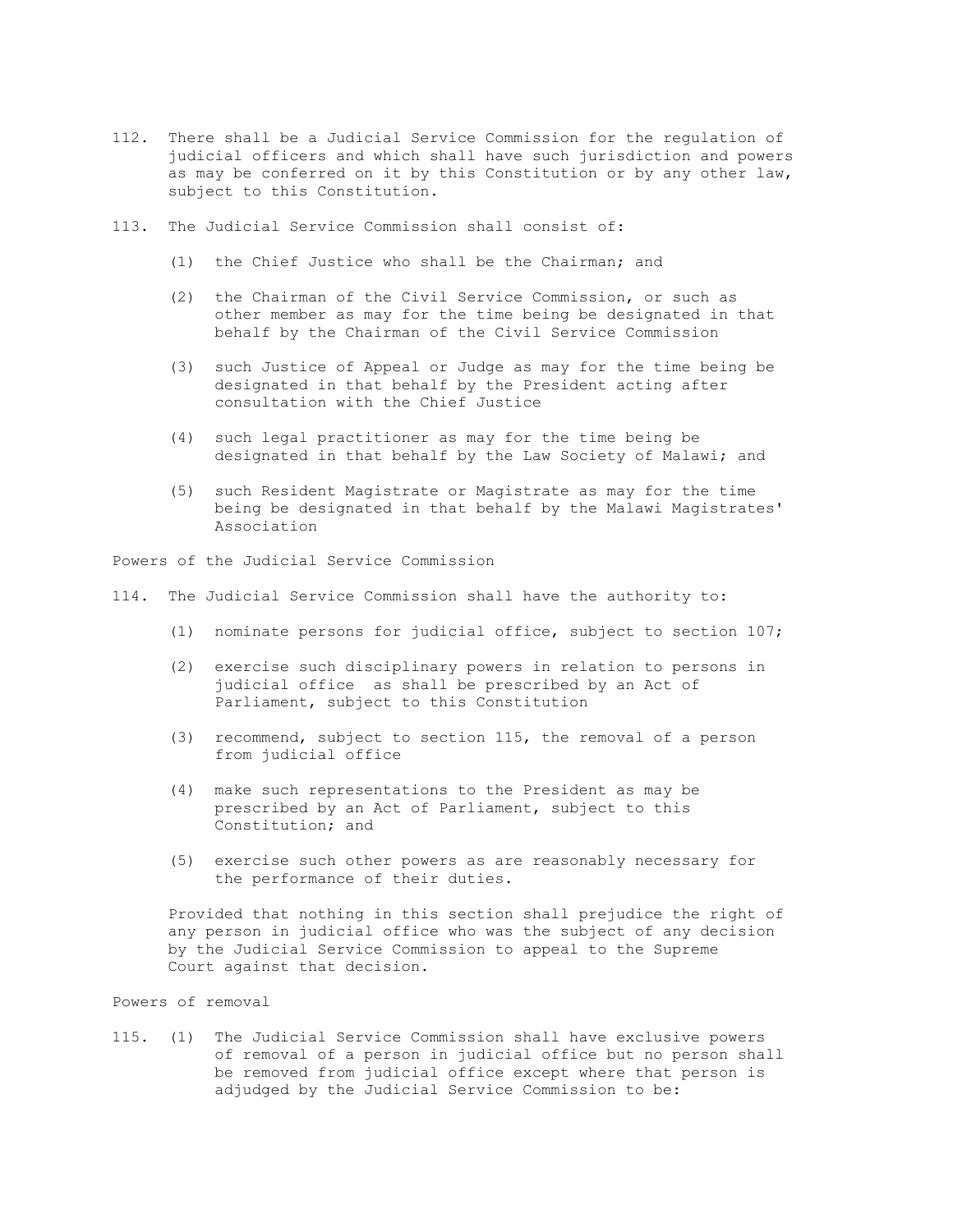112. There shall be a Judicial Service Commission for the regulation of judicial officers and which shall have such jurisdiction and powers as may be conferred on it by this Constitution or by any other law, subject to this Constitution.

113. The Judicial Service Commission shall consist of:

    (1) the Chief Justice who shall be the Chairman; and

    (2) the Chairman of the Civil Service Commission, or such as other member as may for the time being be designated in that behalf by the Chairman of the Civil Service Commission

    (3) such Justice of Appeal or Judge as may for the time being be designated in that behalf by the President acting after consultation with the Chief Justice

    (4) such legal practitioner as may for the time being be designated in that behalf by the Law Society of Malawi; and

    (5) such Resident Magistrate or Magistrate as may for the time being be designated in that behalf by the Malawi Magistrates' Association

Powers of the Judicial Service Commission

114. The Judicial Service Commission shall have the authority to:

    (1) nominate persons for judicial office, subject to section 107;

    (2) exercise such disciplinary powers in relation to persons in judicial office as shall be prescribed by an Act of Parliament, subject to this Constitution

    (3) recommend, subject to section 115, the removal of a person from judicial office

    (4) make such representations to the President as may be prescribed by an Act of Parliament, subject to this Constitution; and

    (5) exercise such other powers as are reasonably necessary for the performance of their duties.

    Provided that nothing in this section shall prejudice the right of any person in judicial office who was the subject of any decision by the Judicial Service Commission to appeal to the Supreme Court against that decision.

Powers of removal

115. (1) The Judicial Service Commission shall have exclusive powers of removal of a person in judicial office but no person shall be removed from judicial office except where that person is adjudged by the Judicial Service Commission to be: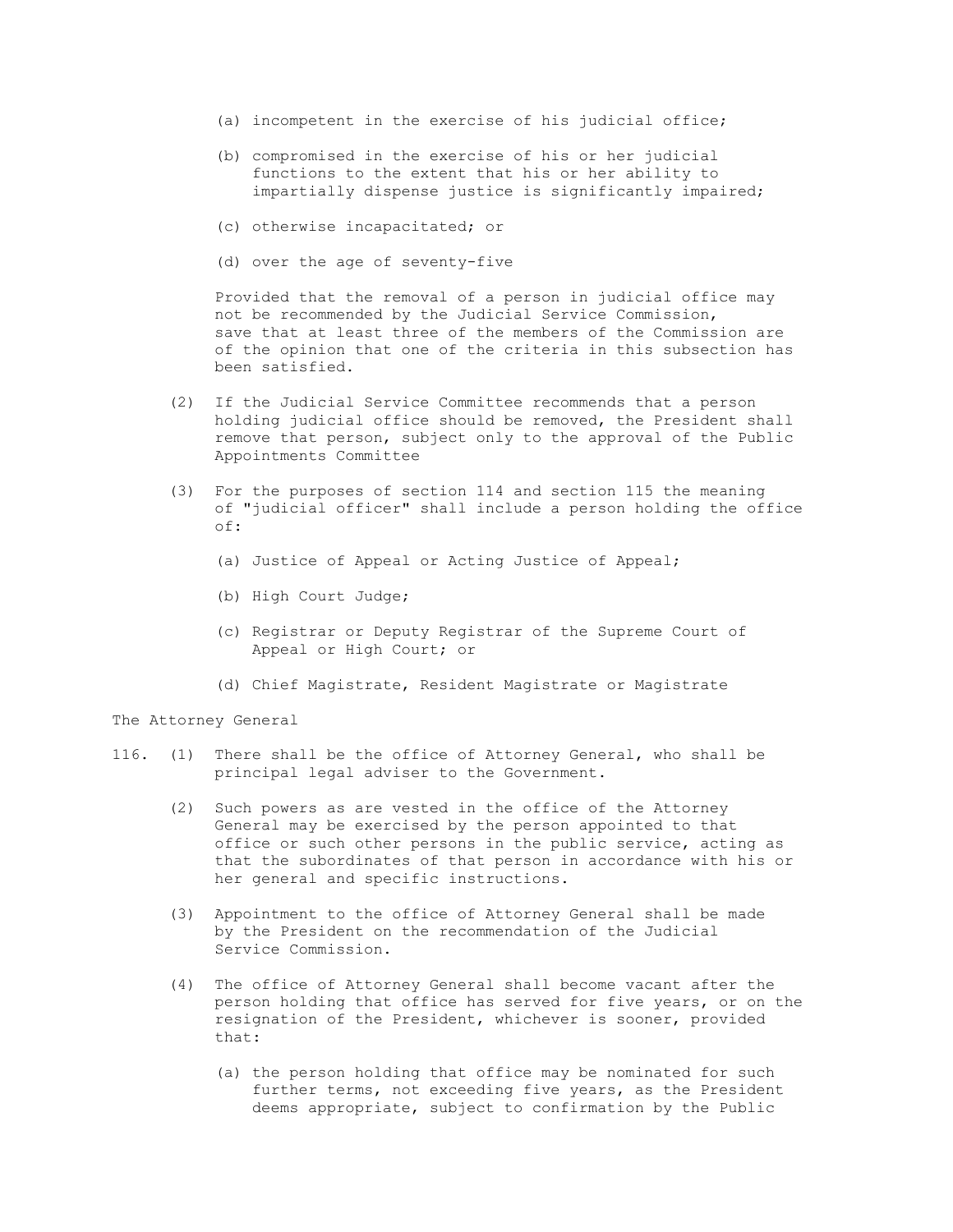(a) incompetent in the exercise of his judicial office;

(b) compromised in the exercise of his or her judicial functions to the extent that his or her ability to impartially dispense justice is significantly impaired;

(c) otherwise incapacitated; or

(d) over the age of seventy-five

Provided that the removal of a person in judicial office may not be recommended by the Judicial Service Commission, save that at least three of the members of the Commission are of the opinion that one of the criteria in this subsection has been satisfied.

(2) If the Judicial Service Committee recommends that a person holding judicial office should be removed, the President shall remove that person, subject only to the approval of the Public Appointments Committee

(3) For the purposes of section 114 and section 115 the meaning of "judicial officer" shall include a person holding the office of:

(a) Justice of Appeal or Acting Justice of Appeal;

(b) High Court Judge;

(c) Registrar or Deputy Registrar of the Supreme Court of Appeal or High Court; or

(d) Chief Magistrate, Resident Magistrate or Magistrate

The Attorney General

116. (1) There shall be the office of Attorney General, who shall be principal legal adviser to the Government.

(2) Such powers as are vested in the office of the Attorney General may be exercised by the person appointed to that office or such other persons in the public service, acting as that the subordinates of that person in accordance with his or her general and specific instructions.

(3) Appointment to the office of Attorney General shall be made by the President on the recommendation of the Judicial Service Commission.

(4) The office of Attorney General shall become vacant after the person holding that office has served for five years, or on the resignation of the President, whichever is sooner, provided that:

(a) the person holding that office may be nominated for such further terms, not exceeding five years, as the President deems appropriate, subject to confirmation by the Public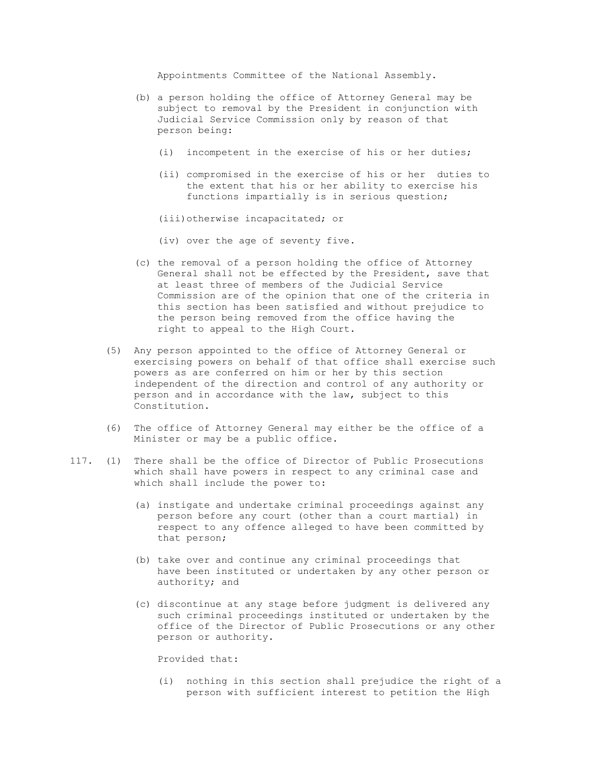Appointments Committee of the National Assembly.

(b) a person holding the office of Attorney General may be subject to removal by the President in conjunction with Judicial Service Commission only by reason of that person being:

  (i) incompetent in the exercise of his or her duties;

  (ii) compromised in the exercise of his or her duties to the extent that his or her ability to exercise his functions impartially is in serious question;

  (iii) otherwise incapacitated; or

  (iv) over the age of seventy five.

(c) the removal of a person holding the office of Attorney General shall not be effected by the President, save that at least three of members of the Judicial Service Commission are of the opinion that one of the criteria in this section has been satisfied and without prejudice to the person being removed from the office having the right to appeal to the High Court.

(5) Any person appointed to the office of Attorney General or exercising powers on behalf of that office shall exercise such powers as are conferred on him or her by this section independent of the direction and control of any authority or person and in accordance with the law, subject to this Constitution.

(6) The office of Attorney General may either be the office of a Minister or may be a public office.

117. (1) There shall be the office of Director of Public Prosecutions which shall have powers in respect to any criminal case and which shall include the power to:

(a) instigate and undertake criminal proceedings against any person before any court (other than a court martial) in respect to any offence alleged to have been committed by that person;

(b) take over and continue any criminal proceedings that have been instituted or undertaken by any other person or authority; and

(c) discontinue at any stage before judgment is delivered any such criminal proceedings instituted or undertaken by the office of the Director of Public Prosecutions or any other person or authority.

Provided that:

  (i) nothing in this section shall prejudice the right of a person with sufficient interest to petition the High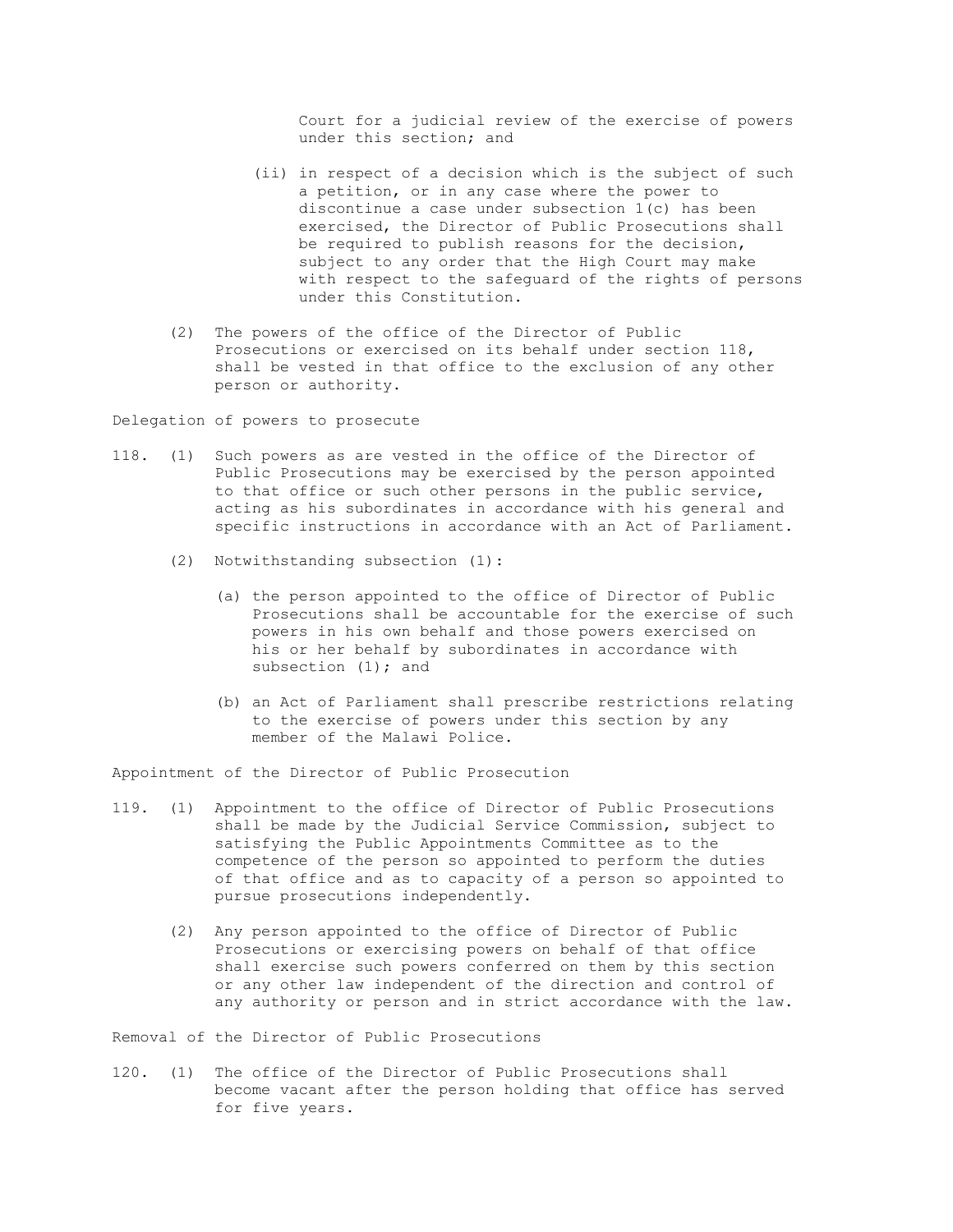Court for a judicial review of the exercise of powers under this section; and

(ii) in respect of a decision which is the subject of such a petition, or in any case where the power to discontinue a case under subsection 1(c) has been exercised, the Director of Public Prosecutions shall be required to publish reasons for the decision, subject to any order that the High Court may make with respect to the safeguard of the rights of persons under this Constitution.

(2) The powers of the office of the Director of Public Prosecutions or exercised on its behalf under section 118, shall be vested in that office to the exclusion of any other person or authority.

Delegation of powers to prosecute

118. (1) Such powers as are vested in the office of the Director of Public Prosecutions may be exercised by the person appointed to that office or such other persons in the public service, acting as his subordinates in accordance with his general and specific instructions in accordance with an Act of Parliament.

(2) Notwithstanding subsection (1):

(a) the person appointed to the office of Director of Public Prosecutions shall be accountable for the exercise of such powers in his own behalf and those powers exercised on his or her behalf by subordinates in accordance with subsection (1); and

(b) an Act of Parliament shall prescribe restrictions relating to the exercise of powers under this section by any member of the Malawi Police.

Appointment of the Director of Public Prosecution

119. (1) Appointment to the office of Director of Public Prosecutions shall be made by the Judicial Service Commission, subject to satisfying the Public Appointments Committee as to the competence of the person so appointed to perform the duties of that office and as to capacity of a person so appointed to pursue prosecutions independently.

(2) Any person appointed to the office of Director of Public Prosecutions or exercising powers on behalf of that office shall exercise such powers conferred on them by this section or any other law independent of the direction and control of any authority or person and in strict accordance with the law.

Removal of the Director of Public Prosecutions

120. (1) The office of the Director of Public Prosecutions shall become vacant after the person holding that office has served for five years.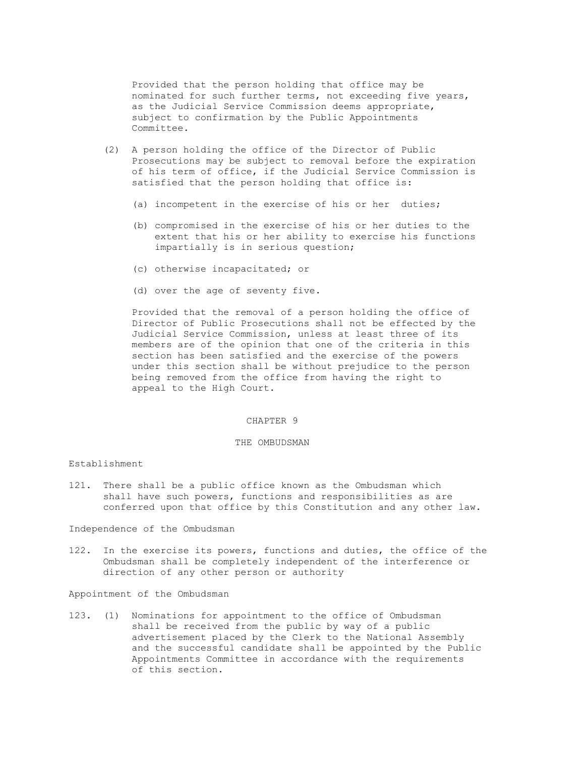Provided that the person holding that office may be nominated for such further terms, not exceeding five years, as the Judicial Service Commission deems appropriate, subject to confirmation by the Public Appointments Committee.

(2) A person holding the office of the Director of Public Prosecutions may be subject to removal before the expiration of his term of office, if the Judicial Service Commission is satisfied that the person holding that office is:

(a) incompetent in the exercise of his or her duties;

(b) compromised in the exercise of his or her duties to the extent that his or her ability to exercise his functions impartially is in serious question;

(c) otherwise incapacitated; or

(d) over the age of seventy five.

Provided that the removal of a person holding the office of Director of Public Prosecutions shall not be effected by the Judicial Service Commission, unless at least three of its members are of the opinion that one of the criteria in this section has been satisfied and the exercise of the powers under this section shall be without prejudice to the person being removed from the office from having the right to appeal to the High Court.

## CHAPTER 9

## THE OMBUDSMAN

Establishment

121. There shall be a public office known as the Ombudsman which shall have such powers, functions and responsibilities as are conferred upon that office by this Constitution and any other law.

Independence of the Ombudsman

122. In the exercise its powers, functions and duties, the office of the Ombudsman shall be completely independent of the interference or direction of any other person or authority

Appointment of the Ombudsman

123. (1) Nominations for appointment to the office of Ombudsman shall be received from the public by way of a public advertisement placed by the Clerk to the National Assembly and the successful candidate shall be appointed by the Public Appointments Committee in accordance with the requirements of this section.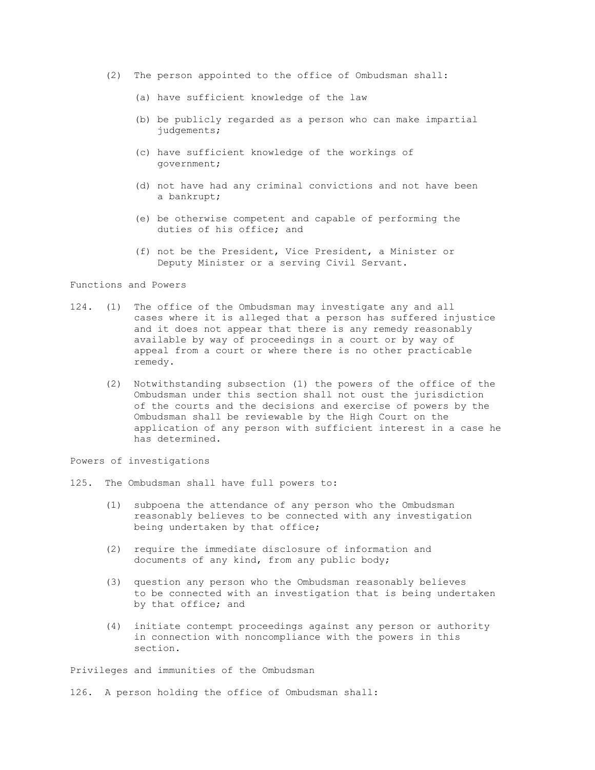(2) The person appointed to the office of Ombudsman shall:

(a) have sufficient knowledge of the law

(b) be publicly regarded as a person who can make impartial judgements;

(c) have sufficient knowledge of the workings of government;

(d) not have had any criminal convictions and not have been a bankrupt;

(e) be otherwise competent and capable of performing the duties of his office; and

(f) not be the President, Vice President, a Minister or Deputy Minister or a serving Civil Servant.

Functions and Powers

124. (1) The office of the Ombudsman may investigate any and all cases where it is alleged that a person has suffered injustice and it does not appear that there is any remedy reasonably available by way of proceedings in a court or by way of appeal from a court or where there is no other practicable remedy.

(2) Notwithstanding subsection (1) the powers of the office of the Ombudsman under this section shall not oust the jurisdiction of the courts and the decisions and exercise of powers by the Ombudsman shall be reviewable by the High Court on the application of any person with sufficient interest in a case he has determined.

Powers of investigations

125. The Ombudsman shall have full powers to:

(1) subpoena the attendance of any person who the Ombudsman reasonably believes to be connected with any investigation being undertaken by that office;

(2) require the immediate disclosure of information and documents of any kind, from any public body;

(3) question any person who the Ombudsman reasonably believes to be connected with an investigation that is being undertaken by that office; and

(4) initiate contempt proceedings against any person or authority in connection with noncompliance with the powers in this section.

Privileges and immunities of the Ombudsman

126. A person holding the office of Ombudsman shall: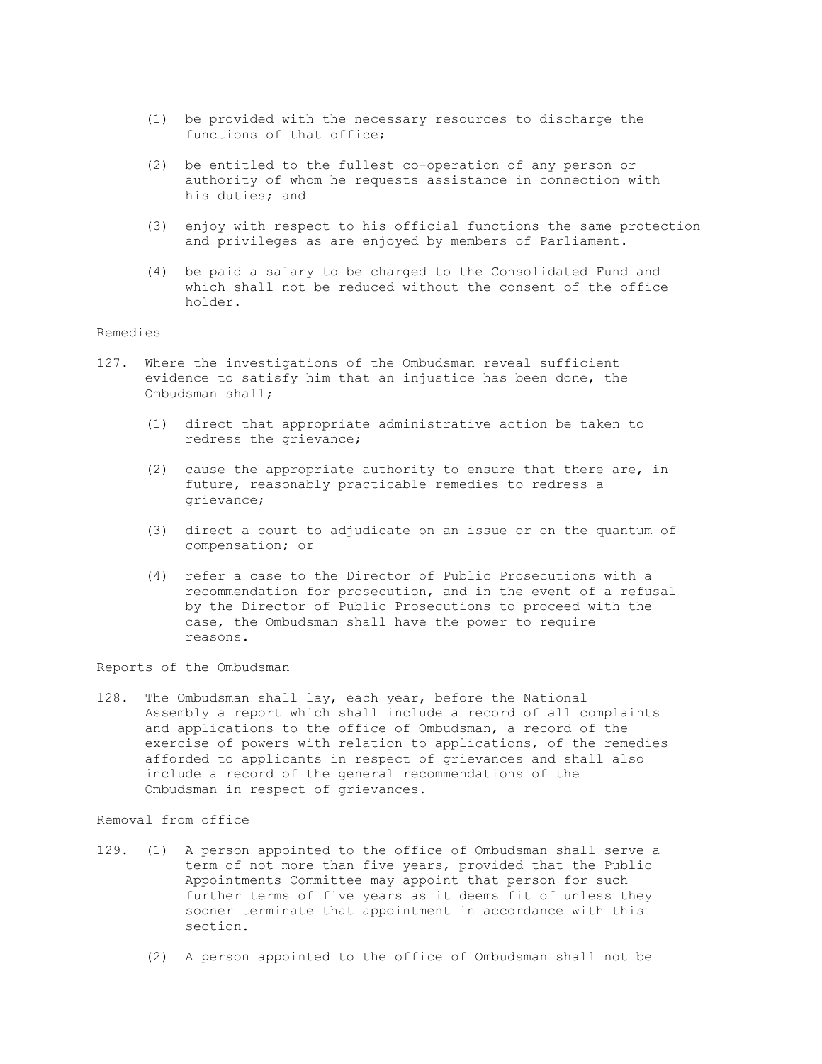(1) be provided with the necessary resources to discharge the functions of that office;

(2) be entitled to the fullest co-operation of any person or authority of whom he requests assistance in connection with his duties; and

(3) enjoy with respect to his official functions the same protection and privileges as are enjoyed by members of Parliament.

(4) be paid a salary to be charged to the Consolidated Fund and which shall not be reduced without the consent of the office holder.

Remedies

127. Where the investigations of the Ombudsman reveal sufficient evidence to satisfy him that an injustice has been done, the Ombudsman shall;

(1) direct that appropriate administrative action be taken to redress the grievance;

(2) cause the appropriate authority to ensure that there are, in future, reasonably practicable remedies to redress a grievance;

(3) direct a court to adjudicate on an issue or on the quantum of compensation; or

(4) refer a case to the Director of Public Prosecutions with a recommendation for prosecution, and in the event of a refusal by the Director of Public Prosecutions to proceed with the case, the Ombudsman shall have the power to require reasons.

Reports of the Ombudsman

128. The Ombudsman shall lay, each year, before the National Assembly a report which shall include a record of all complaints and applications to the office of Ombudsman, a record of the exercise of powers with relation to applications, of the remedies afforded to applicants in respect of grievances and shall also include a record of the general recommendations of the Ombudsman in respect of grievances.

Removal from office

129. (1) A person appointed to the office of Ombudsman shall serve a term of not more than five years, provided that the Public Appointments Committee may appoint that person for such further terms of five years as it deems fit of unless they sooner terminate that appointment in accordance with this section.

(2) A person appointed to the office of Ombudsman shall not be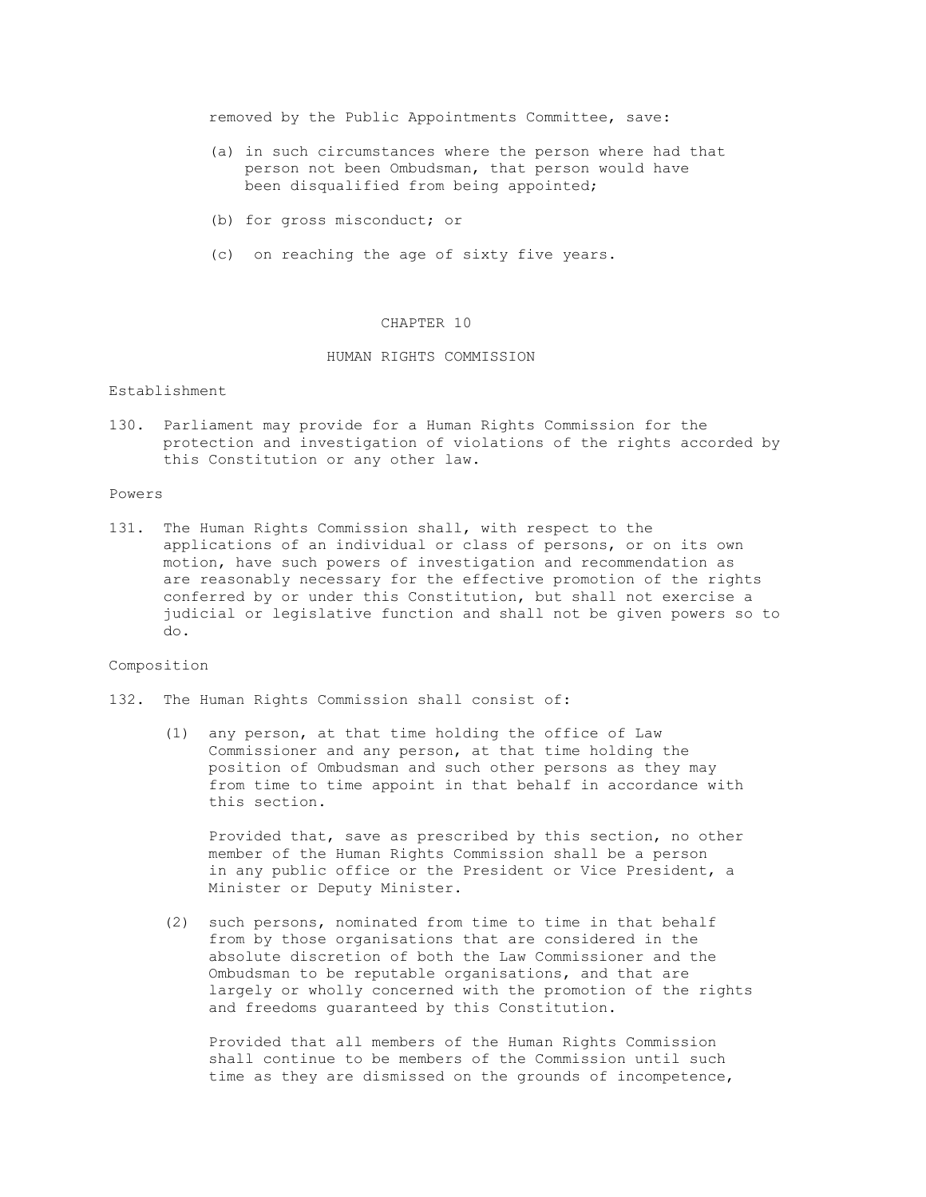removed by the Public Appointments Committee, save:

(a) in such circumstances where the person where had that person not been Ombudsman, that person would have been disqualified from being appointed;

(b) for gross misconduct; or

(c) on reaching the age of sixty five years.

## CHAPTER 10

## HUMAN RIGHTS COMMISSION

Establishment

130. Parliament may provide for a Human Rights Commission for the protection and investigation of violations of the rights accorded by this Constitution or any other law.

Powers

131. The Human Rights Commission shall, with respect to the applications of an individual or class of persons, or on its own motion, have such powers of investigation and recommendation as are reasonably necessary for the effective promotion of the rights conferred by or under this Constitution, but shall not exercise a judicial or legislative function and shall not be given powers so to do.

Composition

132. The Human Rights Commission shall consist of:

(1) any person, at that time holding the office of Law Commissioner and any person, at that time holding the position of Ombudsman and such other persons as they may from time to time appoint in that behalf in accordance with this section.

Provided that, save as prescribed by this section, no other member of the Human Rights Commission shall be a person in any public office or the President or Vice President, a Minister or Deputy Minister.

(2) such persons, nominated from time to time in that behalf from by those organisations that are considered in the absolute discretion of both the Law Commissioner and the Ombudsman to be reputable organisations, and that are largely or wholly concerned with the promotion of the rights and freedoms guaranteed by this Constitution.

Provided that all members of the Human Rights Commission shall continue to be members of the Commission until such time as they are dismissed on the grounds of incompetence,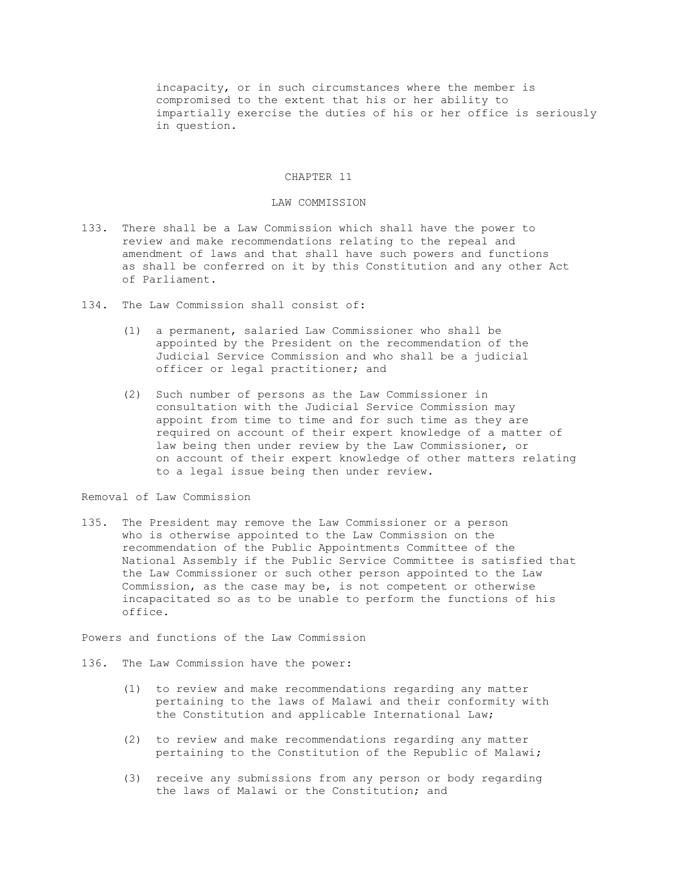incapacity, or in such circumstances where the member is compromised to the extent that his or her ability to impartially exercise the duties of his or her office is seriously in question.

## CHAPTER 11

## LAW COMMISSION

133. There shall be a Law Commission which shall have the power to review and make recommendations relating to the repeal and amendment of laws and that shall have such powers and functions as shall be conferred on it by this Constitution and any other Act of Parliament.

134. The Law Commission shall consist of:

    (1) a permanent, salaried Law Commissioner who shall be appointed by the President on the recommendation of the Judicial Service Commission and who shall be a judicial officer or legal practitioner; and

    (2) Such number of persons as the Law Commissioner in consultation with the Judicial Service Commission may appoint from time to time and for such time as they are required on account of their expert knowledge of a matter of law being then under review by the Law Commissioner, or on account of their expert knowledge of other matters relating to a legal issue being then under review.

Removal of Law Commission

135. The President may remove the Law Commissioner or a person who is otherwise appointed to the Law Commission on the recommendation of the Public Appointments Committee of the National Assembly if the Public Service Committee is satisfied that the Law Commissioner or such other person appointed to the Law Commission, as the case may be, is not competent or otherwise incapacitated so as to be unable to perform the functions of his office.

Powers and functions of the Law Commission

136. The Law Commission have the power:

    (1) to review and make recommendations regarding any matter pertaining to the laws of Malawi and their conformity with the Constitution and applicable International Law;

    (2) to review and make recommendations regarding any matter pertaining to the Constitution of the Republic of Malawi;

    (3) receive any submissions from any person or body regarding the laws of Malawi or the Constitution; and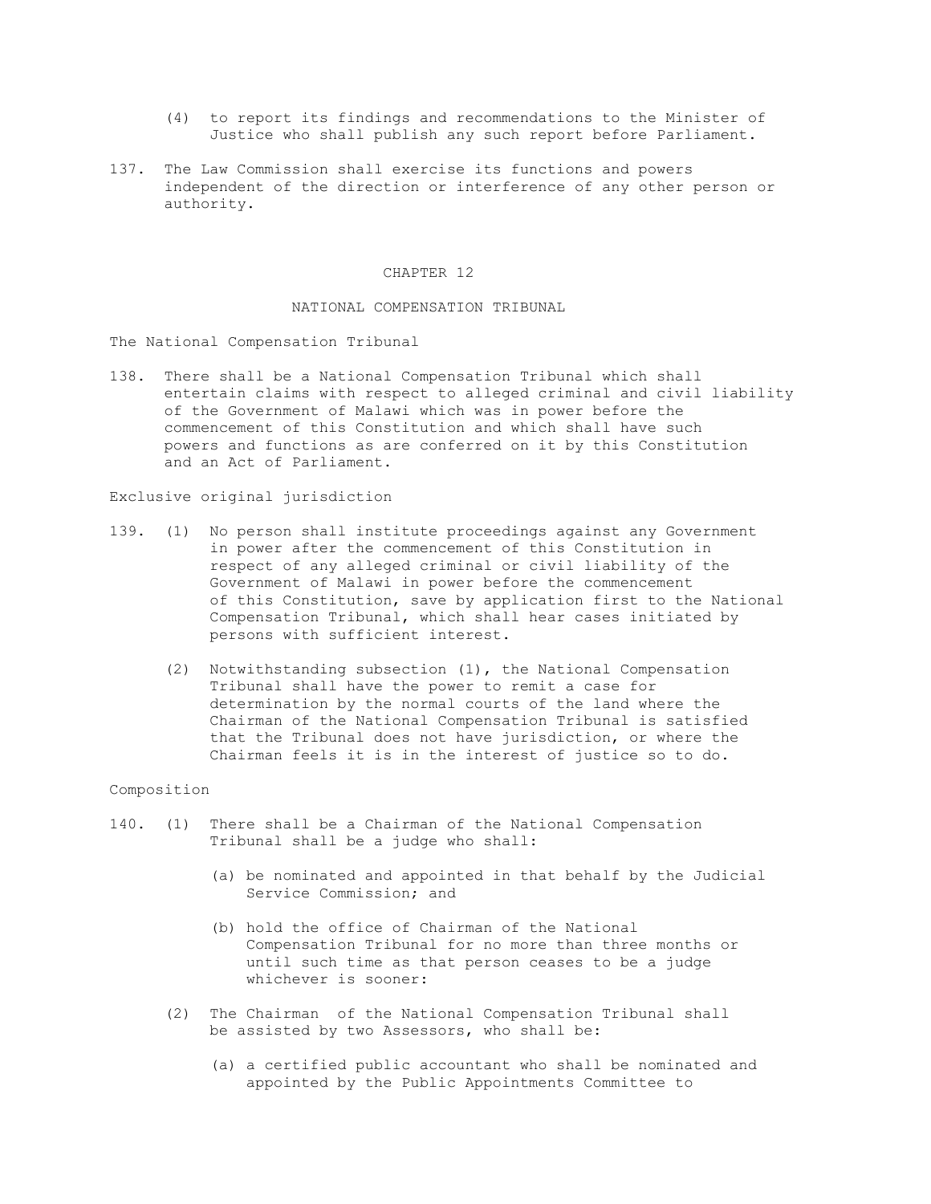(4) to report its findings and recommendations to the Minister of Justice who shall publish any such report before Parliament.

137. The Law Commission shall exercise its functions and powers independent of the direction or interference of any other person or authority.

## CHAPTER 12

## NATIONAL COMPENSATION TRIBUNAL

The National Compensation Tribunal

138. There shall be a National Compensation Tribunal which shall entertain claims with respect to alleged criminal and civil liability of the Government of Malawi which was in power before the commencement of this Constitution and which shall have such powers and functions as are conferred on it by this Constitution and an Act of Parliament.

Exclusive original jurisdiction

139. (1) No person shall institute proceedings against any Government in power after the commencement of this Constitution in respect of any alleged criminal or civil liability of the Government of Malawi in power before the commencement of this Constitution, save by application first to the National Compensation Tribunal, which shall hear cases initiated by persons with sufficient interest.

(2) Notwithstanding subsection (1), the National Compensation Tribunal shall have the power to remit a case for determination by the normal courts of the land where the Chairman of the National Compensation Tribunal is satisfied that the Tribunal does not have jurisdiction, or where the Chairman feels it is in the interest of justice so to do.

Composition

140. (1) There shall be a Chairman of the National Compensation Tribunal shall be a judge who shall:

(a) be nominated and appointed in that behalf by the Judicial Service Commission; and

(b) hold the office of Chairman of the National Compensation Tribunal for no more than three months or until such time as that person ceases to be a judge whichever is sooner:

(2) The Chairman of the National Compensation Tribunal shall be assisted by two Assessors, who shall be:

(a) a certified public accountant who shall be nominated and appointed by the Public Appointments Committee to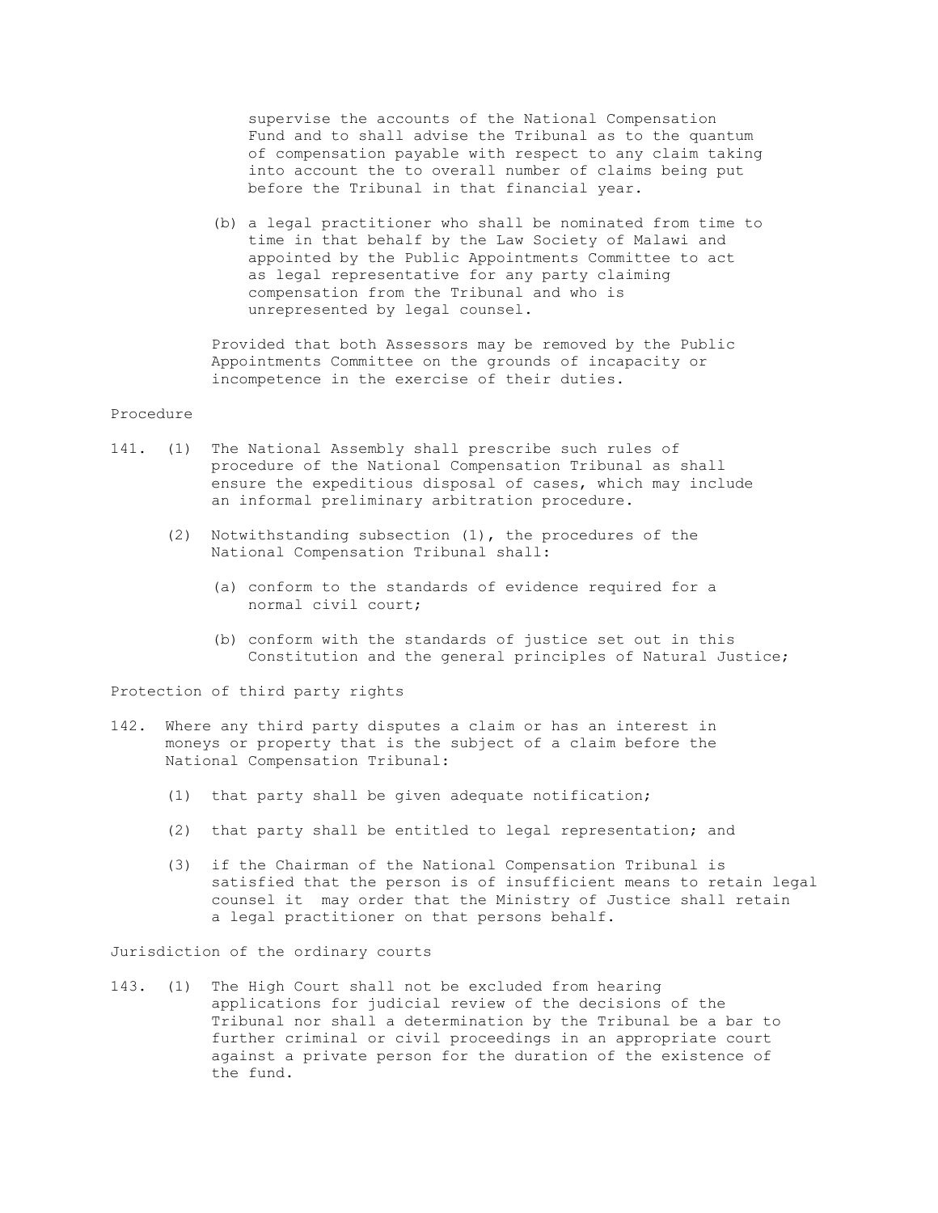supervise the accounts of the National Compensation Fund and to shall advise the Tribunal as to the quantum of compensation payable with respect to any claim taking into account the to overall number of claims being put before the Tribunal in that financial year.

(b) a legal practitioner who shall be nominated from time to time in that behalf by the Law Society of Malawi and appointed by the Public Appointments Committee to act as legal representative for any party claiming compensation from the Tribunal and who is unrepresented by legal counsel.

Provided that both Assessors may be removed by the Public Appointments Committee on the grounds of incapacity or incompetence in the exercise of their duties.

Procedure

141. (1) The National Assembly shall prescribe such rules of procedure of the National Compensation Tribunal as shall ensure the expeditious disposal of cases, which may include an informal preliminary arbitration procedure.

(2) Notwithstanding subsection (1), the procedures of the National Compensation Tribunal shall:

(a) conform to the standards of evidence required for a normal civil court;

(b) conform with the standards of justice set out in this Constitution and the general principles of Natural Justice;

Protection of third party rights

142. Where any third party disputes a claim or has an interest in moneys or property that is the subject of a claim before the National Compensation Tribunal:

(1) that party shall be given adequate notification;

(2) that party shall be entitled to legal representation; and

(3) if the Chairman of the National Compensation Tribunal is satisfied that the person is of insufficient means to retain legal counsel it may order that the Ministry of Justice shall retain a legal practitioner on that persons behalf.

Jurisdiction of the ordinary courts

143. (1) The High Court shall not be excluded from hearing applications for judicial review of the decisions of the Tribunal nor shall a determination by the Tribunal be a bar to further criminal or civil proceedings in an appropriate court against a private person for the duration of the existence of the fund.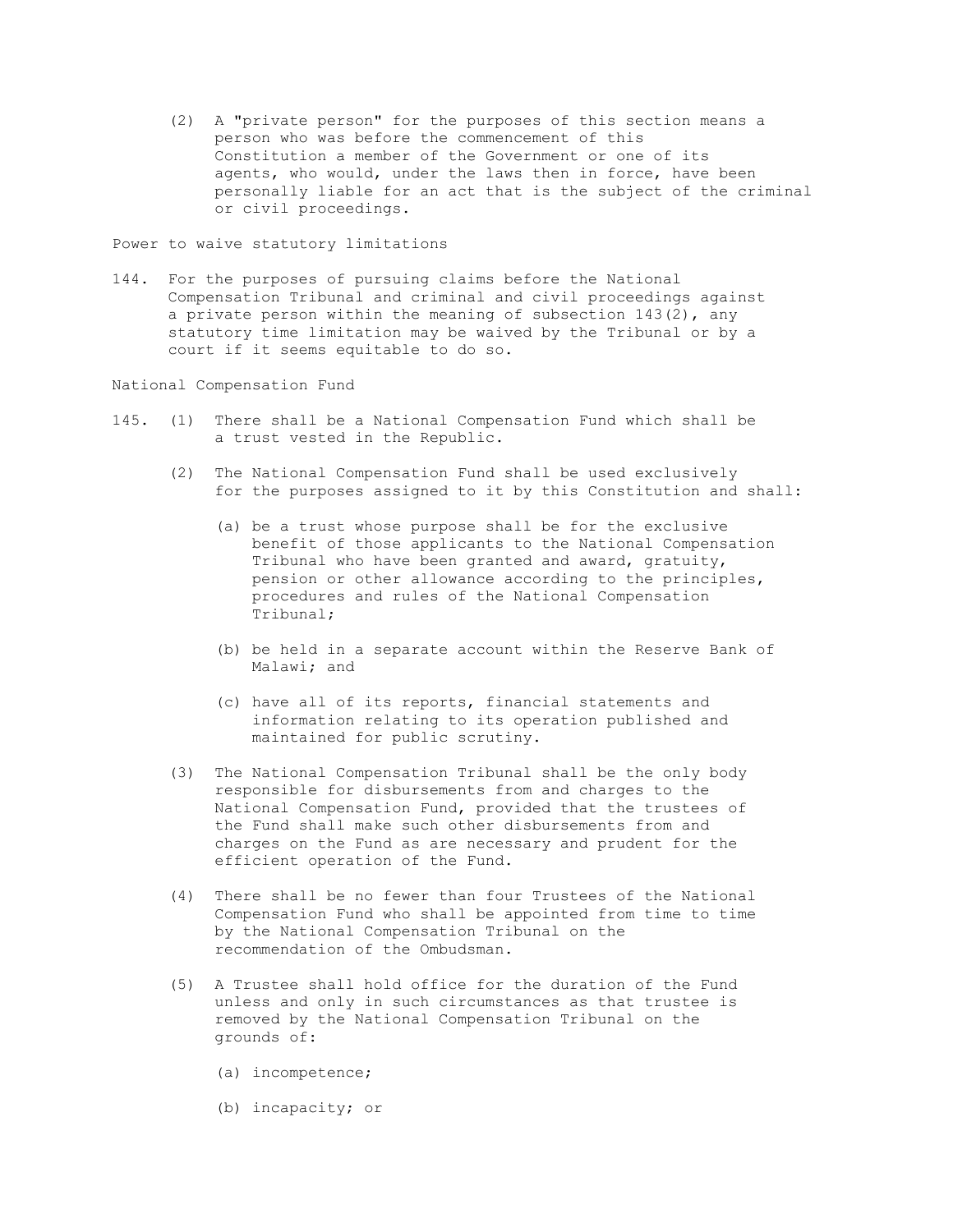(2) A "private person" for the purposes of this section means a person who was before the commencement of this Constitution a member of the Government or one of its agents, who would, under the laws then in force, have been personally liable for an act that is the subject of the criminal or civil proceedings.

Power to waive statutory limitations

144. For the purposes of pursuing claims before the National Compensation Tribunal and criminal and civil proceedings against a private person within the meaning of subsection 143(2), any statutory time limitation may be waived by the Tribunal or by a court if it seems equitable to do so.

National Compensation Fund

145. (1) There shall be a National Compensation Fund which shall be a trust vested in the Republic.

(2) The National Compensation Fund shall be used exclusively for the purposes assigned to it by this Constitution and shall:

(a) be a trust whose purpose shall be for the exclusive benefit of those applicants to the National Compensation Tribunal who have been granted and award, gratuity, pension or other allowance according to the principles, procedures and rules of the National Compensation Tribunal;

(b) be held in a separate account within the Reserve Bank of Malawi; and

(c) have all of its reports, financial statements and information relating to its operation published and maintained for public scrutiny.

(3) The National Compensation Tribunal shall be the only body responsible for disbursements from and charges to the National Compensation Fund, provided that the trustees of the Fund shall make such other disbursements from and charges on the Fund as are necessary and prudent for the efficient operation of the Fund.

(4) There shall be no fewer than four Trustees of the National Compensation Fund who shall be appointed from time to time by the National Compensation Tribunal on the recommendation of the Ombudsman.

(5) A Trustee shall hold office for the duration of the Fund unless and only in such circumstances as that trustee is removed by the National Compensation Tribunal on the grounds of:

(a) incompetence;

(b) incapacity; or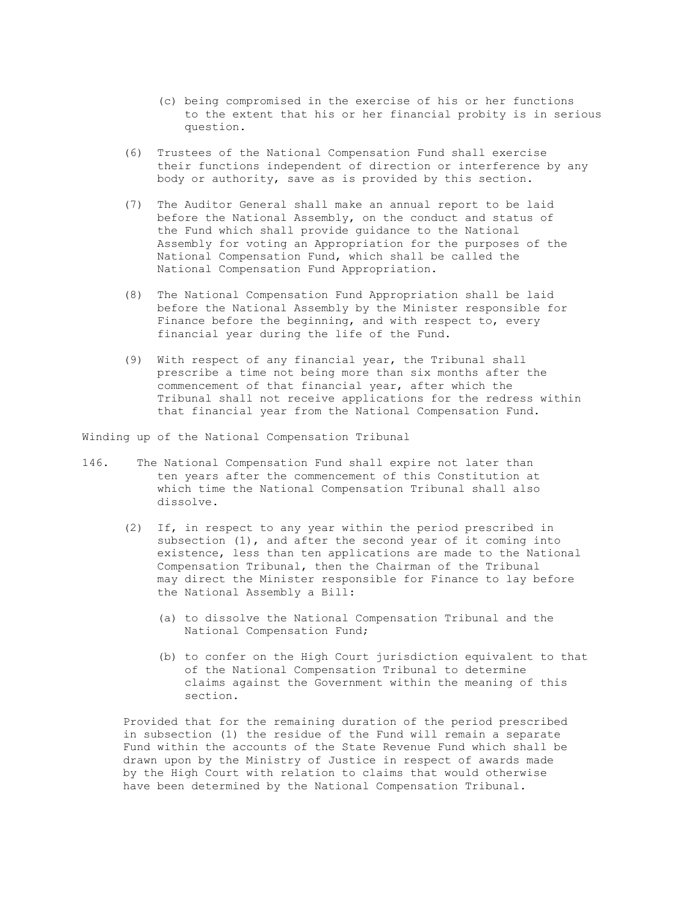(c) being compromised in the exercise of his or her functions to the extent that his or her financial probity is in serious question.

(6) Trustees of the National Compensation Fund shall exercise their functions independent of direction or interference by any body or authority, save as is provided by this section.

(7) The Auditor General shall make an annual report to be laid before the National Assembly, on the conduct and status of the Fund which shall provide guidance to the National Assembly for voting an Appropriation for the purposes of the National Compensation Fund, which shall be called the National Compensation Fund Appropriation.

(8) The National Compensation Fund Appropriation shall be laid before the National Assembly by the Minister responsible for Finance before the beginning, and with respect to, every financial year during the life of the Fund.

(9) With respect of any financial year, the Tribunal shall prescribe a time not being more than six months after the commencement of that financial year, after which the Tribunal shall not receive applications for the redress within that financial year from the National Compensation Fund.

Winding up of the National Compensation Tribunal

146. The National Compensation Fund shall expire not later than ten years after the commencement of this Constitution at which time the National Compensation Tribunal shall also dissolve.

(2) If, in respect to any year within the period prescribed in subsection (1), and after the second year of it coming into existence, less than ten applications are made to the National Compensation Tribunal, then the Chairman of the Tribunal may direct the Minister responsible for Finance to lay before the National Assembly a Bill:

(a) to dissolve the National Compensation Tribunal and the National Compensation Fund;

(b) to confer on the High Court jurisdiction equivalent to that of the National Compensation Tribunal to determine claims against the Government within the meaning of this section.

Provided that for the remaining duration of the period prescribed in subsection (1) the residue of the Fund will remain a separate Fund within the accounts of the State Revenue Fund which shall be drawn upon by the Ministry of Justice in respect of awards made by the High Court with relation to claims that would otherwise have been determined by the National Compensation Tribunal.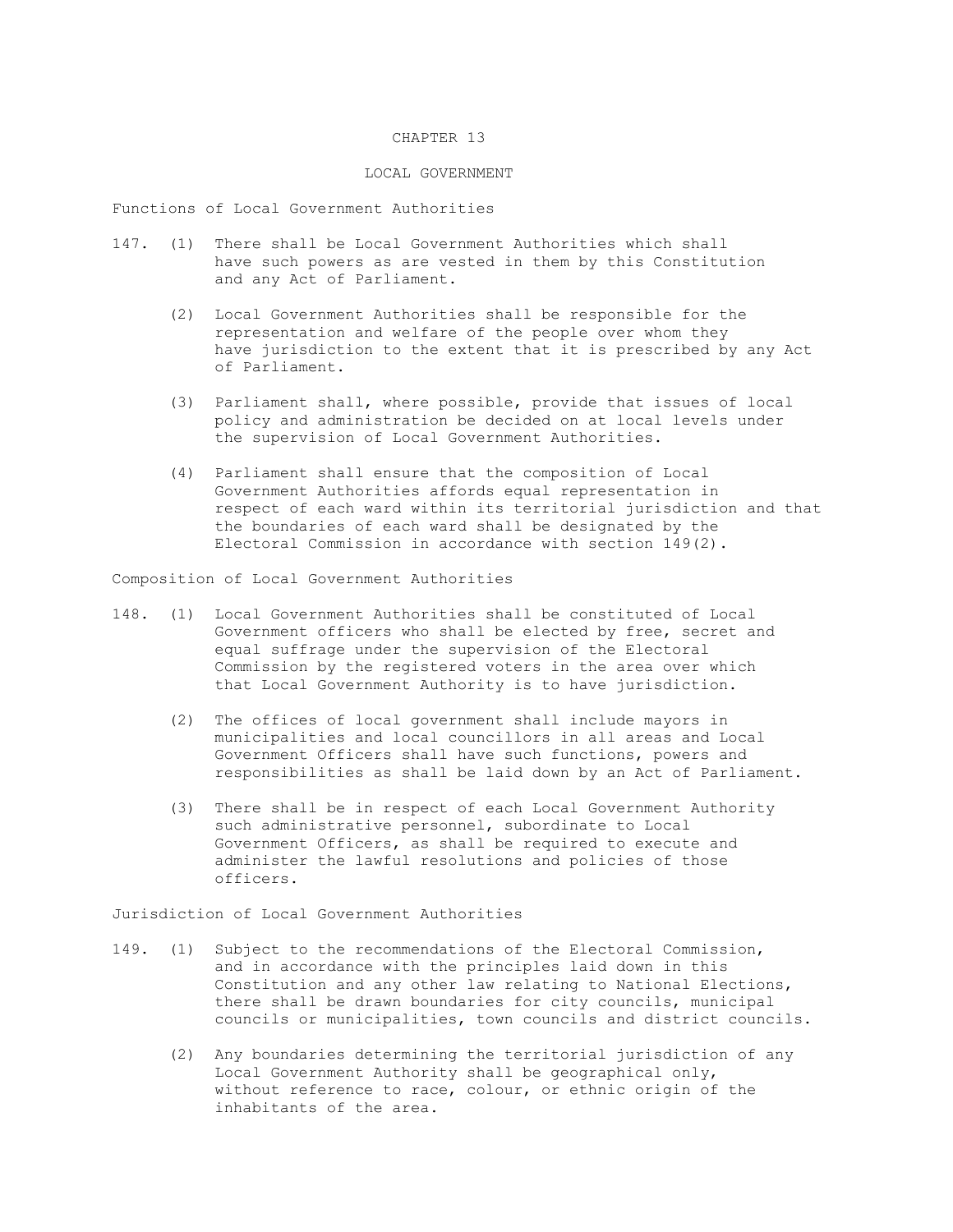# CHAPTER 13

## LOCAL GOVERNMENT

### Functions of Local Government Authorities

147. (1) There shall be Local Government Authorities which shall have such powers as are vested in them by this Constitution and any Act of Parliament.

(2) Local Government Authorities shall be responsible for the representation and welfare of the people over whom they have jurisdiction to the extent that it is prescribed by any Act of Parliament.

(3) Parliament shall, where possible, provide that issues of local policy and administration be decided on at local levels under the supervision of Local Government Authorities.

(4) Parliament shall ensure that the composition of Local Government Authorities affords equal representation in respect of each ward within its territorial jurisdiction and that the boundaries of each ward shall be designated by the Electoral Commission in accordance with section 149(2).

### Composition of Local Government Authorities

148. (1) Local Government Authorities shall be constituted of Local Government officers who shall be elected by free, secret and equal suffrage under the supervision of the Electoral Commission by the registered voters in the area over which that Local Government Authority is to have jurisdiction.

(2) The offices of local government shall include mayors in municipalities and local councillors in all areas and Local Government Officers shall have such functions, powers and responsibilities as shall be laid down by an Act of Parliament.

(3) There shall be in respect of each Local Government Authority such administrative personnel, subordinate to Local Government Officers, as shall be required to execute and administer the lawful resolutions and policies of those officers.

### Jurisdiction of Local Government Authorities

149. (1) Subject to the recommendations of the Electoral Commission, and in accordance with the principles laid down in this Constitution and any other law relating to National Elections, there shall be drawn boundaries for city councils, municipal councils or municipalities, town councils and district councils.

(2) Any boundaries determining the territorial jurisdiction of any Local Government Authority shall be geographical only, without reference to race, colour, or ethnic origin of the inhabitants of the area.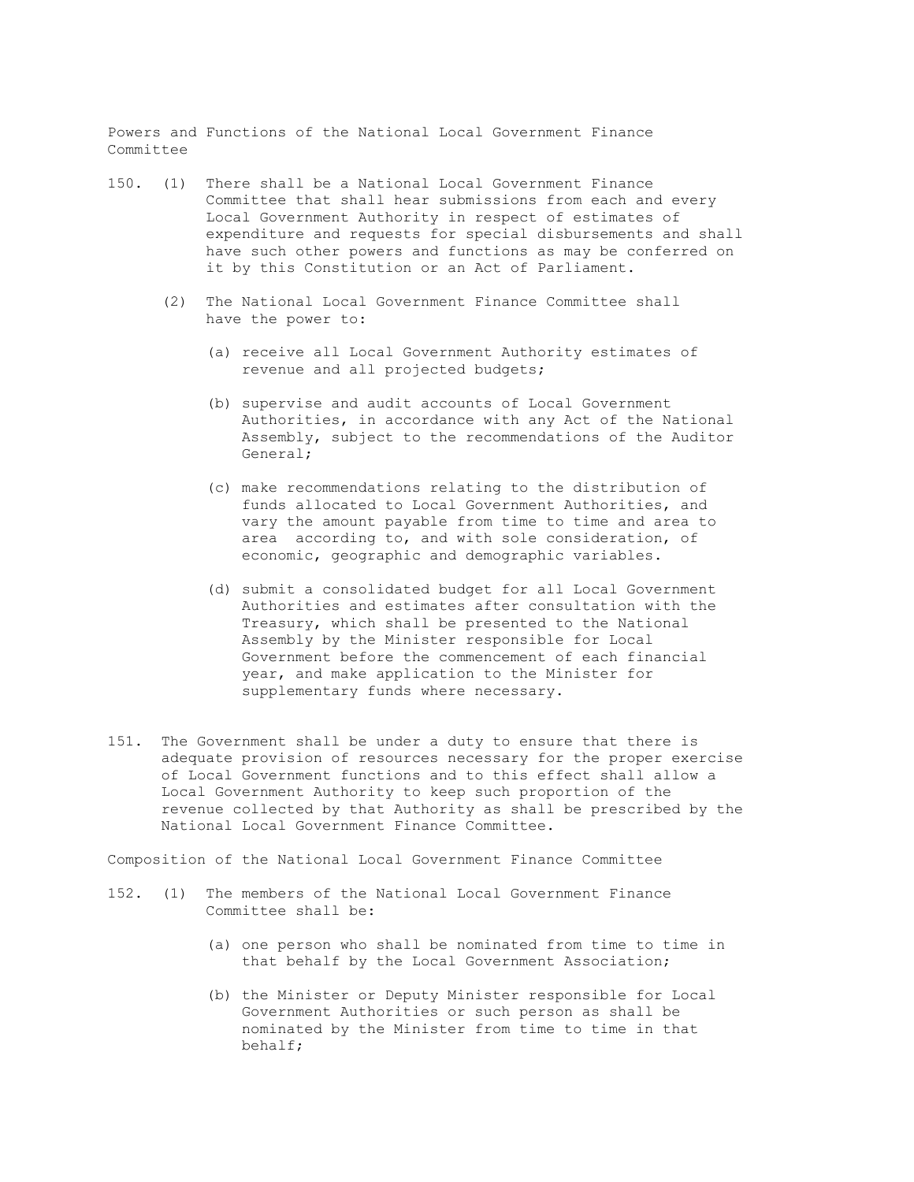## Powers and Functions of the National Local Government Finance Committee

150. (1) There shall be a National Local Government Finance Committee that shall hear submissions from each and every Local Government Authority in respect of estimates of expenditure and requests for special disbursements and shall have such other powers and functions as may be conferred on it by this Constitution or an Act of Parliament.

(2) The National Local Government Finance Committee shall have the power to:

(a) receive all Local Government Authority estimates of revenue and all projected budgets;

(b) supervise and audit accounts of Local Government Authorities, in accordance with any Act of the National Assembly, subject to the recommendations of the Auditor General;

(c) make recommendations relating to the distribution of funds allocated to Local Government Authorities, and vary the amount payable from time to time and area to area according to, and with sole consideration, of economic, geographic and demographic variables.

(d) submit a consolidated budget for all Local Government Authorities and estimates after consultation with the Treasury, which shall be presented to the National Assembly by the Minister responsible for Local Government before the commencement of each financial year, and make application to the Minister for supplementary funds where necessary.

151. The Government shall be under a duty to ensure that there is adequate provision of resources necessary for the proper exercise of Local Government functions and to this effect shall allow a Local Government Authority to keep such proportion of the revenue collected by that Authority as shall be prescribed by the National Local Government Finance Committee.

## Composition of the National Local Government Finance Committee

152. (1) The members of the National Local Government Finance Committee shall be:

(a) one person who shall be nominated from time to time in that behalf by the Local Government Association;

(b) the Minister or Deputy Minister responsible for Local Government Authorities or such person as shall be nominated by the Minister from time to time in that behalf;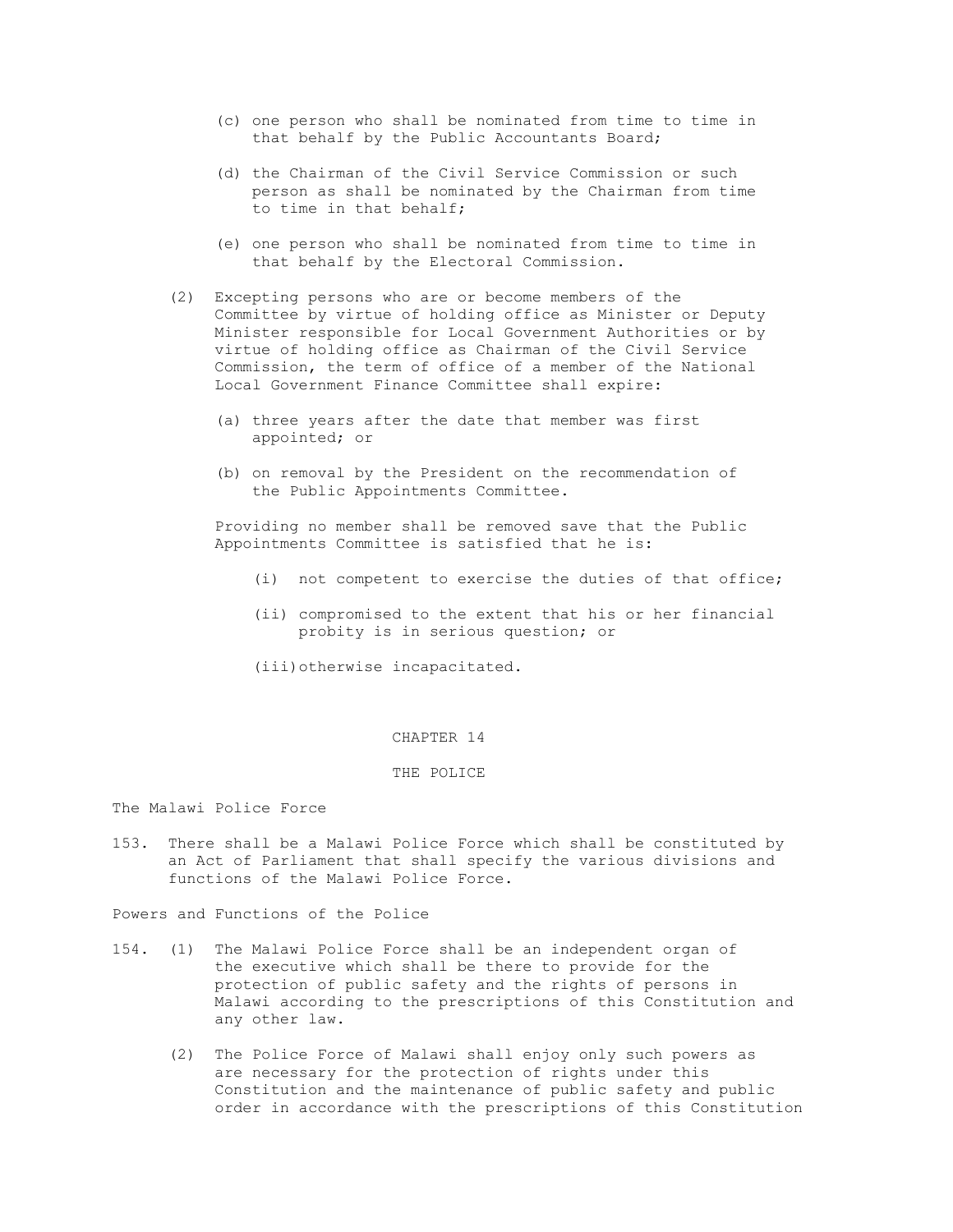(c) one person who shall be nominated from time to time in that behalf by the Public Accountants Board;

(d) the Chairman of the Civil Service Commission or such person as shall be nominated by the Chairman from time to time in that behalf;

(e) one person who shall be nominated from time to time in that behalf by the Electoral Commission.

(2) Excepting persons who are or become members of the Committee by virtue of holding office as Minister or Deputy Minister responsible for Local Government Authorities or by virtue of holding office as Chairman of the Civil Service Commission, the term of office of a member of the National Local Government Finance Committee shall expire:

(a) three years after the date that member was first appointed; or

(b) on removal by the President on the recommendation of the Public Appointments Committee.

Providing no member shall be removed save that the Public Appointments Committee is satisfied that he is:

(i) not competent to exercise the duties of that office;

(ii) compromised to the extent that his or her financial probity is in serious question; or

(iii) otherwise incapacitated.

## CHAPTER 14

## THE POLICE

The Malawi Police Force

153. There shall be a Malawi Police Force which shall be constituted by an Act of Parliament that shall specify the various divisions and functions of the Malawi Police Force.

Powers and Functions of the Police

154. (1) The Malawi Police Force shall be an independent organ of the executive which shall be there to provide for the protection of public safety and the rights of persons in Malawi according to the prescriptions of this Constitution and any other law.

(2) The Police Force of Malawi shall enjoy only such powers as are necessary for the protection of rights under this Constitution and the maintenance of public safety and public order in accordance with the prescriptions of this Constitution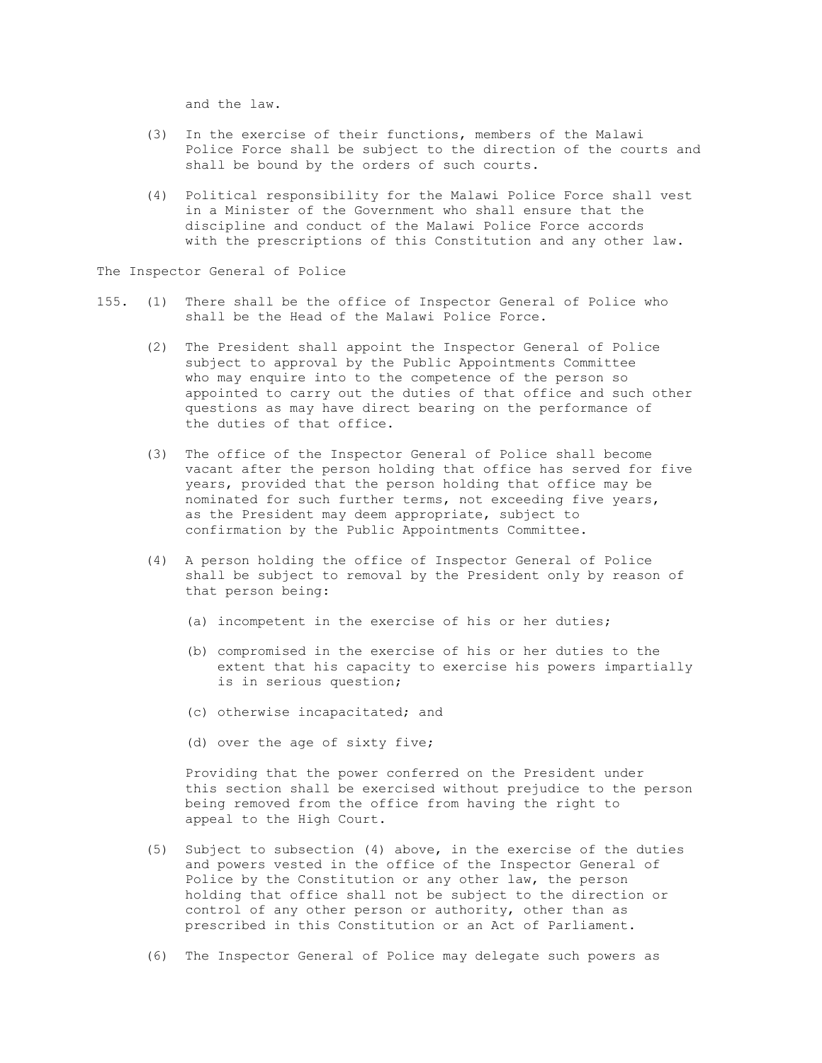and the law.

(3) In the exercise of their functions, members of the Malawi Police Force shall be subject to the direction of the courts and shall be bound by the orders of such courts.

(4) Political responsibility for the Malawi Police Force shall vest in a Minister of the Government who shall ensure that the discipline and conduct of the Malawi Police Force accords with the prescriptions of this Constitution and any other law.

The Inspector General of Police

155. (1) There shall be the office of Inspector General of Police who shall be the Head of the Malawi Police Force.

(2) The President shall appoint the Inspector General of Police subject to approval by the Public Appointments Committee who may enquire into to the competence of the person so appointed to carry out the duties of that office and such other questions as may have direct bearing on the performance of the duties of that office.

(3) The office of the Inspector General of Police shall become vacant after the person holding that office has served for five years, provided that the person holding that office may be nominated for such further terms, not exceeding five years, as the President may deem appropriate, subject to confirmation by the Public Appointments Committee.

(4) A person holding the office of Inspector General of Police shall be subject to removal by the President only by reason of that person being:

(a) incompetent in the exercise of his or her duties;

(b) compromised in the exercise of his or her duties to the extent that his capacity to exercise his powers impartially is in serious question;

(c) otherwise incapacitated; and

(d) over the age of sixty five;

Providing that the power conferred on the President under this section shall be exercised without prejudice to the person being removed from the office from having the right to appeal to the High Court.

(5) Subject to subsection (4) above, in the exercise of the duties and powers vested in the office of the Inspector General of Police by the Constitution or any other law, the person holding that office shall not be subject to the direction or control of any other person or authority, other than as prescribed in this Constitution or an Act of Parliament.

(6) The Inspector General of Police may delegate such powers as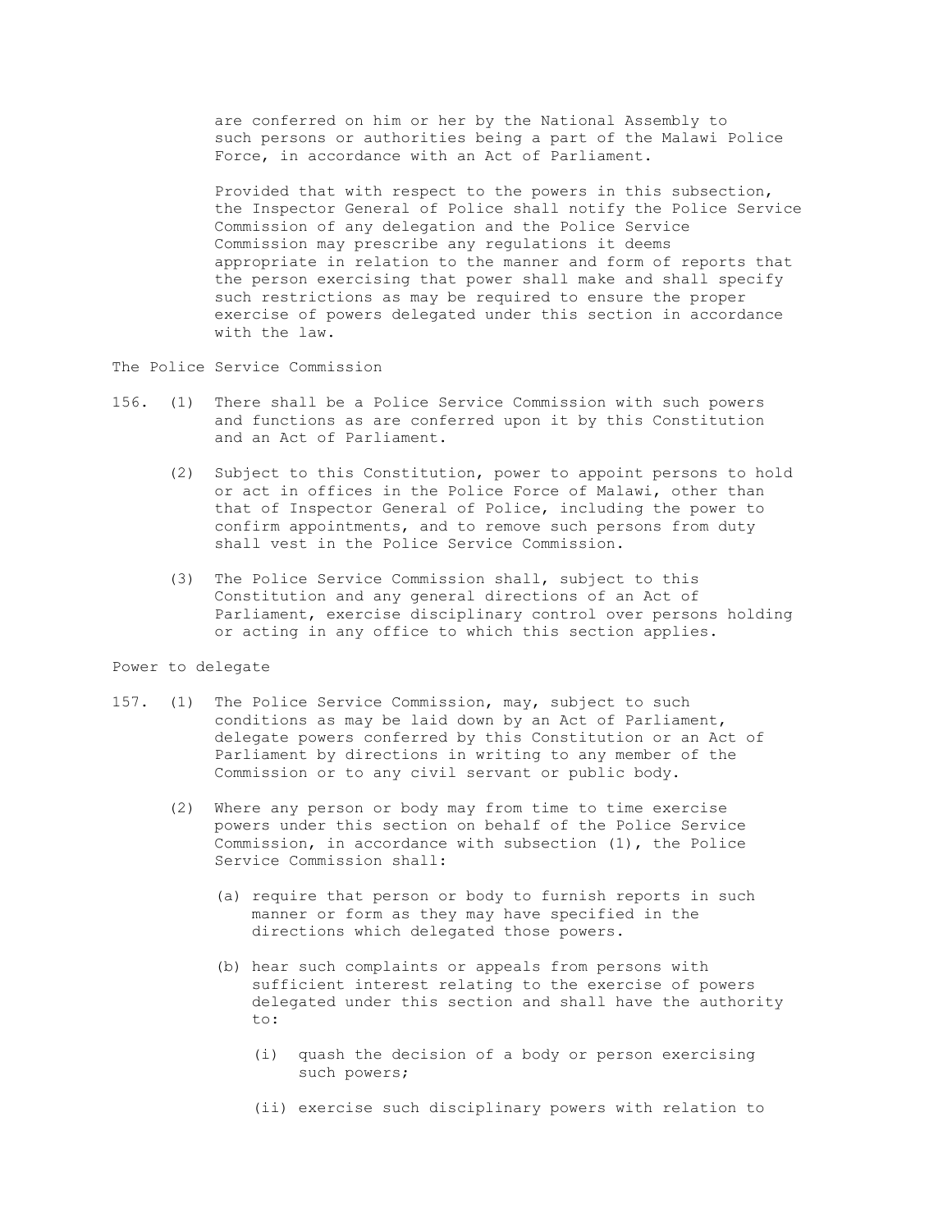are conferred on him or her by the National Assembly to such persons or authorities being a part of the Malawi Police Force, in accordance with an Act of Parliament.

Provided that with respect to the powers in this subsection, the Inspector General of Police shall notify the Police Service Commission of any delegation and the Police Service Commission may prescribe any regulations it deems appropriate in relation to the manner and form of reports that the person exercising that power shall make and shall specify such restrictions as may be required to ensure the proper exercise of powers delegated under this section in accordance with the law.

The Police Service Commission

156. (1) There shall be a Police Service Commission with such powers and functions as are conferred upon it by this Constitution and an Act of Parliament.

(2) Subject to this Constitution, power to appoint persons to hold or act in offices in the Police Force of Malawi, other than that of Inspector General of Police, including the power to confirm appointments, and to remove such persons from duty shall vest in the Police Service Commission.

(3) The Police Service Commission shall, subject to this Constitution and any general directions of an Act of Parliament, exercise disciplinary control over persons holding or acting in any office to which this section applies.

Power to delegate

157. (1) The Police Service Commission, may, subject to such conditions as may be laid down by an Act of Parliament, delegate powers conferred by this Constitution or an Act of Parliament by directions in writing to any member of the Commission or to any civil servant or public body.

(2) Where any person or body may from time to time exercise powers under this section on behalf of the Police Service Commission, in accordance with subsection (1), the Police Service Commission shall:

(a) require that person or body to furnish reports in such manner or form as they may have specified in the directions which delegated those powers.

(b) hear such complaints or appeals from persons with sufficient interest relating to the exercise of powers delegated under this section and shall have the authority to:

(i) quash the decision of a body or person exercising such powers;

(ii) exercise such disciplinary powers with relation to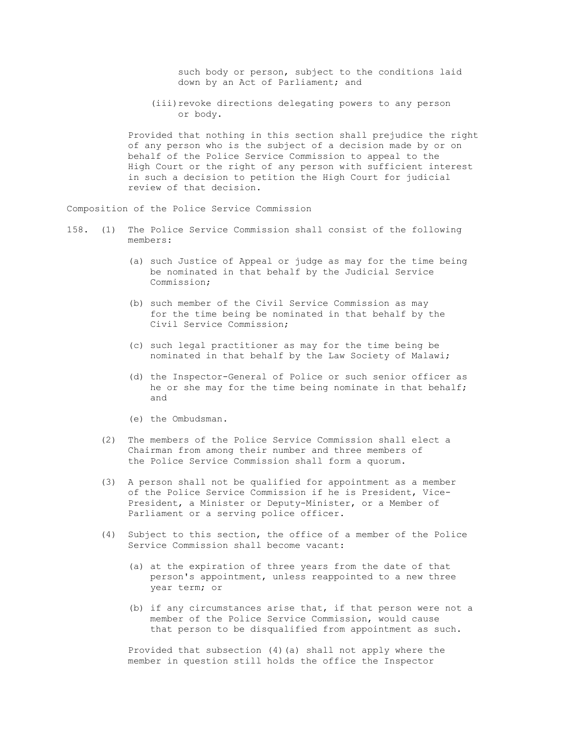such body or person, subject to the conditions laid down by an Act of Parliament; and

(iii) revoke directions delegating powers to any person or body.

Provided that nothing in this section shall prejudice the right of any person who is the subject of a decision made by or on behalf of the Police Service Commission to appeal to the High Court or the right of any person with sufficient interest in such a decision to petition the High Court for judicial review of that decision.

Composition of the Police Service Commission

158. (1) The Police Service Commission shall consist of the following members:

(a) such Justice of Appeal or judge as may for the time being be nominated in that behalf by the Judicial Service Commission;

(b) such member of the Civil Service Commission as may for the time being be nominated in that behalf by the Civil Service Commission;

(c) such legal practitioner as may for the time being be nominated in that behalf by the Law Society of Malawi;

(d) the Inspector-General of Police or such senior officer as he or she may for the time being nominate in that behalf; and

(e) the Ombudsman.

(2) The members of the Police Service Commission shall elect a Chairman from among their number and three members of the Police Service Commission shall form a quorum.

(3) A person shall not be qualified for appointment as a member of the Police Service Commission if he is President, Vice-President, a Minister or Deputy-Minister, or a Member of Parliament or a serving police officer.

(4) Subject to this section, the office of a member of the Police Service Commission shall become vacant:

(a) at the expiration of three years from the date of that person's appointment, unless reappointed to a new three year term; or

(b) if any circumstances arise that, if that person were not a member of the Police Service Commission, would cause that person to be disqualified from appointment as such.

Provided that subsection (4)(a) shall not apply where the member in question still holds the office the Inspector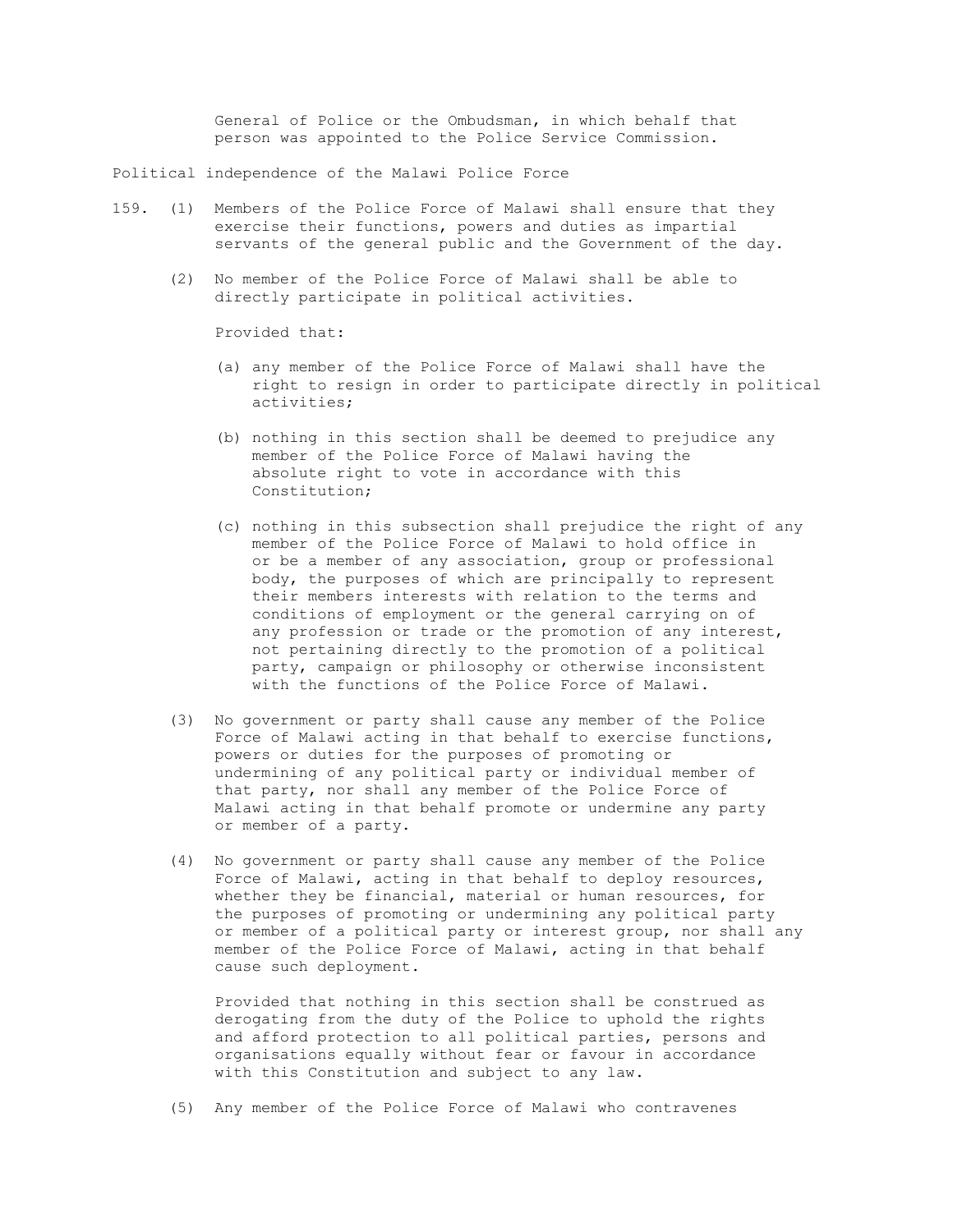General of Police or the Ombudsman, in which behalf that person was appointed to the Police Service Commission.

### Political independence of the Malawi Police Force

159. (1) Members of the Police Force of Malawi shall ensure that they exercise their functions, powers and duties as impartial servants of the general public and the Government of the day.

(2) No member of the Police Force of Malawi shall be able to directly participate in political activities.

Provided that:

(a) any member of the Police Force of Malawi shall have the right to resign in order to participate directly in political activities;

(b) nothing in this section shall be deemed to prejudice any member of the Police Force of Malawi having the absolute right to vote in accordance with this Constitution;

(c) nothing in this subsection shall prejudice the right of any member of the Police Force of Malawi to hold office in or be a member of any association, group or professional body, the purposes of which are principally to represent their members interests with relation to the terms and conditions of employment or the general carrying on of any profession or trade or the promotion of any interest, not pertaining directly to the promotion of a political party, campaign or philosophy or otherwise inconsistent with the functions of the Police Force of Malawi.

(3) No government or party shall cause any member of the Police Force of Malawi acting in that behalf to exercise functions, powers or duties for the purposes of promoting or undermining of any political party or individual member of that party, nor shall any member of the Police Force of Malawi acting in that behalf promote or undermine any party or member of a party.

(4) No government or party shall cause any member of the Police Force of Malawi, acting in that behalf to deploy resources, whether they be financial, material or human resources, for the purposes of promoting or undermining any political party or member of a political party or interest group, nor shall any member of the Police Force of Malawi, acting in that behalf cause such deployment.

Provided that nothing in this section shall be construed as derogating from the duty of the Police to uphold the rights and afford protection to all political parties, persons and organisations equally without fear or favour in accordance with this Constitution and subject to any law.

(5) Any member of the Police Force of Malawi who contravenes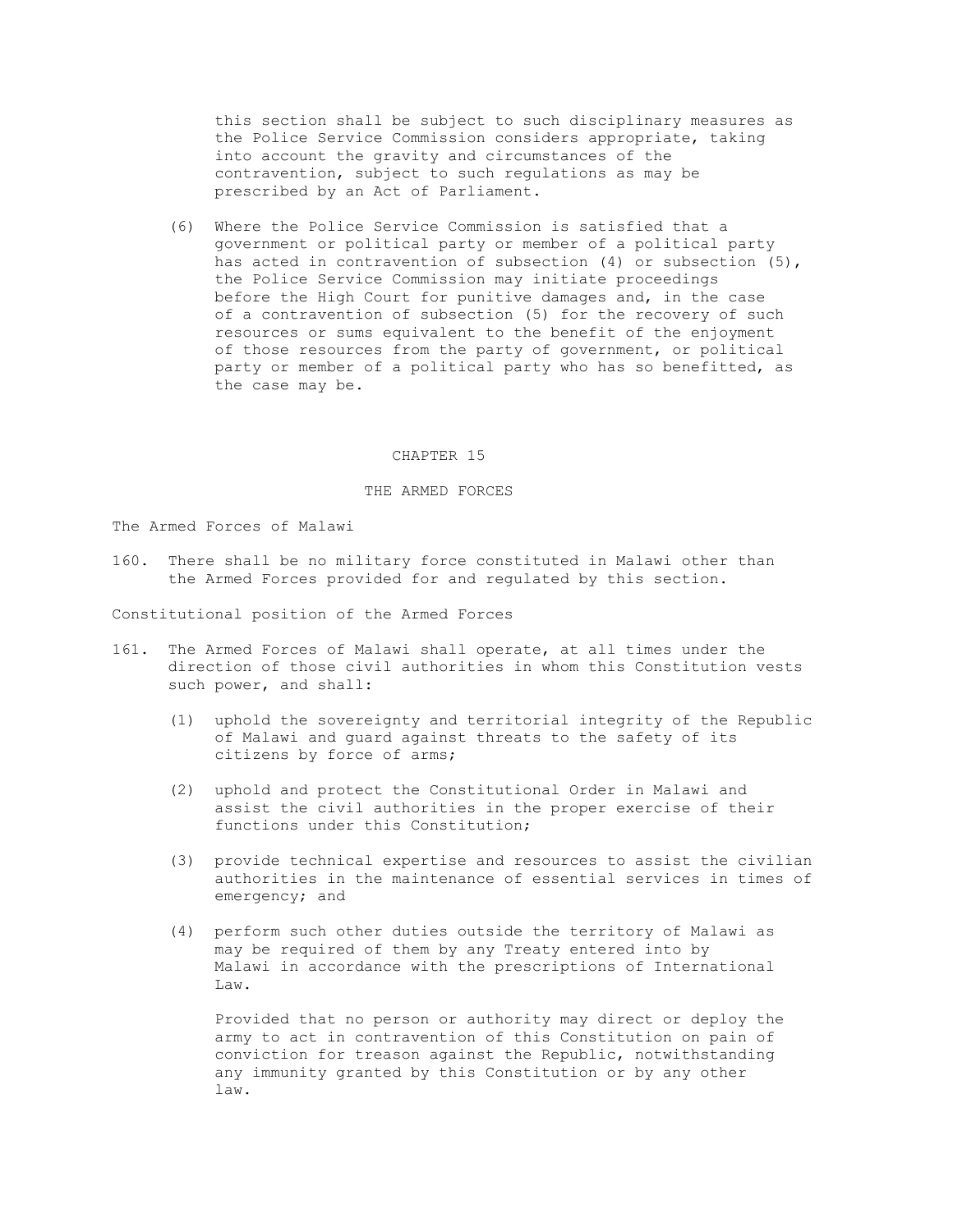this section shall be subject to such disciplinary measures as the Police Service Commission considers appropriate, taking into account the gravity and circumstances of the contravention, subject to such regulations as may be prescribed by an Act of Parliament.

(6) Where the Police Service Commission is satisfied that a government or political party or member of a political party has acted in contravention of subsection (4) or subsection (5), the Police Service Commission may initiate proceedings before the High Court for punitive damages and, in the case of a contravention of subsection (5) for the recovery of such resources or sums equivalent to the benefit of the enjoyment of those resources from the party of government, or political party or member of a political party who has so benefitted, as the case may be.

## CHAPTER 15

## THE ARMED FORCES

The Armed Forces of Malawi

160. There shall be no military force constituted in Malawi other than the Armed Forces provided for and regulated by this section.

Constitutional position of the Armed Forces

161. The Armed Forces of Malawi shall operate, at all times under the direction of those civil authorities in whom this Constitution vests such power, and shall:

(1) uphold the sovereignty and territorial integrity of the Republic of Malawi and guard against threats to the safety of its citizens by force of arms;

(2) uphold and protect the Constitutional Order in Malawi and assist the civil authorities in the proper exercise of their functions under this Constitution;

(3) provide technical expertise and resources to assist the civilian authorities in the maintenance of essential services in times of emergency; and

(4) perform such other duties outside the territory of Malawi as may be required of them by any Treaty entered into by Malawi in accordance with the prescriptions of International Law.

Provided that no person or authority may direct or deploy the army to act in contravention of this Constitution on pain of conviction for treason against the Republic, notwithstanding any immunity granted by this Constitution or by any other law.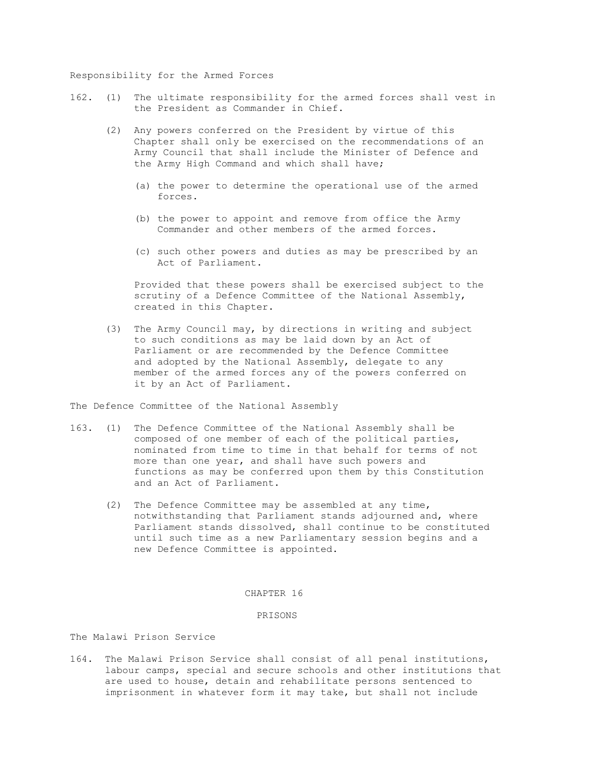Responsibility for the Armed Forces

162. (1) The ultimate responsibility for the armed forces shall vest in the President as Commander in Chief.

(2) Any powers conferred on the President by virtue of this Chapter shall only be exercised on the recommendations of an Army Council that shall include the Minister of Defence and the Army High Command and which shall have;

(a) the power to determine the operational use of the armed forces.

(b) the power to appoint and remove from office the Army Commander and other members of the armed forces.

(c) such other powers and duties as may be prescribed by an Act of Parliament.

Provided that these powers shall be exercised subject to the scrutiny of a Defence Committee of the National Assembly, created in this Chapter.

(3) The Army Council may, by directions in writing and subject to such conditions as may be laid down by an Act of Parliament or are recommended by the Defence Committee and adopted by the National Assembly, delegate to any member of the armed forces any of the powers conferred on it by an Act of Parliament.

The Defence Committee of the National Assembly

163. (1) The Defence Committee of the National Assembly shall be composed of one member of each of the political parties, nominated from time to time in that behalf for terms of not more than one year, and shall have such powers and functions as may be conferred upon them by this Constitution and an Act of Parliament.

(2) The Defence Committee may be assembled at any time, notwithstanding that Parliament stands adjourned and, where Parliament stands dissolved, shall continue to be constituted until such time as a new Parliamentary session begins and a new Defence Committee is appointed.

## CHAPTER 16

## PRISONS

The Malawi Prison Service

164. The Malawi Prison Service shall consist of all penal institutions, labour camps, special and secure schools and other institutions that are used to house, detain and rehabilitate persons sentenced to imprisonment in whatever form it may take, but shall not include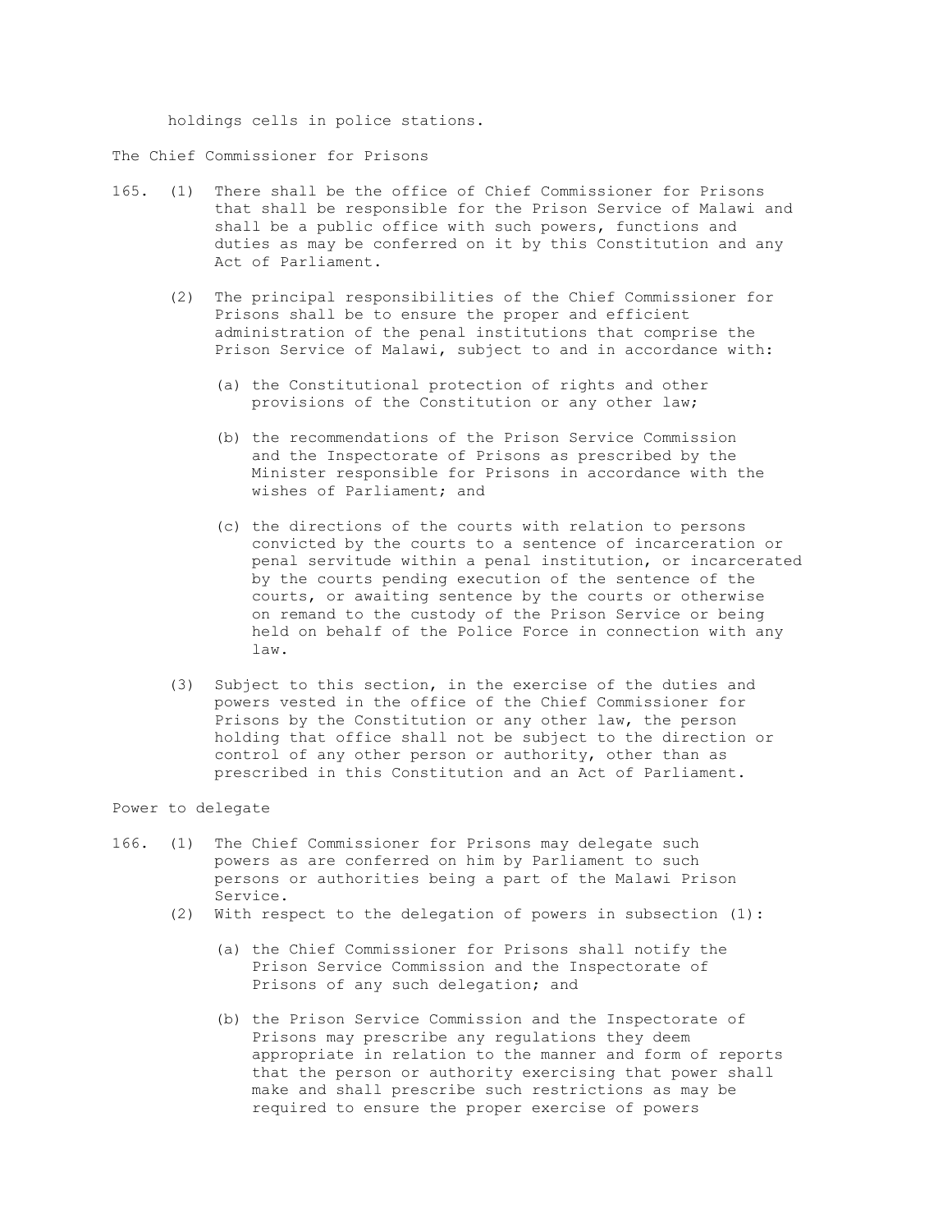holdings cells in police stations.

### The Chief Commissioner for Prisons

165\. (1) There shall be the office of Chief Commissioner for Prisons that shall be responsible for the Prison Service of Malawi and shall be a public office with such powers, functions and duties as may be conferred on it by this Constitution and any Act of Parliament.

(2) The principal responsibilities of the Chief Commissioner for Prisons shall be to ensure the proper and efficient administration of the penal institutions that comprise the Prison Service of Malawi, subject to and in accordance with:

(a) the Constitutional protection of rights and other provisions of the Constitution or any other law;

(b) the recommendations of the Prison Service Commission and the Inspectorate of Prisons as prescribed by the Minister responsible for Prisons in accordance with the wishes of Parliament; and

(c) the directions of the courts with relation to persons convicted by the courts to a sentence of incarceration or penal servitude within a penal institution, or incarcerated by the courts pending execution of the sentence of the courts, or awaiting sentence by the courts or otherwise on remand to the custody of the Prison Service or being held on behalf of the Police Force in connection with any law.

(3) Subject to this section, in the exercise of the duties and powers vested in the office of the Chief Commissioner for Prisons by the Constitution or any other law, the person holding that office shall not be subject to the direction or control of any other person or authority, other than as prescribed in this Constitution and an Act of Parliament.

### Power to delegate

166\. (1) The Chief Commissioner for Prisons may delegate such powers as are conferred on him by Parliament to such persons or authorities being a part of the Malawi Prison Service.

(2) With respect to the delegation of powers in subsection (1):

(a) the Chief Commissioner for Prisons shall notify the Prison Service Commission and the Inspectorate of Prisons of any such delegation; and

(b) the Prison Service Commission and the Inspectorate of Prisons may prescribe any regulations they deem appropriate in relation to the manner and form of reports that the person or authority exercising that power shall make and shall prescribe such restrictions as may be required to ensure the proper exercise of powers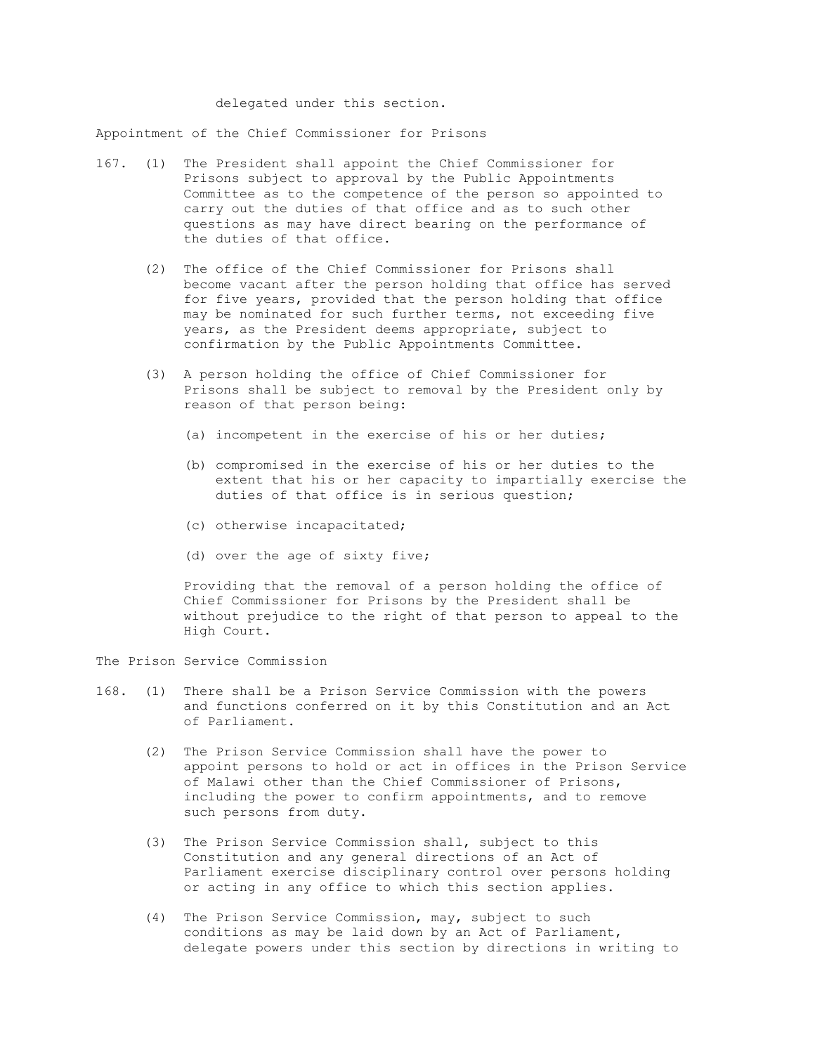delegated under this section.

### Appointment of the Chief Commissioner for Prisons

167. (1) The President shall appoint the Chief Commissioner for Prisons subject to approval by the Public Appointments Committee as to the competence of the person so appointed to carry out the duties of that office and as to such other questions as may have direct bearing on the performance of the duties of that office.

(2) The office of the Chief Commissioner for Prisons shall become vacant after the person holding that office has served for five years, provided that the person holding that office may be nominated for such further terms, not exceeding five years, as the President deems appropriate, subject to confirmation by the Public Appointments Committee.

(3) A person holding the office of Chief Commissioner for Prisons shall be subject to removal by the President only by reason of that person being:

(a) incompetent in the exercise of his or her duties;

(b) compromised in the exercise of his or her duties to the extent that his or her capacity to impartially exercise the duties of that office is in serious question;

(c) otherwise incapacitated;

(d) over the age of sixty five;

Providing that the removal of a person holding the office of Chief Commissioner for Prisons by the President shall be without prejudice to the right of that person to appeal to the High Court.

### The Prison Service Commission

168. (1) There shall be a Prison Service Commission with the powers and functions conferred on it by this Constitution and an Act of Parliament.

(2) The Prison Service Commission shall have the power to appoint persons to hold or act in offices in the Prison Service of Malawi other than the Chief Commissioner of Prisons, including the power to confirm appointments, and to remove such persons from duty.

(3) The Prison Service Commission shall, subject to this Constitution and any general directions of an Act of Parliament exercise disciplinary control over persons holding or acting in any office to which this section applies.

(4) The Prison Service Commission, may, subject to such conditions as may be laid down by an Act of Parliament, delegate powers under this section by directions in writing to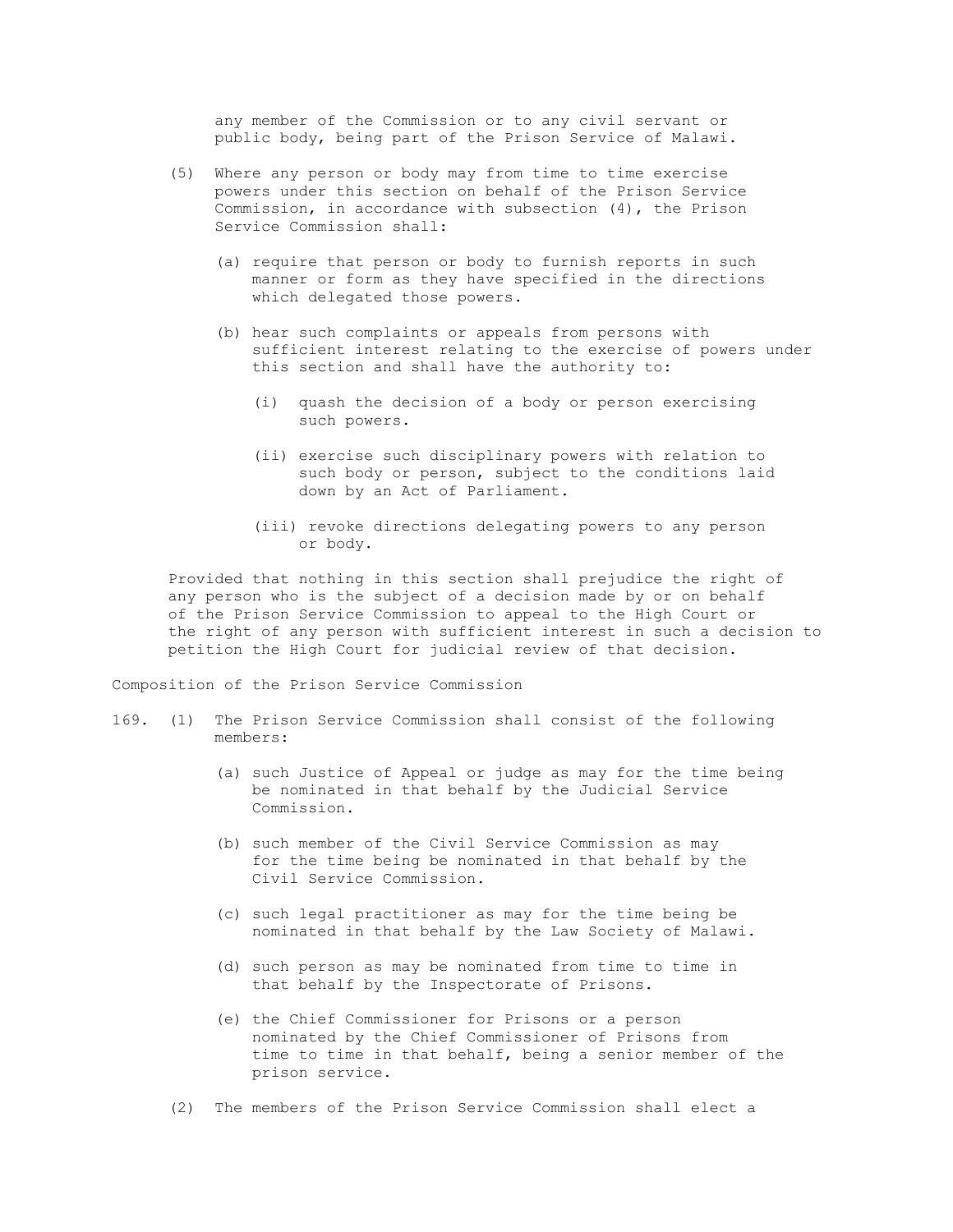any member of the Commission or to any civil servant or public body, being part of the Prison Service of Malawi.

(5) Where any person or body may from time to time exercise powers under this section on behalf of the Prison Service Commission, in accordance with subsection (4), the Prison Service Commission shall:

(a) require that person or body to furnish reports in such manner or form as they have specified in the directions which delegated those powers.

(b) hear such complaints or appeals from persons with sufficient interest relating to the exercise of powers under this section and shall have the authority to:

(i) quash the decision of a body or person exercising such powers.

(ii) exercise such disciplinary powers with relation to such body or person, subject to the conditions laid down by an Act of Parliament.

(iii) revoke directions delegating powers to any person or body.

Provided that nothing in this section shall prejudice the right of any person who is the subject of a decision made by or on behalf of the Prison Service Commission to appeal to the High Court or the right of any person with sufficient interest in such a decision to petition the High Court for judicial review of that decision.

Composition of the Prison Service Commission

169. (1) The Prison Service Commission shall consist of the following members:

(a) such Justice of Appeal or judge as may for the time being be nominated in that behalf by the Judicial Service Commission.

(b) such member of the Civil Service Commission as may for the time being be nominated in that behalf by the Civil Service Commission.

(c) such legal practitioner as may for the time being be nominated in that behalf by the Law Society of Malawi.

(d) such person as may be nominated from time to time in that behalf by the Inspectorate of Prisons.

(e) the Chief Commissioner for Prisons or a person nominated by the Chief Commissioner of Prisons from time to time in that behalf, being a senior member of the prison service.

(2) The members of the Prison Service Commission shall elect a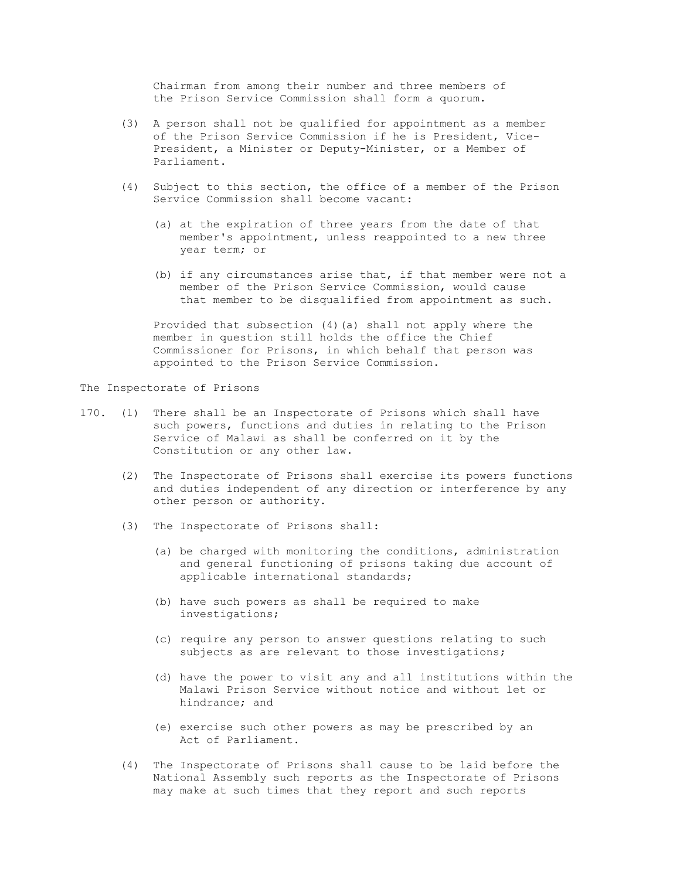Chairman from among their number and three members of the Prison Service Commission shall form a quorum.

(3) A person shall not be qualified for appointment as a member of the Prison Service Commission if he is President, Vice-President, a Minister or Deputy-Minister, or a Member of Parliament.

(4) Subject to this section, the office of a member of the Prison Service Commission shall become vacant:

(a) at the expiration of three years from the date of that member's appointment, unless reappointed to a new three year term; or

(b) if any circumstances arise that, if that member were not a member of the Prison Service Commission, would cause that member to be disqualified from appointment as such.

Provided that subsection (4)(a) shall not apply where the member in question still holds the office the Chief Commissioner for Prisons, in which behalf that person was appointed to the Prison Service Commission.

The Inspectorate of Prisons

170. (1) There shall be an Inspectorate of Prisons which shall have such powers, functions and duties in relating to the Prison Service of Malawi as shall be conferred on it by the Constitution or any other law.

(2) The Inspectorate of Prisons shall exercise its powers functions and duties independent of any direction or interference by any other person or authority.

(3) The Inspectorate of Prisons shall:

(a) be charged with monitoring the conditions, administration and general functioning of prisons taking due account of applicable international standards;

(b) have such powers as shall be required to make investigations;

(c) require any person to answer questions relating to such subjects as are relevant to those investigations;

(d) have the power to visit any and all institutions within the Malawi Prison Service without notice and without let or hindrance; and

(e) exercise such other powers as may be prescribed by an Act of Parliament.

(4) The Inspectorate of Prisons shall cause to be laid before the National Assembly such reports as the Inspectorate of Prisons may make at such times that they report and such reports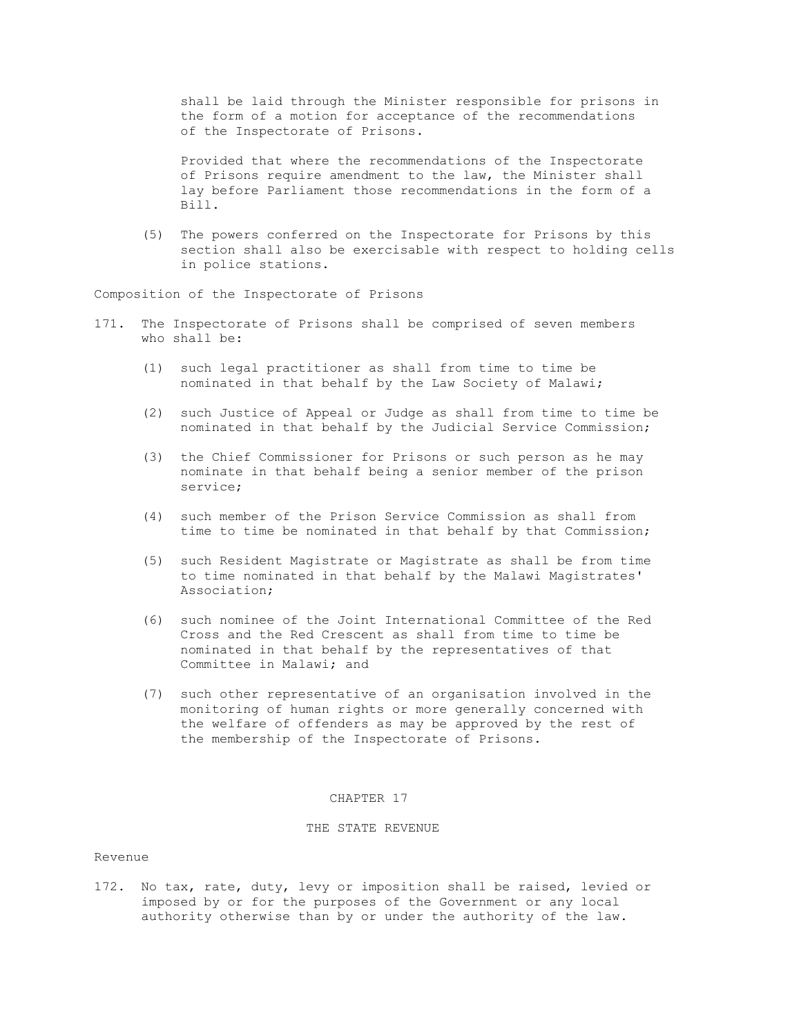shall be laid through the Minister responsible for prisons in the form of a motion for acceptance of the recommendations of the Inspectorate of Prisons.

Provided that where the recommendations of the Inspectorate of Prisons require amendment to the law, the Minister shall lay before Parliament those recommendations in the form of a Bill.

(5) The powers conferred on the Inspectorate for Prisons by this section shall also be exercisable with respect to holding cells in police stations.

Composition of the Inspectorate of Prisons

171. The Inspectorate of Prisons shall be comprised of seven members who shall be:

(1) such legal practitioner as shall from time to time be nominated in that behalf by the Law Society of Malawi;

(2) such Justice of Appeal or Judge as shall from time to time be nominated in that behalf by the Judicial Service Commission;

(3) the Chief Commissioner for Prisons or such person as he may nominate in that behalf being a senior member of the prison service;

(4) such member of the Prison Service Commission as shall from time to time be nominated in that behalf by that Commission;

(5) such Resident Magistrate or Magistrate as shall be from time to time nominated in that behalf by the Malawi Magistrates' Association;

(6) such nominee of the Joint International Committee of the Red Cross and the Red Crescent as shall from time to time be nominated in that behalf by the representatives of that Committee in Malawi; and

(7) such other representative of an organisation involved in the monitoring of human rights or more generally concerned with the welfare of offenders as may be approved by the rest of the membership of the Inspectorate of Prisons.

## CHAPTER 17

## THE STATE REVENUE

Revenue

172. No tax, rate, duty, levy or imposition shall be raised, levied or imposed by or for the purposes of the Government or any local authority otherwise than by or under the authority of the law.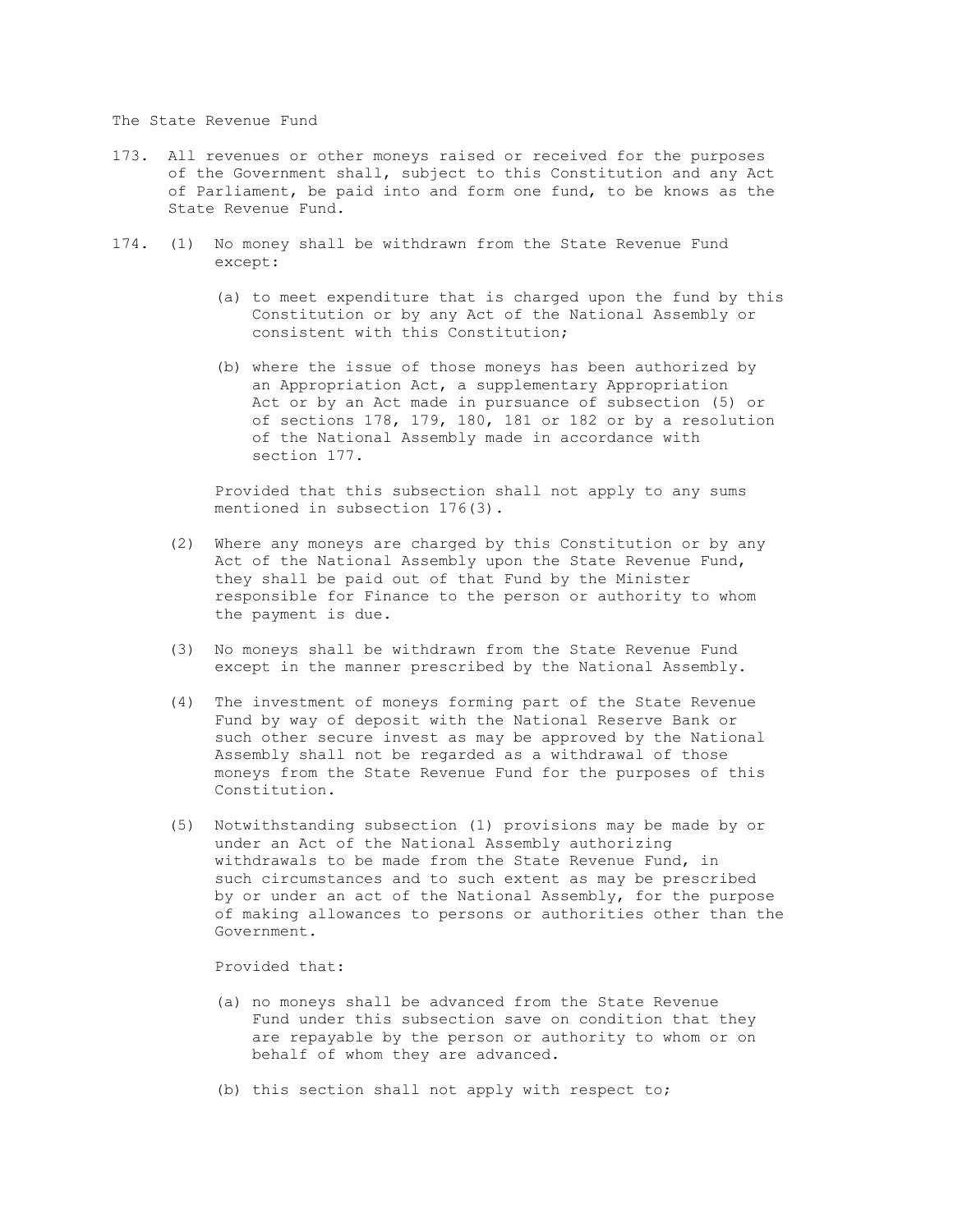The State Revenue Fund

173. All revenues or other moneys raised or received for the purposes of the Government shall, subject to this Constitution and any Act of Parliament, be paid into and form one fund, to be knows as the State Revenue Fund.

174. (1) No money shall be withdrawn from the State Revenue Fund except:

(a) to meet expenditure that is charged upon the fund by this Constitution or by any Act of the National Assembly or consistent with this Constitution;

(b) where the issue of those moneys has been authorized by an Appropriation Act, a supplementary Appropriation Act or by an Act made in pursuance of subsection (5) or of sections 178, 179, 180, 181 or 182 or by a resolution of the National Assembly made in accordance with section 177.

Provided that this subsection shall not apply to any sums mentioned in subsection 176(3).

(2) Where any moneys are charged by this Constitution or by any Act of the National Assembly upon the State Revenue Fund, they shall be paid out of that Fund by the Minister responsible for Finance to the person or authority to whom the payment is due.

(3) No moneys shall be withdrawn from the State Revenue Fund except in the manner prescribed by the National Assembly.

(4) The investment of moneys forming part of the State Revenue Fund by way of deposit with the National Reserve Bank or such other secure invest as may be approved by the National Assembly shall not be regarded as a withdrawal of those moneys from the State Revenue Fund for the purposes of this Constitution.

(5) Notwithstanding subsection (1) provisions may be made by or under an Act of the National Assembly authorizing withdrawals to be made from the State Revenue Fund, in such circumstances and to such extent as may be prescribed by or under an act of the National Assembly, for the purpose of making allowances to persons or authorities other than the Government.

Provided that:

(a) no moneys shall be advanced from the State Revenue Fund under this subsection save on condition that they are repayable by the person or authority to whom or on behalf of whom they are advanced.

(b) this section shall not apply with respect to;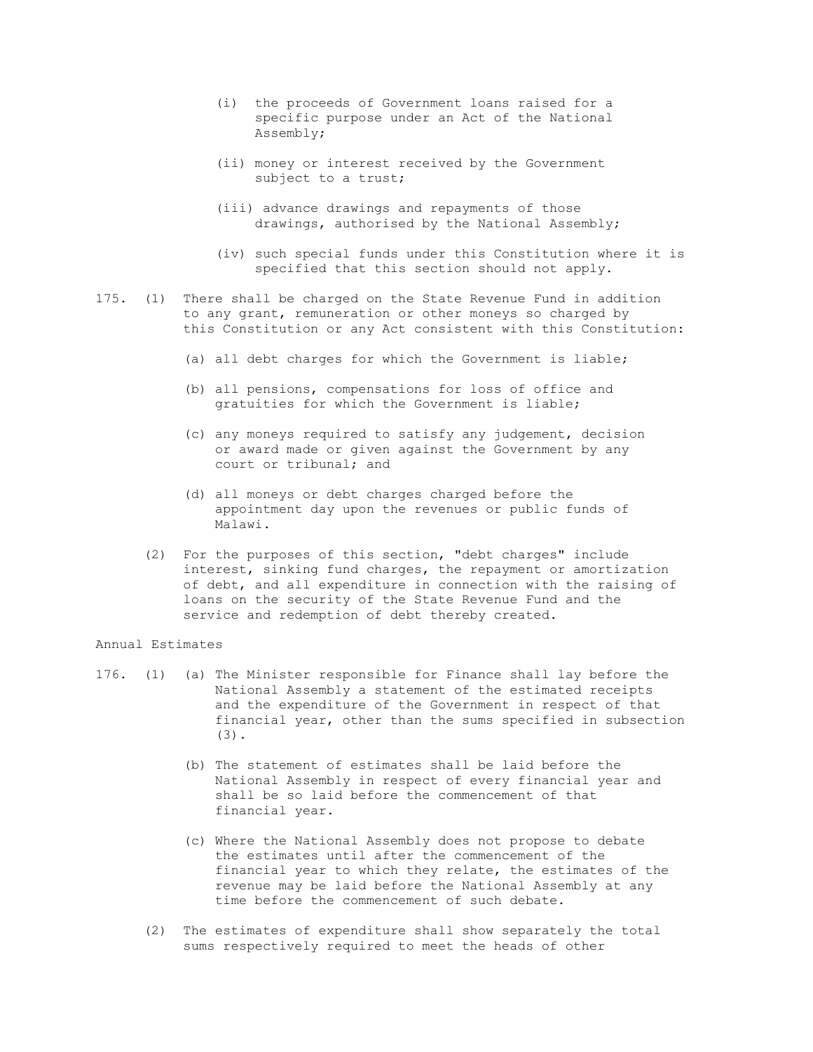(i) the proceeds of Government loans raised for a specific purpose under an Act of the National Assembly;

(ii) money or interest received by the Government subject to a trust;

(iii) advance drawings and repayments of those drawings, authorised by the National Assembly;

(iv) such special funds under this Constitution where it is specified that this section should not apply.

175. (1) There shall be charged on the State Revenue Fund in addition to any grant, remuneration or other moneys so charged by this Constitution or any Act consistent with this Constitution:

(a) all debt charges for which the Government is liable;

(b) all pensions, compensations for loss of office and gratuities for which the Government is liable;

(c) any moneys required to satisfy any judgement, decision or award made or given against the Government by any court or tribunal; and

(d) all moneys or debt charges charged before the appointment day upon the revenues or public funds of Malawi.

(2) For the purposes of this section, "debt charges" include interest, sinking fund charges, the repayment or amortization of debt, and all expenditure in connection with the raising of loans on the security of the State Revenue Fund and the service and redemption of debt thereby created.

Annual Estimates

176. (1) (a) The Minister responsible for Finance shall lay before the National Assembly a statement of the estimated receipts and the expenditure of the Government in respect of that financial year, other than the sums specified in subsection (3).

(b) The statement of estimates shall be laid before the National Assembly in respect of every financial year and shall be so laid before the commencement of that financial year.

(c) Where the National Assembly does not propose to debate the estimates until after the commencement of the financial year to which they relate, the estimates of the revenue may be laid before the National Assembly at any time before the commencement of such debate.

(2) The estimates of expenditure shall show separately the total sums respectively required to meet the heads of other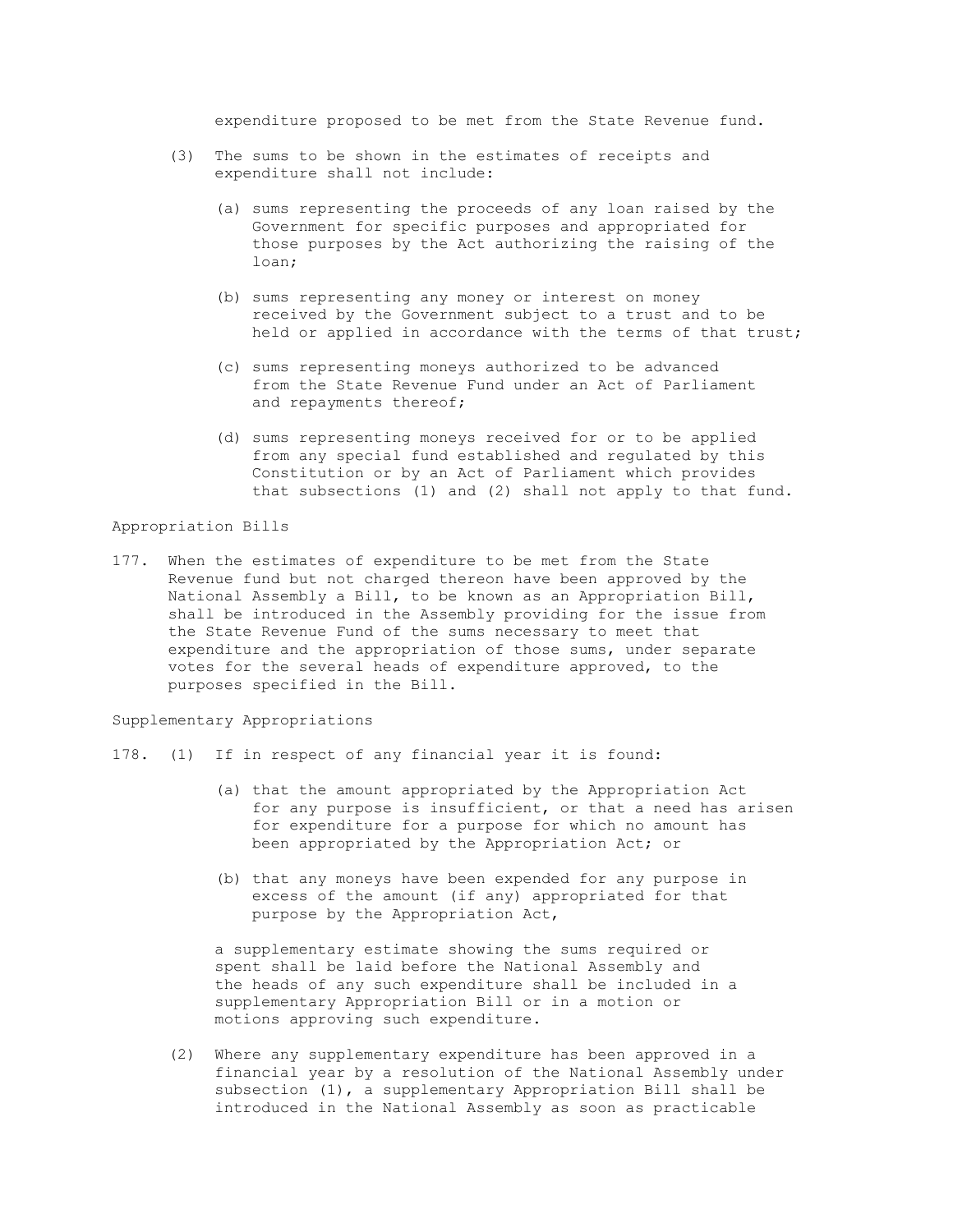expenditure proposed to be met from the State Revenue fund.

(3) The sums to be shown in the estimates of receipts and expenditure shall not include:

(a) sums representing the proceeds of any loan raised by the Government for specific purposes and appropriated for those purposes by the Act authorizing the raising of the loan;

(b) sums representing any money or interest on money received by the Government subject to a trust and to be held or applied in accordance with the terms of that trust;

(c) sums representing moneys authorized to be advanced from the State Revenue Fund under an Act of Parliament and repayments thereof;

(d) sums representing moneys received for or to be applied from any special fund established and regulated by this Constitution or by an Act of Parliament which provides that subsections (1) and (2) shall not apply to that fund.

Appropriation Bills

177. When the estimates of expenditure to be met from the State Revenue fund but not charged thereon have been approved by the National Assembly a Bill, to be known as an Appropriation Bill, shall be introduced in the Assembly providing for the issue from the State Revenue Fund of the sums necessary to meet that expenditure and the appropriation of those sums, under separate votes for the several heads of expenditure approved, to the purposes specified in the Bill.

Supplementary Appropriations

178. (1) If in respect of any financial year it is found:

(a) that the amount appropriated by the Appropriation Act for any purpose is insufficient, or that a need has arisen for expenditure for a purpose for which no amount has been appropriated by the Appropriation Act; or

(b) that any moneys have been expended for any purpose in excess of the amount (if any) appropriated for that purpose by the Appropriation Act,

a supplementary estimate showing the sums required or spent shall be laid before the National Assembly and the heads of any such expenditure shall be included in a supplementary Appropriation Bill or in a motion or motions approving such expenditure.

(2) Where any supplementary expenditure has been approved in a financial year by a resolution of the National Assembly under subsection (1), a supplementary Appropriation Bill shall be introduced in the National Assembly as soon as practicable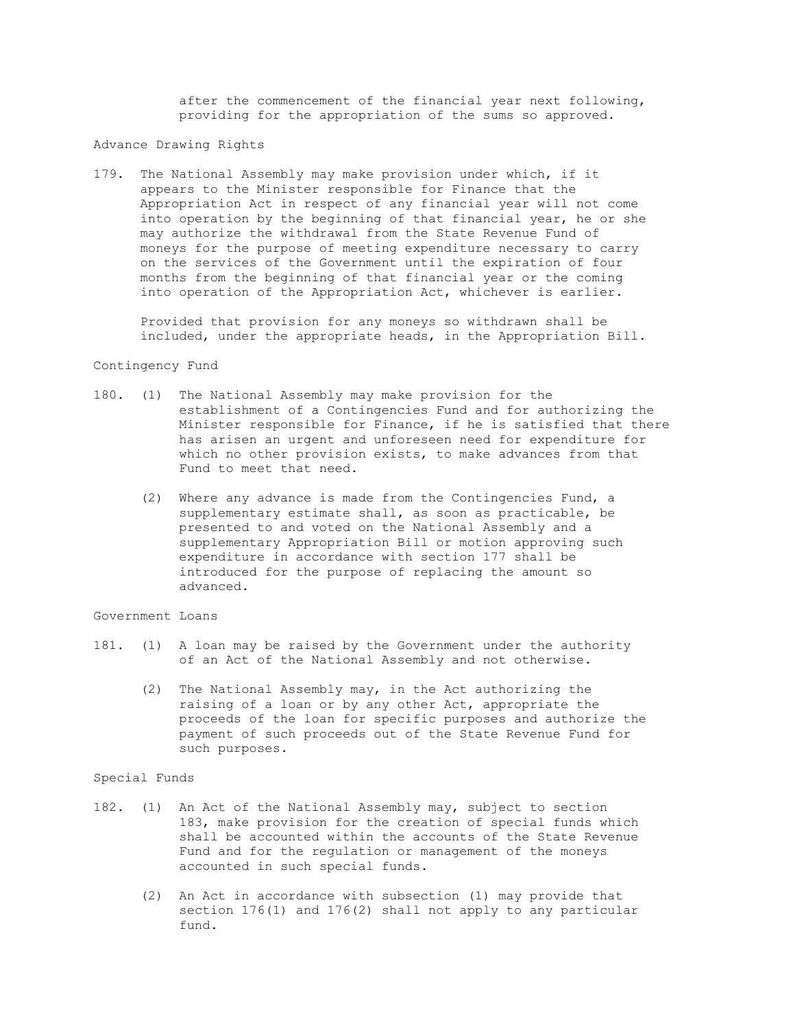after the commencement of the financial year next following, providing for the appropriation of the sums so approved.

### Advance Drawing Rights

179. The National Assembly may make provision under which, if it appears to the Minister responsible for Finance that the Appropriation Act in respect of any financial year will not come into operation by the beginning of that financial year, he or she may authorize the withdrawal from the State Revenue Fund of moneys for the purpose of meeting expenditure necessary to carry on the services of the Government until the expiration of four months from the beginning of that financial year or the coming into operation of the Appropriation Act, whichever is earlier.

   Provided that provision for any moneys so withdrawn shall be included, under the appropriate heads, in the Appropriation Bill.

### Contingency Fund

180. (1) The National Assembly may make provision for the establishment of a Contingencies Fund and for authorizing the Minister responsible for Finance, if he is satisfied that there has arisen an urgent and unforeseen need for expenditure for which no other provision exists, to make advances from that Fund to meet that need.

   (2) Where any advance is made from the Contingencies Fund, a supplementary estimate shall, as soon as practicable, be presented to and voted on the National Assembly and a supplementary Appropriation Bill or motion approving such expenditure in accordance with section 177 shall be introduced for the purpose of replacing the amount so advanced.

### Government Loans

181. (1) A loan may be raised by the Government under the authority of an Act of the National Assembly and not otherwise.

   (2) The National Assembly may, in the Act authorizing the raising of a loan or by any other Act, appropriate the proceeds of the loan for specific purposes and authorize the payment of such proceeds out of the State Revenue Fund for such purposes.

### Special Funds

182. (1) An Act of the National Assembly may, subject to section 183, make provision for the creation of special funds which shall be accounted within the accounts of the State Revenue Fund and for the regulation or management of the moneys accounted in such special funds.

   (2) An Act in accordance with subsection (1) may provide that section 176(1) and 176(2) shall not apply to any particular fund.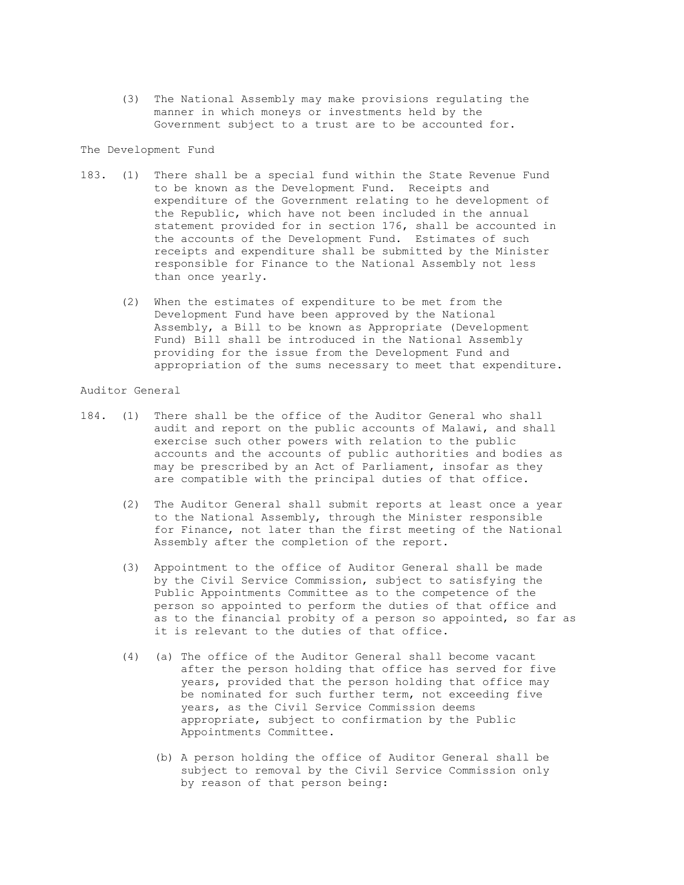(3) The National Assembly may make provisions regulating the manner in which moneys or investments held by the Government subject to a trust are to be accounted for.

The Development Fund

183. (1) There shall be a special fund within the State Revenue Fund to be known as the Development Fund. Receipts and expenditure of the Government relating to he development of the Republic, which have not been included in the annual statement provided for in section 176, shall be accounted in the accounts of the Development Fund. Estimates of such receipts and expenditure shall be submitted by the Minister responsible for Finance to the National Assembly not less than once yearly.

(2) When the estimates of expenditure to be met from the Development Fund have been approved by the National Assembly, a Bill to be known as Appropriate (Development Fund) Bill shall be introduced in the National Assembly providing for the issue from the Development Fund and appropriation of the sums necessary to meet that expenditure.

Auditor General

184. (1) There shall be the office of the Auditor General who shall audit and report on the public accounts of Malawi, and shall exercise such other powers with relation to the public accounts and the accounts of public authorities and bodies as may be prescribed by an Act of Parliament, insofar as they are compatible with the principal duties of that office.

(2) The Auditor General shall submit reports at least once a year to the National Assembly, through the Minister responsible for Finance, not later than the first meeting of the National Assembly after the completion of the report.

(3) Appointment to the office of Auditor General shall be made by the Civil Service Commission, subject to satisfying the Public Appointments Committee as to the competence of the person so appointed to perform the duties of that office and as to the financial probity of a person so appointed, so far as it is relevant to the duties of that office.

(4) (a) The office of the Auditor General shall become vacant after the person holding that office has served for five years, provided that the person holding that office may be nominated for such further term, not exceeding five years, as the Civil Service Commission deems appropriate, subject to confirmation by the Public Appointments Committee.

(b) A person holding the office of Auditor General shall be subject to removal by the Civil Service Commission only by reason of that person being: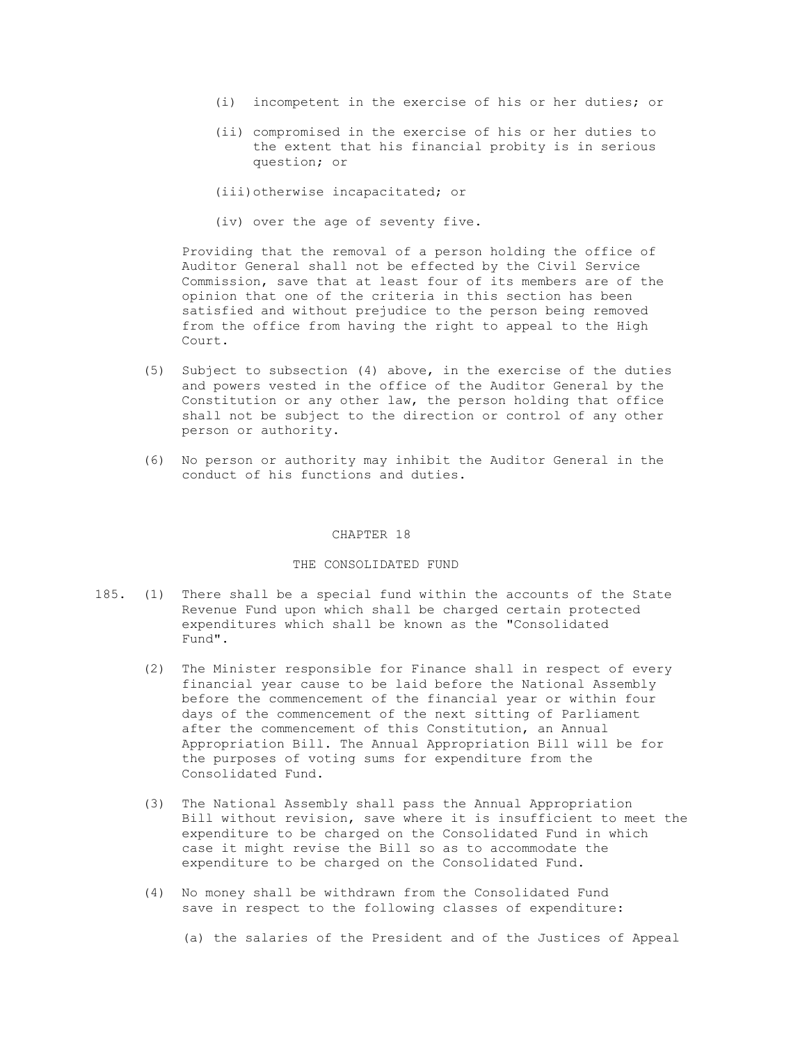(i) incompetent in the exercise of his or her duties; or

(ii) compromised in the exercise of his or her duties to the extent that his financial probity is in serious question; or

(iii) otherwise incapacitated; or

(iv) over the age of seventy five.

Providing that the removal of a person holding the office of Auditor General shall not be effected by the Civil Service Commission, save that at least four of its members are of the opinion that one of the criteria in this section has been satisfied and without prejudice to the person being removed from the office from having the right to appeal to the High Court.

(5) Subject to subsection (4) above, in the exercise of the duties and powers vested in the office of the Auditor General by the Constitution or any other law, the person holding that office shall not be subject to the direction or control of any other person or authority.

(6) No person or authority may inhibit the Auditor General in the conduct of his functions and duties.

## CHAPTER 18

## THE CONSOLIDATED FUND

185. (1) There shall be a special fund within the accounts of the State Revenue Fund upon which shall be charged certain protected expenditures which shall be known as the "Consolidated Fund".

(2) The Minister responsible for Finance shall in respect of every financial year cause to be laid before the National Assembly before the commencement of the financial year or within four days of the commencement of the next sitting of Parliament after the commencement of this Constitution, an Annual Appropriation Bill. The Annual Appropriation Bill will be for the purposes of voting sums for expenditure from the Consolidated Fund.

(3) The National Assembly shall pass the Annual Appropriation Bill without revision, save where it is insufficient to meet the expenditure to be charged on the Consolidated Fund in which case it might revise the Bill so as to accommodate the expenditure to be charged on the Consolidated Fund.

(4) No money shall be withdrawn from the Consolidated Fund save in respect to the following classes of expenditure:

(a) the salaries of the President and of the Justices of Appeal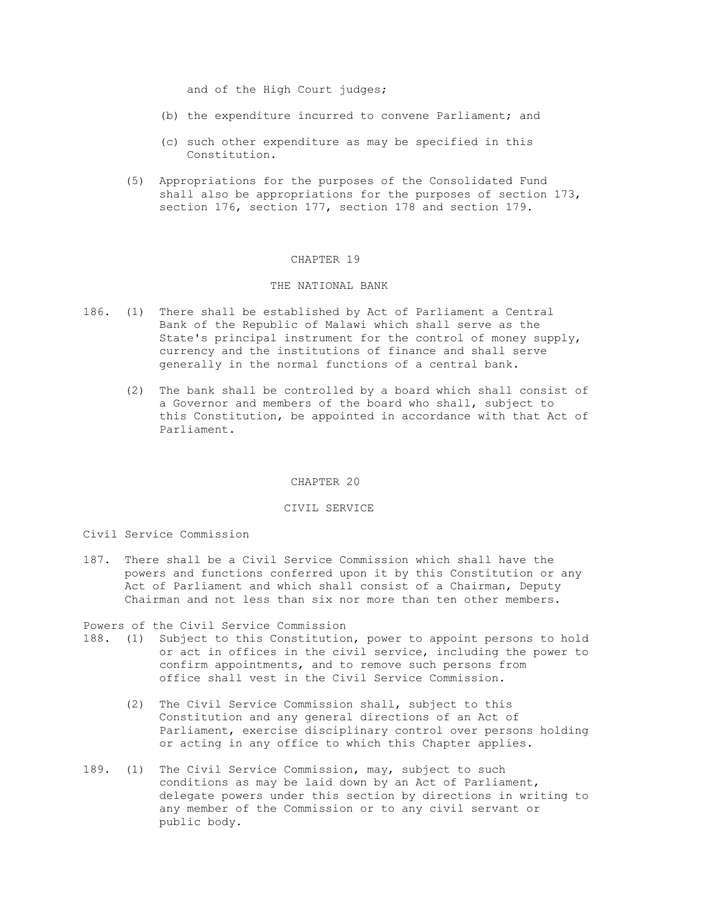and of the High Court judges;

(b) the expenditure incurred to convene Parliament; and

(c) such other expenditure as may be specified in this Constitution.

(5) Appropriations for the purposes of the Consolidated Fund shall also be appropriations for the purposes of section 173, section 176, section 177, section 178 and section 179.

## CHAPTER 19

## THE NATIONAL BANK

186. (1) There shall be established by Act of Parliament a Central Bank of the Republic of Malawi which shall serve as the State's principal instrument for the control of money supply, currency and the institutions of finance and shall serve generally in the normal functions of a central bank.

(2) The bank shall be controlled by a board which shall consist of a Governor and members of the board who shall, subject to this Constitution, be appointed in accordance with that Act of Parliament.

## CHAPTER 20

## CIVIL SERVICE

### Civil Service Commission

187. There shall be a Civil Service Commission which shall have the powers and functions conferred upon it by this Constitution or any Act of Parliament and which shall consist of a Chairman, Deputy Chairman and not less than six nor more than ten other members.

### Powers of the Civil Service Commission

188. (1) Subject to this Constitution, power to appoint persons to hold or act in offices in the civil service, including the power to confirm appointments, and to remove such persons from office shall vest in the Civil Service Commission.

(2) The Civil Service Commission shall, subject to this Constitution and any general directions of an Act of Parliament, exercise disciplinary control over persons holding or acting in any office to which this Chapter applies.

189. (1) The Civil Service Commission, may, subject to such conditions as may be laid down by an Act of Parliament, delegate powers under this section by directions in writing to any member of the Commission or to any civil servant or public body.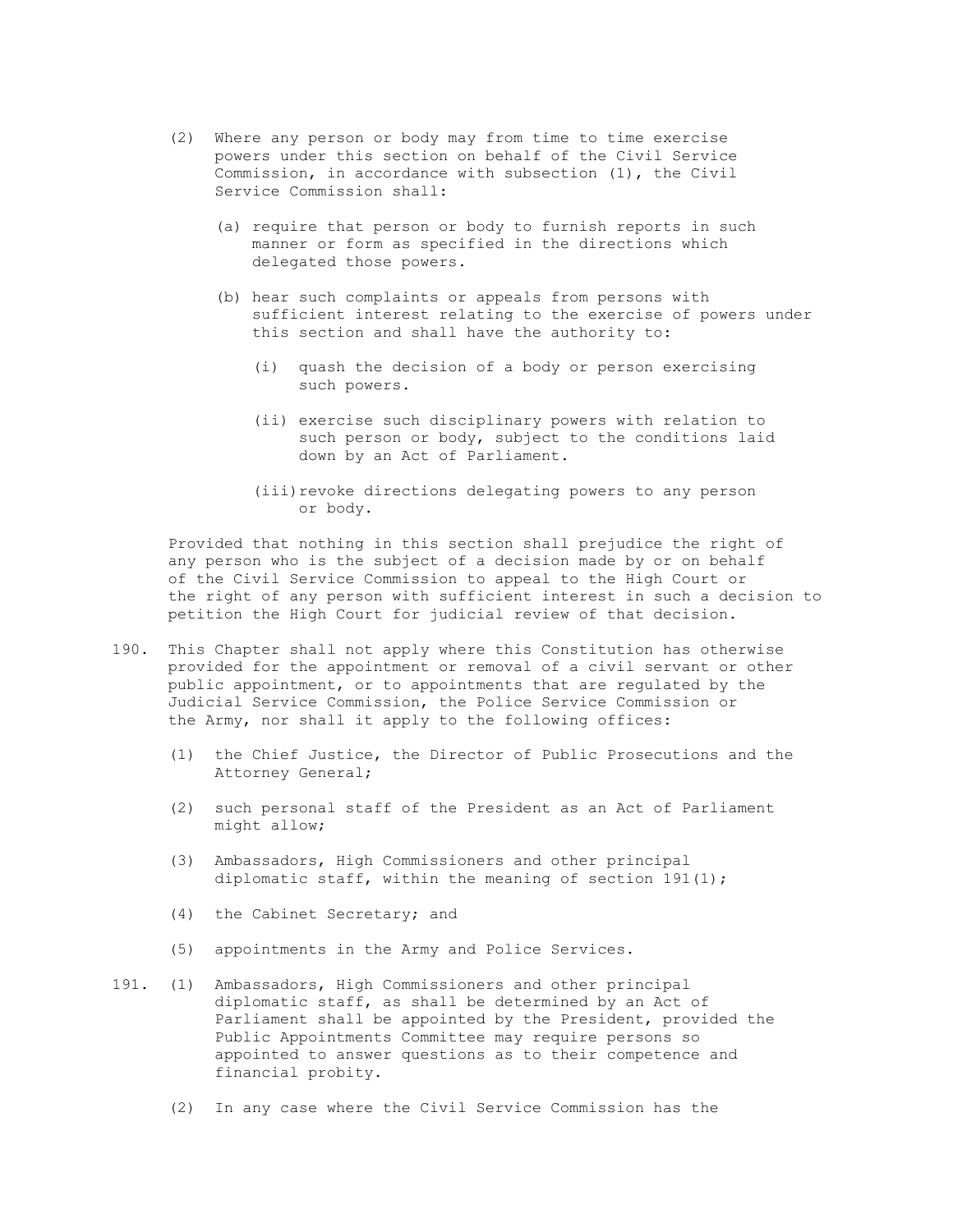(2) Where any person or body may from time to time exercise powers under this section on behalf of the Civil Service Commission, in accordance with subsection (1), the Civil Service Commission shall:

   (a) require that person or body to furnish reports in such manner or form as specified in the directions which delegated those powers.

   (b) hear such complaints or appeals from persons with sufficient interest relating to the exercise of powers under this section and shall have the authority to:

      (i) quash the decision of a body or person exercising such powers.

      (ii) exercise such disciplinary powers with relation to such person or body, subject to the conditions laid down by an Act of Parliament.

      (iii) revoke directions delegating powers to any person or body.

Provided that nothing in this section shall prejudice the right of any person who is the subject of a decision made by or on behalf of the Civil Service Commission to appeal to the High Court or the right of any person with sufficient interest in such a decision to petition the High Court for judicial review of that decision.

190. This Chapter shall not apply where this Constitution has otherwise provided for the appointment or removal of a civil servant or other public appointment, or to appointments that are regulated by the Judicial Service Commission, the Police Service Commission or the Army, nor shall it apply to the following offices:

   (1) the Chief Justice, the Director of Public Prosecutions and the Attorney General;

   (2) such personal staff of the President as an Act of Parliament might allow;

   (3) Ambassadors, High Commissioners and other principal diplomatic staff, within the meaning of section 191(1);

   (4) the Cabinet Secretary; and

   (5) appointments in the Army and Police Services.

191. (1) Ambassadors, High Commissioners and other principal diplomatic staff, as shall be determined by an Act of Parliament shall be appointed by the President, provided the Public Appointments Committee may require persons so appointed to answer questions as to their competence and financial probity.

   (2) In any case where the Civil Service Commission has the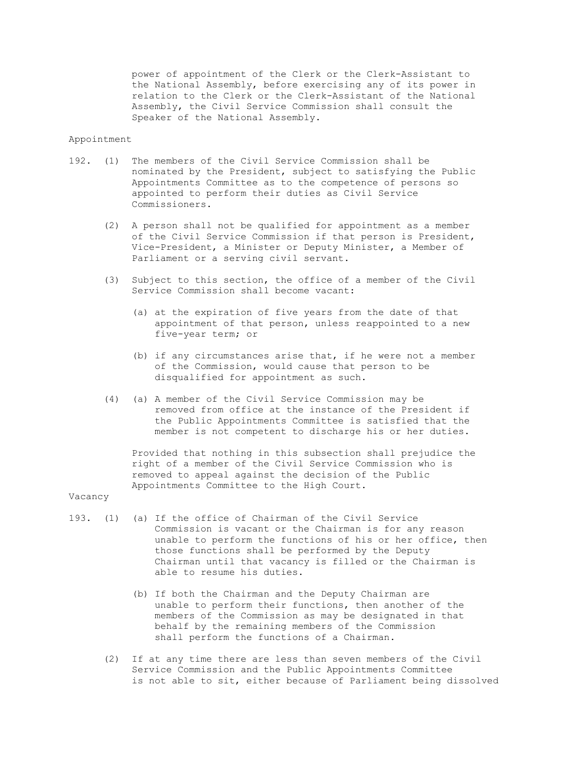power of appointment of the Clerk or the Clerk-Assistant to the National Assembly, before exercising any of its power in relation to the Clerk or the Clerk-Assistant of the National Assembly, the Civil Service Commission shall consult the Speaker of the National Assembly.

Appointment

192. (1) The members of the Civil Service Commission shall be nominated by the President, subject to satisfying the Public Appointments Committee as to the competence of persons so appointed to perform their duties as Civil Service Commissioners.

(2) A person shall not be qualified for appointment as a member of the Civil Service Commission if that person is President, Vice-President, a Minister or Deputy Minister, a Member of Parliament or a serving civil servant.

(3) Subject to this section, the office of a member of the Civil Service Commission shall become vacant:

(a) at the expiration of five years from the date of that appointment of that person, unless reappointed to a new five-year term; or

(b) if any circumstances arise that, if he were not a member of the Commission, would cause that person to be disqualified for appointment as such.

(4) (a) A member of the Civil Service Commission may be removed from office at the instance of the President if the Public Appointments Committee is satisfied that the member is not competent to discharge his or her duties.

Provided that nothing in this subsection shall prejudice the right of a member of the Civil Service Commission who is removed to appeal against the decision of the Public Appointments Committee to the High Court.

Vacancy

193. (1) (a) If the office of Chairman of the Civil Service Commission is vacant or the Chairman is for any reason unable to perform the functions of his or her office, then those functions shall be performed by the Deputy Chairman until that vacancy is filled or the Chairman is able to resume his duties.

(b) If both the Chairman and the Deputy Chairman are unable to perform their functions, then another of the members of the Commission as may be designated in that behalf by the remaining members of the Commission shall perform the functions of a Chairman.

(2) If at any time there are less than seven members of the Civil Service Commission and the Public Appointments Committee is not able to sit, either because of Parliament being dissolved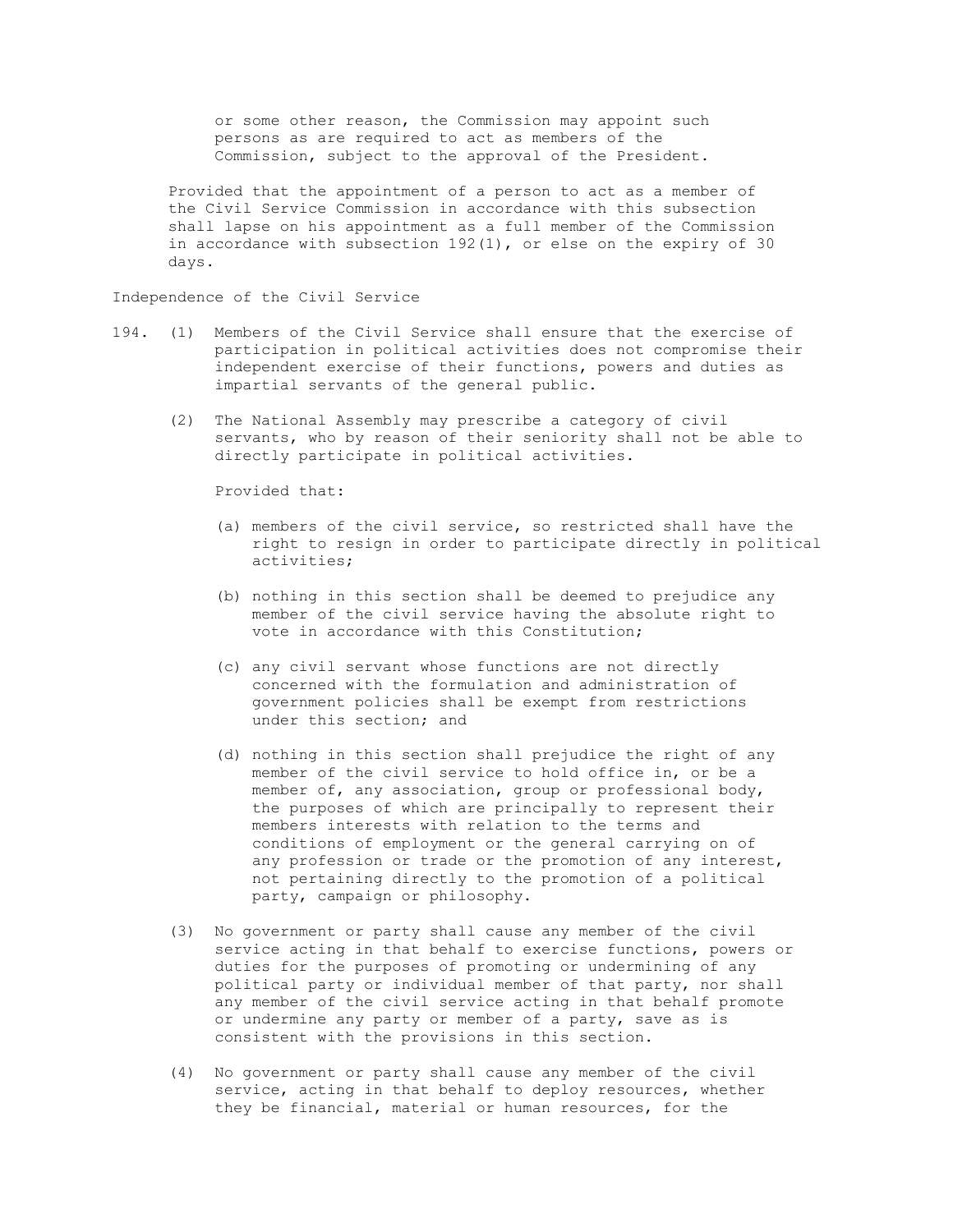or some other reason, the Commission may appoint such persons as are required to act as members of the Commission, subject to the approval of the President.

Provided that the appointment of a person to act as a member of the Civil Service Commission in accordance with this subsection shall lapse on his appointment as a full member of the Commission in accordance with subsection 192(1), or else on the expiry of 30 days.

Independence of the Civil Service

194. (1) Members of the Civil Service shall ensure that the exercise of participation in political activities does not compromise their independent exercise of their functions, powers and duties as impartial servants of the general public.

(2) The National Assembly may prescribe a category of civil servants, who by reason of their seniority shall not be able to directly participate in political activities.

Provided that:

(a) members of the civil service, so restricted shall have the right to resign in order to participate directly in political activities;

(b) nothing in this section shall be deemed to prejudice any member of the civil service having the absolute right to vote in accordance with this Constitution;

(c) any civil servant whose functions are not directly concerned with the formulation and administration of government policies shall be exempt from restrictions under this section; and

(d) nothing in this section shall prejudice the right of any member of the civil service to hold office in, or be a member of, any association, group or professional body, the purposes of which are principally to represent their members interests with relation to the terms and conditions of employment or the general carrying on of any profession or trade or the promotion of any interest, not pertaining directly to the promotion of a political party, campaign or philosophy.

(3) No government or party shall cause any member of the civil service acting in that behalf to exercise functions, powers or duties for the purposes of promoting or undermining of any political party or individual member of that party, nor shall any member of the civil service acting in that behalf promote or undermine any party or member of a party, save as is consistent with the provisions in this section.

(4) No government or party shall cause any member of the civil service, acting in that behalf to deploy resources, whether they be financial, material or human resources, for the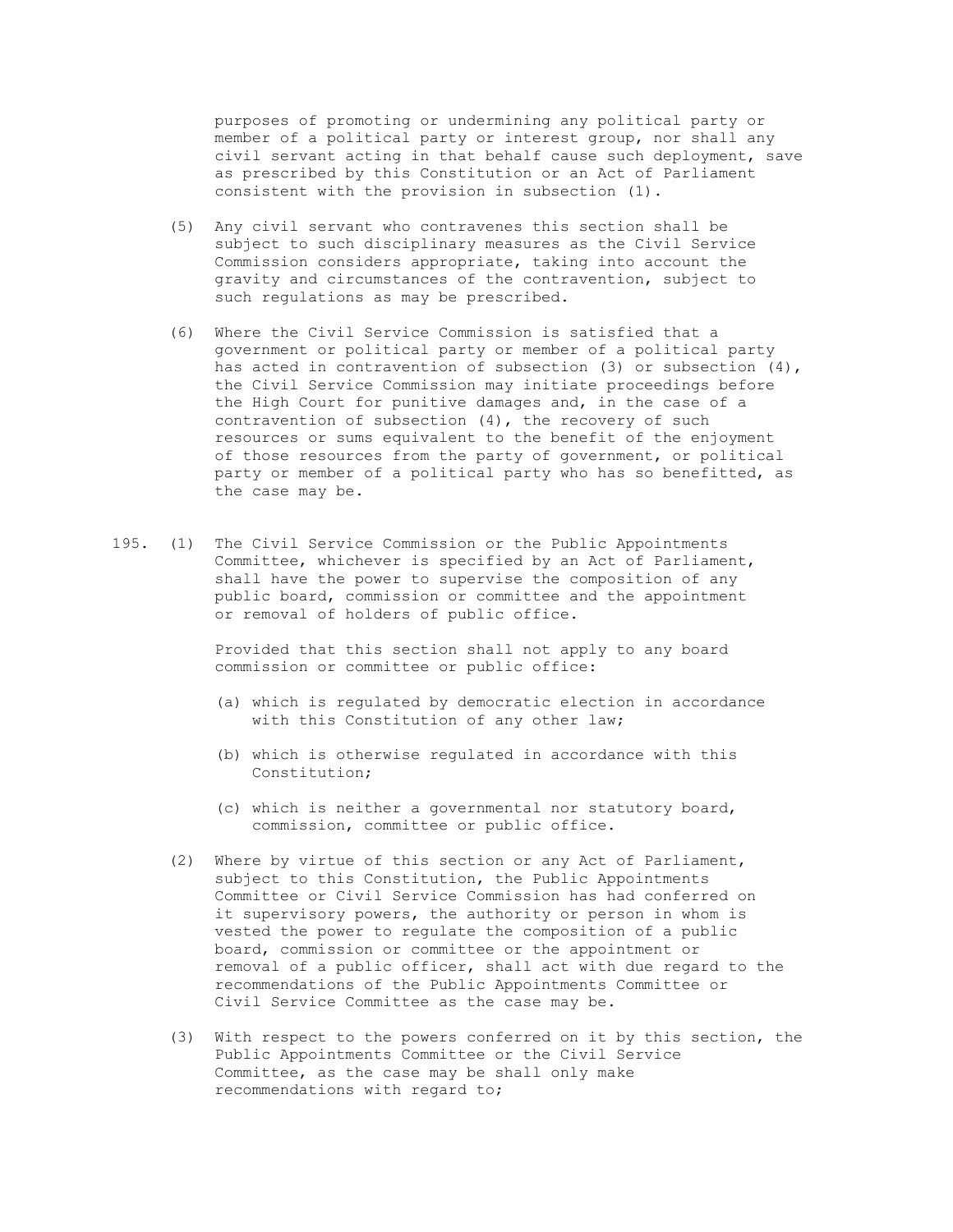purposes of promoting or undermining any political party or member of a political party or interest group, nor shall any civil servant acting in that behalf cause such deployment, save as prescribed by this Constitution or an Act of Parliament consistent with the provision in subsection (1).

(5) Any civil servant who contravenes this section shall be subject to such disciplinary measures as the Civil Service Commission considers appropriate, taking into account the gravity and circumstances of the contravention, subject to such regulations as may be prescribed.

(6) Where the Civil Service Commission is satisfied that a government or political party or member of a political party has acted in contravention of subsection (3) or subsection (4), the Civil Service Commission may initiate proceedings before the High Court for punitive damages and, in the case of a contravention of subsection (4), the recovery of such resources or sums equivalent to the benefit of the enjoyment of those resources from the party of government, or political party or member of a political party who has so benefitted, as the case may be.

195. (1) The Civil Service Commission or the Public Appointments Committee, whichever is specified by an Act of Parliament, shall have the power to supervise the composition of any public board, commission or committee and the appointment or removal of holders of public office.

Provided that this section shall not apply to any board commission or committee or public office:

(a) which is regulated by democratic election in accordance with this Constitution of any other law;

(b) which is otherwise regulated in accordance with this Constitution;

(c) which is neither a governmental nor statutory board, commission, committee or public office.

(2) Where by virtue of this section or any Act of Parliament, subject to this Constitution, the Public Appointments Committee or Civil Service Commission has had conferred on it supervisory powers, the authority or person in whom is vested the power to regulate the composition of a public board, commission or committee or the appointment or removal of a public officer, shall act with due regard to the recommendations of the Public Appointments Committee or Civil Service Committee as the case may be.

(3) With respect to the powers conferred on it by this section, the Public Appointments Committee or the Civil Service Committee, as the case may be shall only make recommendations with regard to;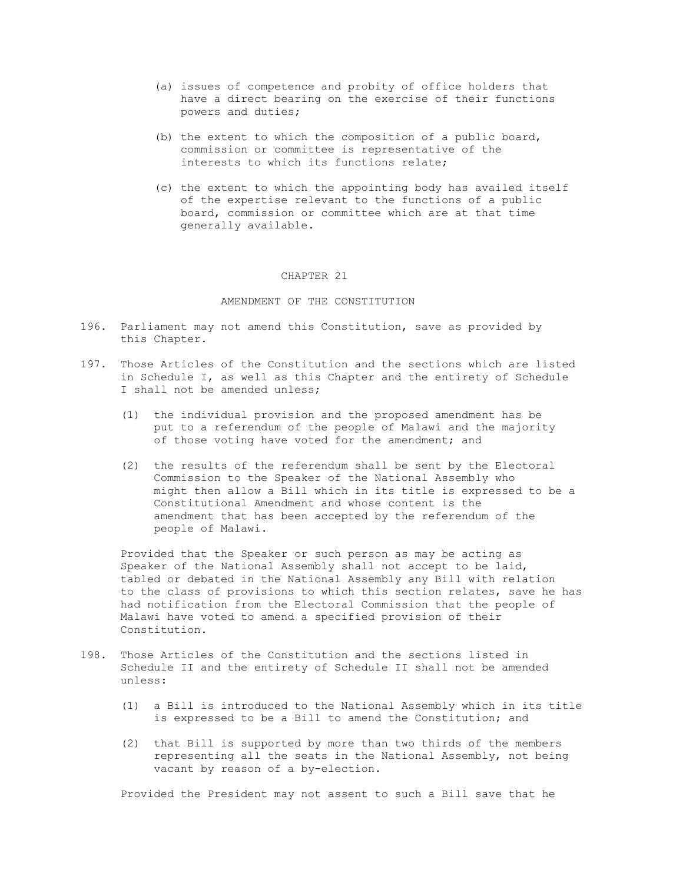(a) issues of competence and probity of office holders that have a direct bearing on the exercise of their functions powers and duties;

(b) the extent to which the composition of a public board, commission or committee is representative of the interests to which its functions relate;

(c) the extent to which the appointing body has availed itself of the expertise relevant to the functions of a public board, commission or committee which are at that time generally available.

## CHAPTER 21

## AMENDMENT OF THE CONSTITUTION

196. Parliament may not amend this Constitution, save as provided by this Chapter.

197. Those Articles of the Constitution and the sections which are listed in Schedule I, as well as this Chapter and the entirety of Schedule I shall not be amended unless;

(1) the individual provision and the proposed amendment has be put to a referendum of the people of Malawi and the majority of those voting have voted for the amendment; and

(2) the results of the referendum shall be sent by the Electoral Commission to the Speaker of the National Assembly who might then allow a Bill which in its title is expressed to be a Constitutional Amendment and whose content is the amendment that has been accepted by the referendum of the people of Malawi.

Provided that the Speaker or such person as may be acting as Speaker of the National Assembly shall not accept to be laid, tabled or debated in the National Assembly any Bill with relation to the class of provisions to which this section relates, save he has had notification from the Electoral Commission that the people of Malawi have voted to amend a specified provision of their Constitution.

198. Those Articles of the Constitution and the sections listed in Schedule II and the entirety of Schedule II shall not be amended unless:

(1) a Bill is introduced to the National Assembly which in its title is expressed to be a Bill to amend the Constitution; and

(2) that Bill is supported by more than two thirds of the members representing all the seats in the National Assembly, not being vacant by reason of a by-election.

Provided the President may not assent to such a Bill save that he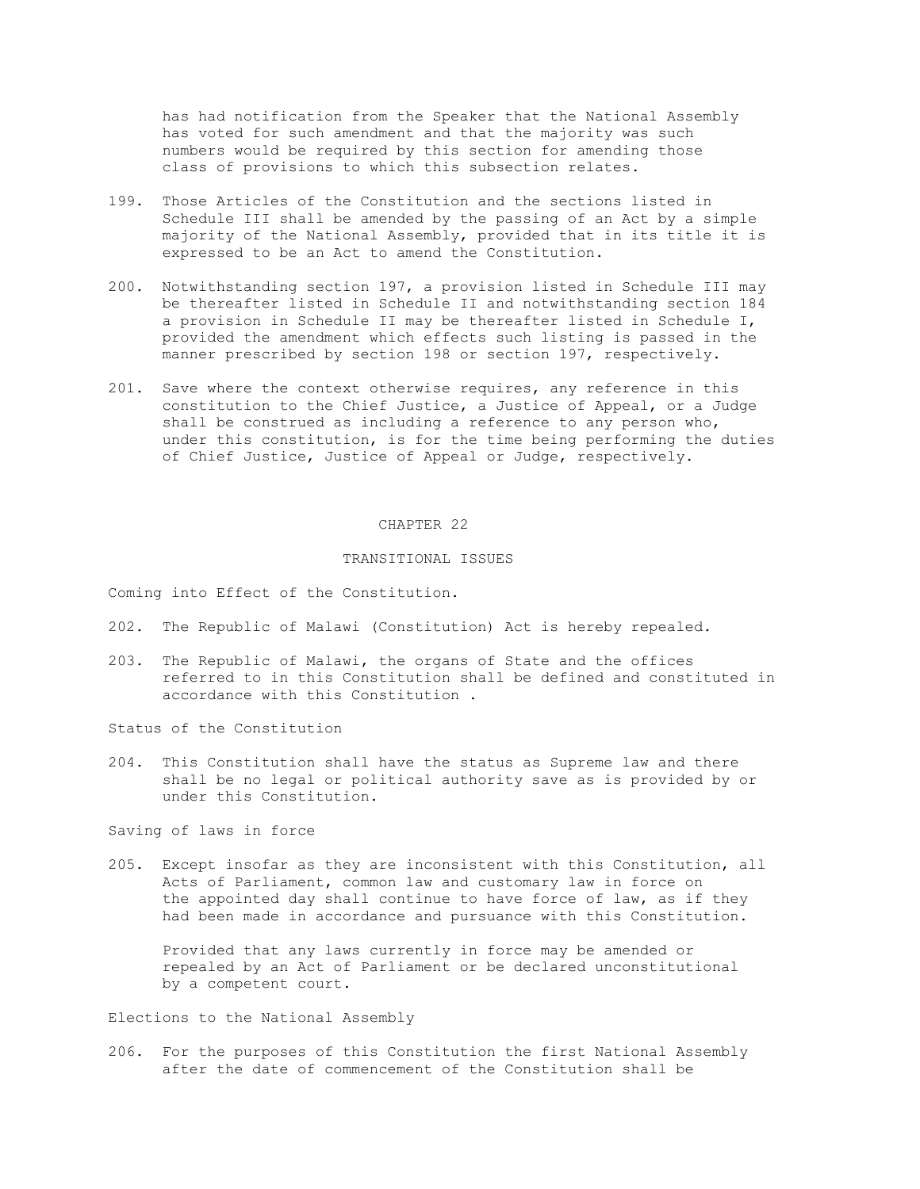has had notification from the Speaker that the National Assembly has voted for such amendment and that the majority was such numbers would be required by this section for amending those class of provisions to which this subsection relates.

199. Those Articles of the Constitution and the sections listed in Schedule III shall be amended by the passing of an Act by a simple majority of the National Assembly, provided that in its title it is expressed to be an Act to amend the Constitution.

200. Notwithstanding section 197, a provision listed in Schedule III may be thereafter listed in Schedule II and notwithstanding section 184 a provision in Schedule II may be thereafter listed in Schedule I, provided the amendment which effects such listing is passed in the manner prescribed by section 198 or section 197, respectively.

201. Save where the context otherwise requires, any reference in this constitution to the Chief Justice, a Justice of Appeal, or a Judge shall be construed as including a reference to any person who, under this constitution, is for the time being performing the duties of Chief Justice, Justice of Appeal or Judge, respectively.

## CHAPTER 22

## TRANSITIONAL ISSUES

Coming into Effect of the Constitution.

202. The Republic of Malawi (Constitution) Act is hereby repealed.

203. The Republic of Malawi, the organs of State and the offices referred to in this Constitution shall be defined and constituted in accordance with this Constitution .

Status of the Constitution

204. This Constitution shall have the status as Supreme law and there shall be no legal or political authority save as is provided by or under this Constitution.

Saving of laws in force

205. Except insofar as they are inconsistent with this Constitution, all Acts of Parliament, common law and customary law in force on the appointed day shall continue to have force of law, as if they had been made in accordance and pursuance with this Constitution.

Provided that any laws currently in force may be amended or repealed by an Act of Parliament or be declared unconstitutional by a competent court.

Elections to the National Assembly

206. For the purposes of this Constitution the first National Assembly after the date of commencement of the Constitution shall be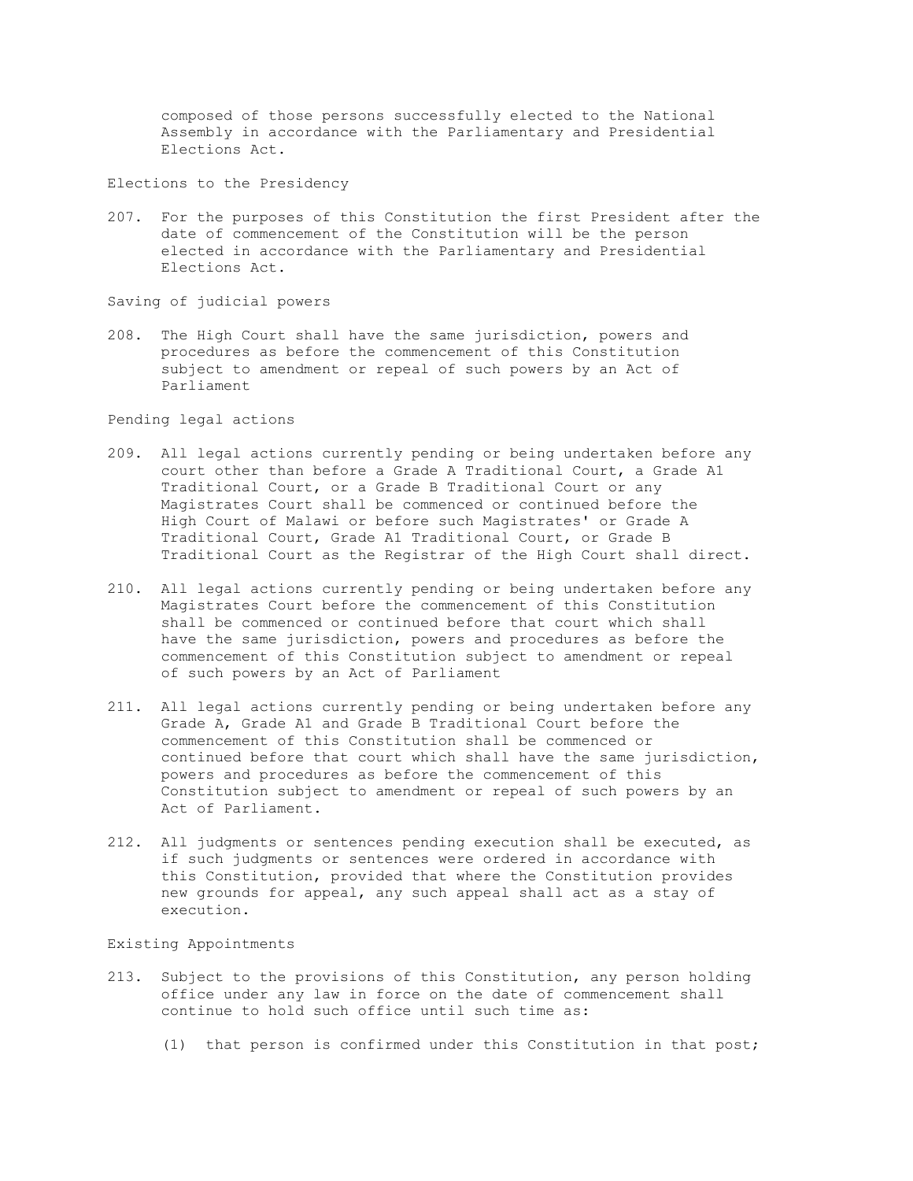composed of those persons successfully elected to the National Assembly in accordance with the Parliamentary and Presidential Elections Act.

Elections to the Presidency

207. For the purposes of this Constitution the first President after the date of commencement of the Constitution will be the person elected in accordance with the Parliamentary and Presidential Elections Act.

Saving of judicial powers

208. The High Court shall have the same jurisdiction, powers and procedures as before the commencement of this Constitution subject to amendment or repeal of such powers by an Act of Parliament

Pending legal actions

209. All legal actions currently pending or being undertaken before any court other than before a Grade A Traditional Court, a Grade A1 Traditional Court, or a Grade B Traditional Court or any Magistrates Court shall be commenced or continued before the High Court of Malawi or before such Magistrates' or Grade A Traditional Court, Grade A1 Traditional Court, or Grade B Traditional Court as the Registrar of the High Court shall direct.

210. All legal actions currently pending or being undertaken before any Magistrates Court before the commencement of this Constitution shall be commenced or continued before that court which shall have the same jurisdiction, powers and procedures as before the commencement of this Constitution subject to amendment or repeal of such powers by an Act of Parliament

211. All legal actions currently pending or being undertaken before any Grade A, Grade A1 and Grade B Traditional Court before the commencement of this Constitution shall be commenced or continued before that court which shall have the same jurisdiction, powers and procedures as before the commencement of this Constitution subject to amendment or repeal of such powers by an Act of Parliament.

212. All judgments or sentences pending execution shall be executed, as if such judgments or sentences were ordered in accordance with this Constitution, provided that where the Constitution provides new grounds for appeal, any such appeal shall act as a stay of execution.

Existing Appointments

213. Subject to the provisions of this Constitution, any person holding office under any law in force on the date of commencement shall continue to hold such office until such time as:

   (1) that person is confirmed under this Constitution in that post;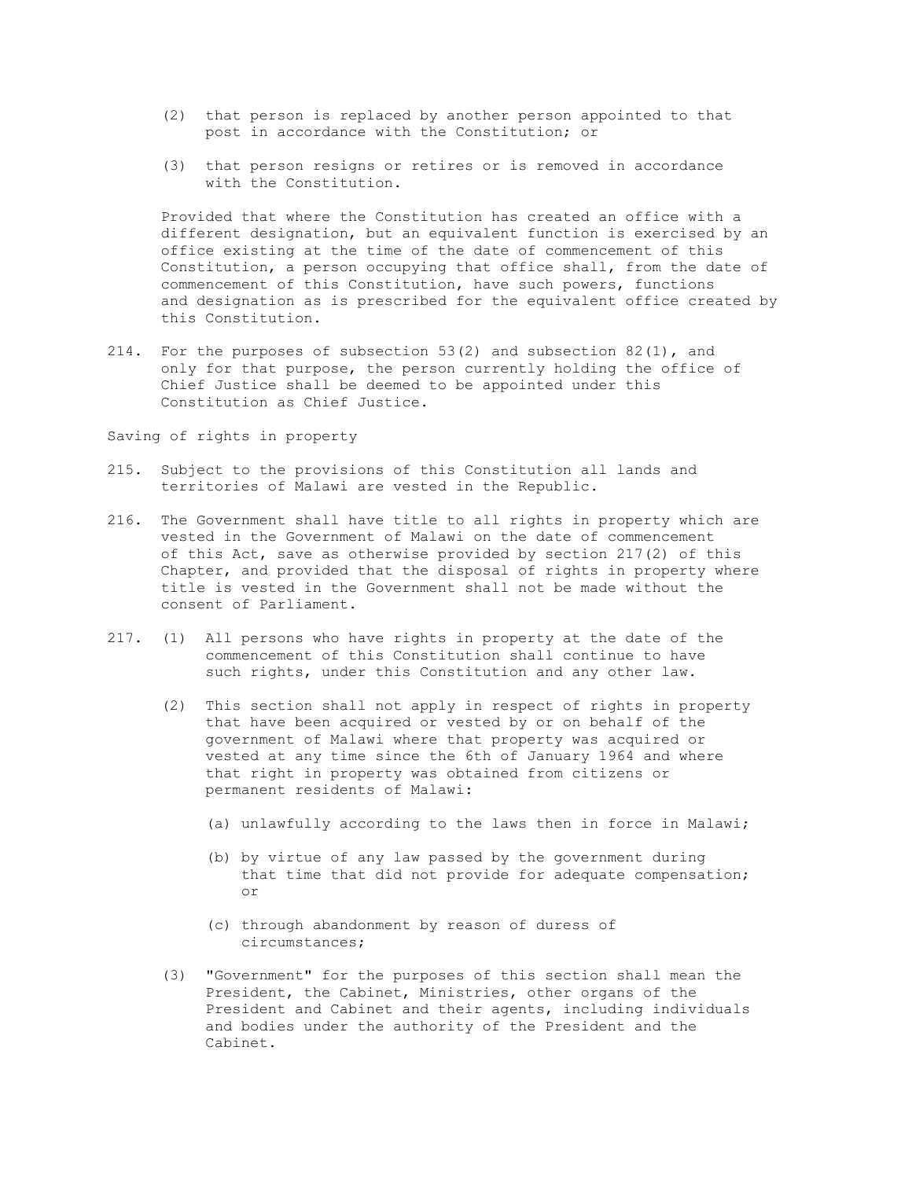(2) that person is replaced by another person appointed to that post in accordance with the Constitution; or

(3) that person resigns or retires or is removed in accordance with the Constitution.

Provided that where the Constitution has created an office with a different designation, but an equivalent function is exercised by an office existing at the time of the date of commencement of this Constitution, a person occupying that office shall, from the date of commencement of this Constitution, have such powers, functions and designation as is prescribed for the equivalent office created by this Constitution.

214. For the purposes of subsection 53(2) and subsection 82(1), and only for that purpose, the person currently holding the office of Chief Justice shall be deemed to be appointed under this Constitution as Chief Justice.

Saving of rights in property

215. Subject to the provisions of this Constitution all lands and territories of Malawi are vested in the Republic.

216. The Government shall have title to all rights in property which are vested in the Government of Malawi on the date of commencement of this Act, save as otherwise provided by section 217(2) of this Chapter, and provided that the disposal of rights in property where title is vested in the Government shall not be made without the consent of Parliament.

217. (1) All persons who have rights in property at the date of the commencement of this Constitution shall continue to have such rights, under this Constitution and any other law.

(2) This section shall not apply in respect of rights in property that have been acquired or vested by or on behalf of the government of Malawi where that property was acquired or vested at any time since the 6th of January 1964 and where that right in property was obtained from citizens or permanent residents of Malawi:

(a) unlawfully according to the laws then in force in Malawi;

(b) by virtue of any law passed by the government during that time that did not provide for adequate compensation; or

(c) through abandonment by reason of duress of circumstances;

(3) "Government" for the purposes of this section shall mean the President, the Cabinet, Ministries, other organs of the President and Cabinet and their agents, including individuals and bodies under the authority of the President and the Cabinet.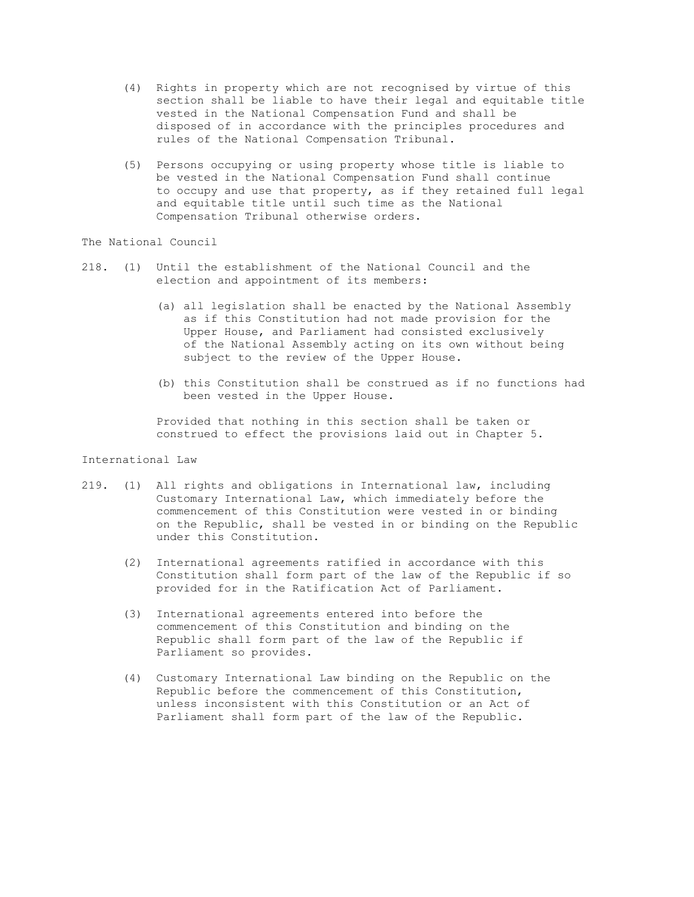(4) Rights in property which are not recognised by virtue of this section shall be liable to have their legal and equitable title vested in the National Compensation Fund and shall be disposed of in accordance with the principles procedures and rules of the National Compensation Tribunal.

(5) Persons occupying or using property whose title is liable to be vested in the National Compensation Fund shall continue to occupy and use that property, as if they retained full legal and equitable title until such time as the National Compensation Tribunal otherwise orders.

The National Council

218. (1) Until the establishment of the National Council and the election and appointment of its members:

(a) all legislation shall be enacted by the National Assembly as if this Constitution had not made provision for the Upper House, and Parliament had consisted exclusively of the National Assembly acting on its own without being subject to the review of the Upper House.

(b) this Constitution shall be construed as if no functions had been vested in the Upper House.

Provided that nothing in this section shall be taken or construed to effect the provisions laid out in Chapter 5.

International Law

219. (1) All rights and obligations in International law, including Customary International Law, which immediately before the commencement of this Constitution were vested in or binding on the Republic, shall be vested in or binding on the Republic under this Constitution.

(2) International agreements ratified in accordance with this Constitution shall form part of the law of the Republic if so provided for in the Ratification Act of Parliament.

(3) International agreements entered into before the commencement of this Constitution and binding on the Republic shall form part of the law of the Republic if Parliament so provides.

(4) Customary International Law binding on the Republic on the Republic before the commencement of this Constitution, unless inconsistent with this Constitution or an Act of Parliament shall form part of the law of the Republic.